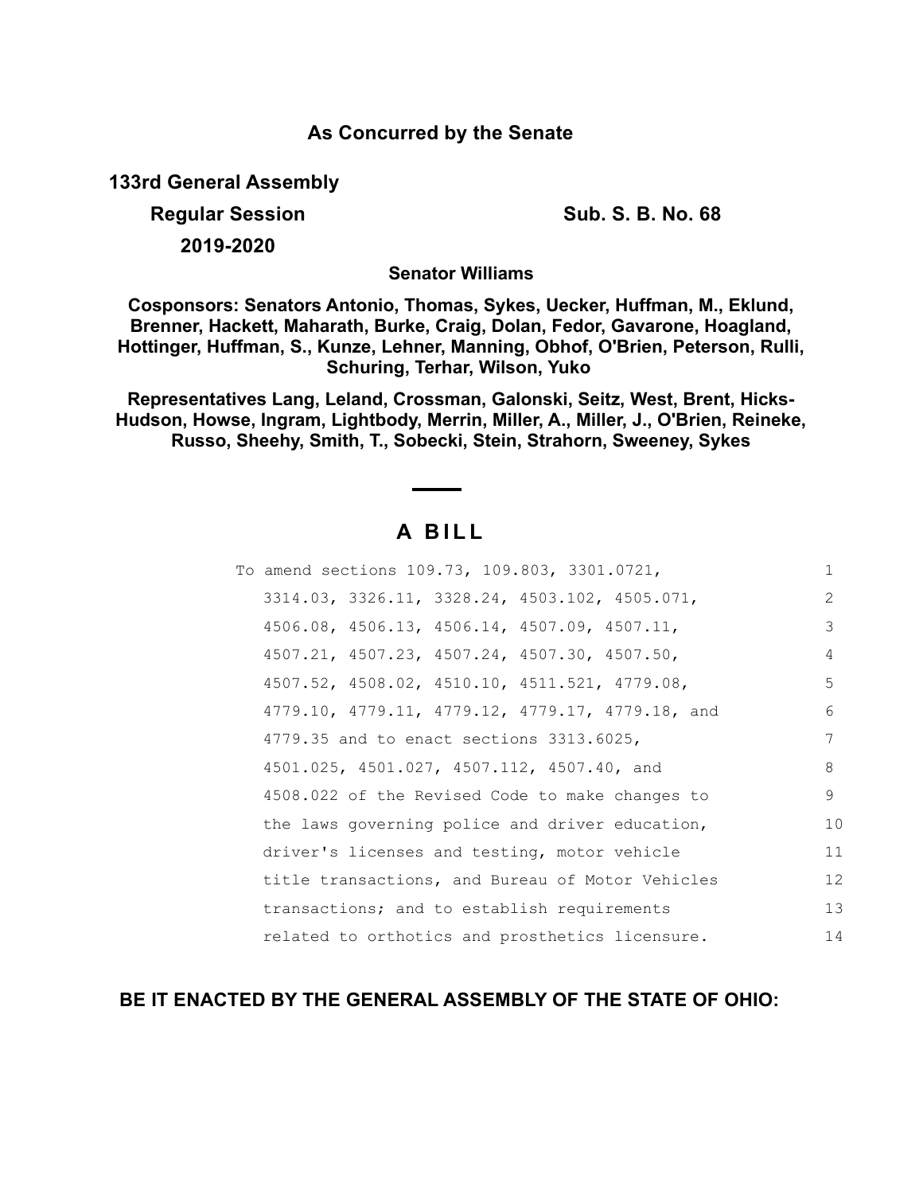## As Concurred by the Senate

**133rd General Assembly**

**Regular Session** **Sub. S. B. No. 68**

**2019-2020**

**Senator Williams**

**Cosponsors: Senators Antonio, Thomas, Sykes, Uecker, Huffman, M., Eklund, Brenner, Hackett, Maharath, Burke, Craig, Dolan, Fedor, Gavarone, Hoagland, Hottinger, Huffman, S., Kunze, Lehner, Manning, Obhof, O'Brien, Peterson, Rulli, Schuring, Terhar, Wilson, Yuko**

**Representatives Lang, Leland, Crossman, Galonski, Seitz, West, Brent, Hicks-Hudson, Howse, Ingram, Lightbody, Merrin, Miller, A., Miller, J., O'Brien, Reineke, Russo, Sheehy, Smith, T., Sobecki, Stein, Strahorn, Sweeney, Sykes**

---

# A BILL

To amend sections 109.73, 109.803, 3301.0721, 3314.03, 3326.11, 3328.24, 4503.102, 4505.071, 4506.08, 4506.13, 4506.14, 4507.09, 4507.11, 4507.21, 4507.23, 4507.24, 4507.30, 4507.50, 4507.52, 4508.02, 4510.10, 4511.521, 4779.08, 4779.10, 4779.11, 4779.12, 4779.17, 4779.18, and 4779.35 and to enact sections 3313.6025, 4501.025, 4501.027, 4507.112, 4507.40, and 4508.022 of the Revised Code to make changes to the laws governing police and driver education, driver's licenses and testing, motor vehicle title transactions, and Bureau of Motor Vehicles transactions; and to establish requirements related to orthotics and prosthetics licensure.

**BE IT ENACTED BY THE GENERAL ASSEMBLY OF THE STATE OF OHIO:**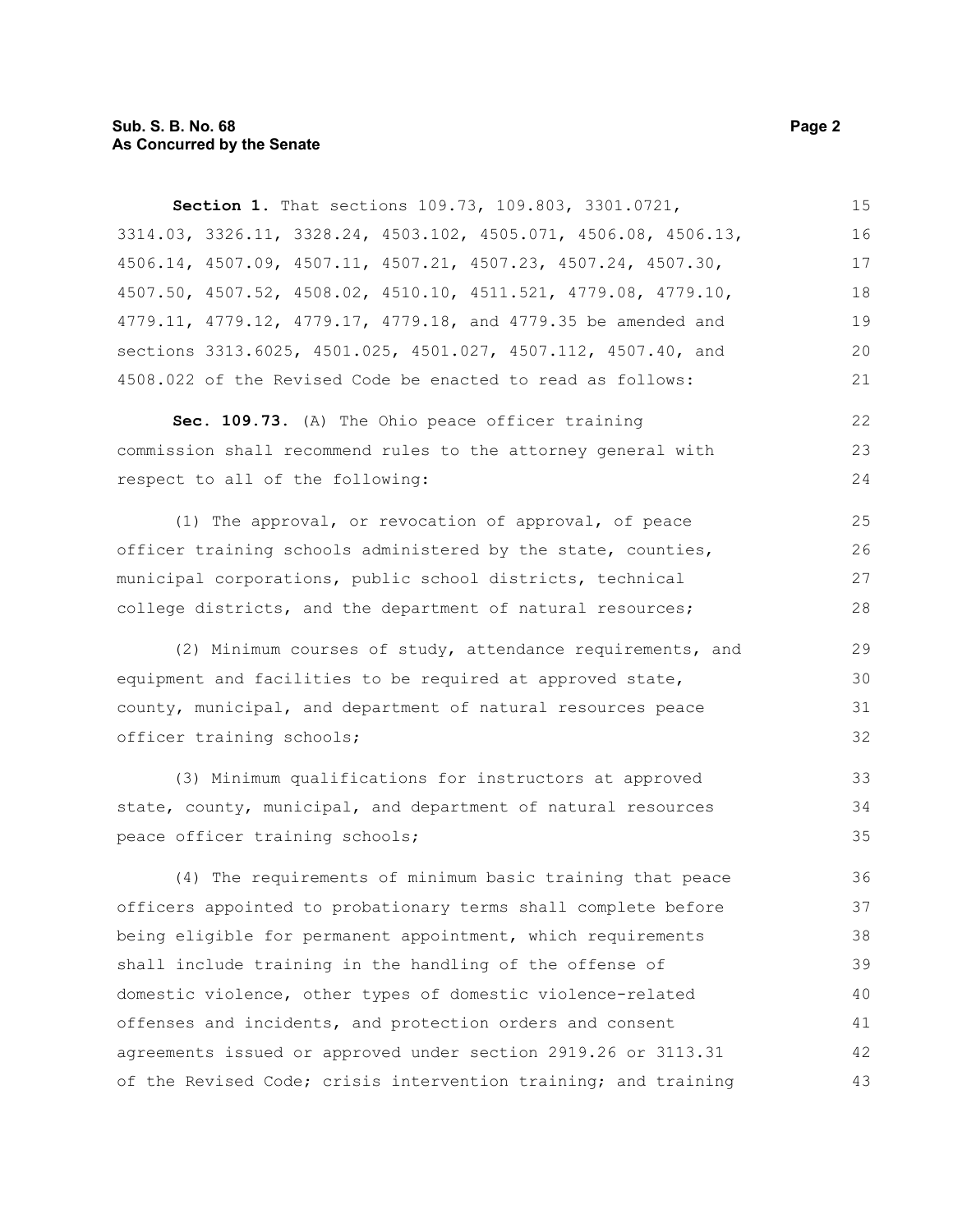**Section 1.** That sections 109.73, 109.803, 3301.0721, 3314.03, 3326.11, 3328.24, 4503.102, 4505.071, 4506.08, 4506.13, 4506.14, 4507.09, 4507.11, 4507.21, 4507.23, 4507.24, 4507.30, 4507.50, 4507.52, 4508.02, 4510.10, 4511.521, 4779.08, 4779.10, 4779.11, 4779.12, 4779.17, 4779.18, and 4779.35 be amended and sections 3313.6025, 4501.025, 4501.027, 4507.112, 4507.40, and 4508.022 of the Revised Code be enacted to read as follows:

**Sec. 109.73.** (A) The Ohio peace officer training commission shall recommend rules to the attorney general with respect to all of the following:

(1) The approval, or revocation of approval, of peace officer training schools administered by the state, counties, municipal corporations, public school districts, technical college districts, and the department of natural resources;

(2) Minimum courses of study, attendance requirements, and equipment and facilities to be required at approved state, county, municipal, and department of natural resources peace officer training schools;

(3) Minimum qualifications for instructors at approved state, county, municipal, and department of natural resources peace officer training schools;

(4) The requirements of minimum basic training that peace officers appointed to probationary terms shall complete before being eligible for permanent appointment, which requirements shall include training in the handling of the offense of domestic violence, other types of domestic violence-related offenses and incidents, and protection orders and consent agreements issued or approved under section 2919.26 or 3113.31 of the Revised Code; crisis intervention training; and training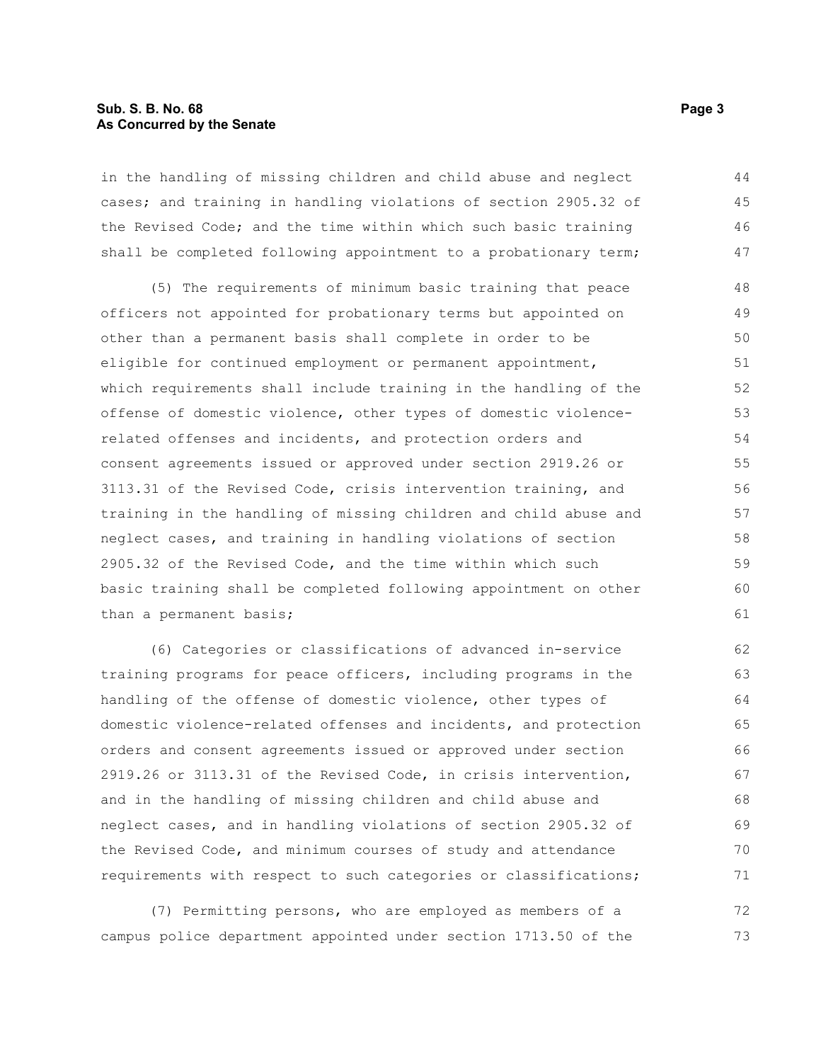in the handling of missing children and child abuse and neglect cases; and training in handling violations of section 2905.32 of the Revised Code; and the time within which such basic training shall be completed following appointment to a probationary term;

(5) The requirements of minimum basic training that peace officers not appointed for probationary terms but appointed on other than a permanent basis shall complete in order to be eligible for continued employment or permanent appointment, which requirements shall include training in the handling of the offense of domestic violence, other types of domestic violence-related offenses and incidents, and protection orders and consent agreements issued or approved under section 2919.26 or 3113.31 of the Revised Code, crisis intervention training, and training in the handling of missing children and child abuse and neglect cases, and training in handling violations of section 2905.32 of the Revised Code, and the time within which such basic training shall be completed following appointment on other than a permanent basis;

(6) Categories or classifications of advanced in-service training programs for peace officers, including programs in the handling of the offense of domestic violence, other types of domestic violence-related offenses and incidents, and protection orders and consent agreements issued or approved under section 2919.26 or 3113.31 of the Revised Code, in crisis intervention, and in the handling of missing children and child abuse and neglect cases, and in handling violations of section 2905.32 of the Revised Code, and minimum courses of study and attendance requirements with respect to such categories or classifications;

(7) Permitting persons, who are employed as members of a campus police department appointed under section 1713.50 of the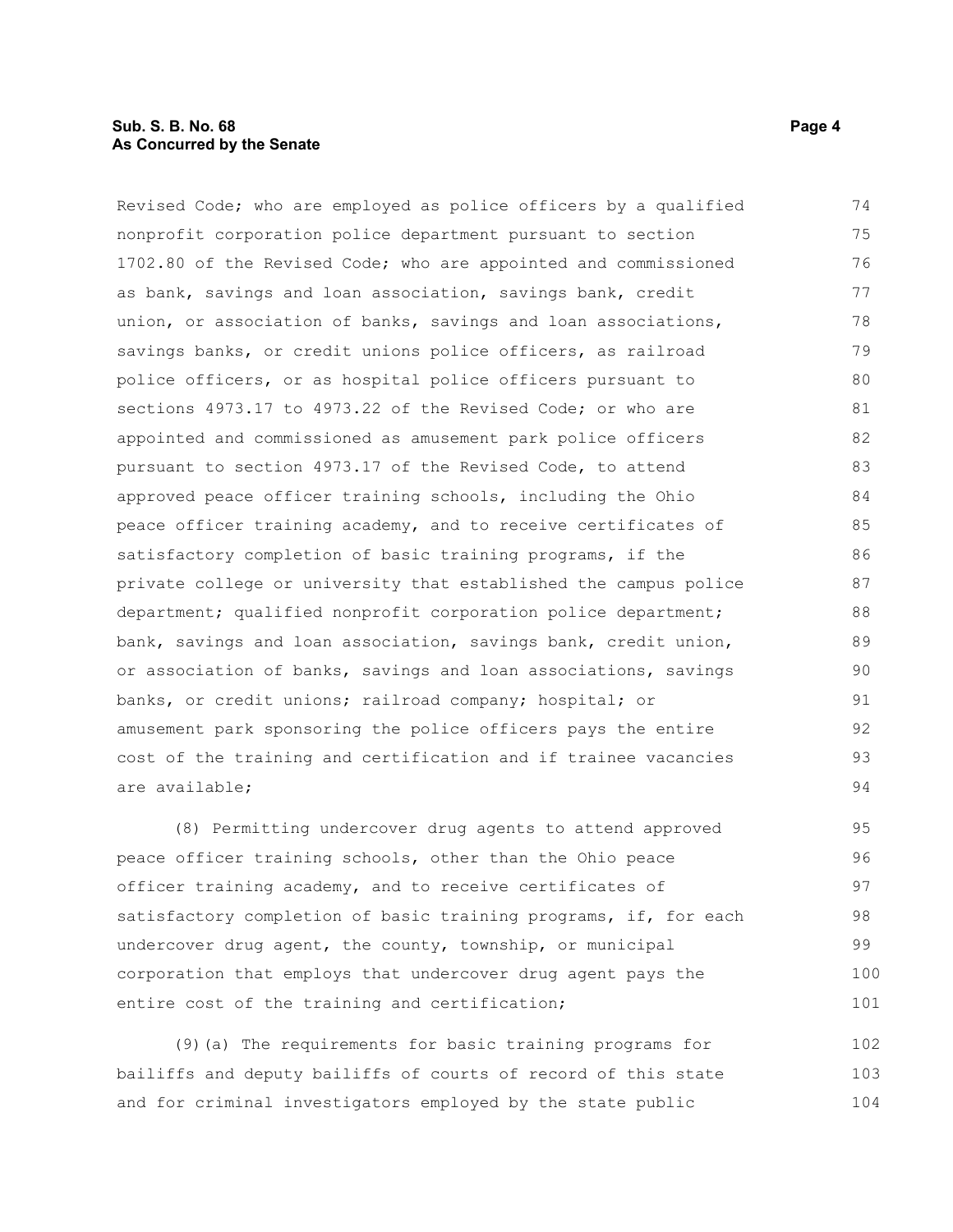Revised Code; who are employed as police officers by a qualified nonprofit corporation police department pursuant to section 1702.80 of the Revised Code; who are appointed and commissioned as bank, savings and loan association, savings bank, credit union, or association of banks, savings and loan associations, savings banks, or credit unions police officers, as railroad police officers, or as hospital police officers pursuant to sections 4973.17 to 4973.22 of the Revised Code; or who are appointed and commissioned as amusement park police officers pursuant to section 4973.17 of the Revised Code, to attend approved peace officer training schools, including the Ohio peace officer training academy, and to receive certificates of satisfactory completion of basic training programs, if the private college or university that established the campus police department; qualified nonprofit corporation police department; bank, savings and loan association, savings bank, credit union, or association of banks, savings and loan associations, savings banks, or credit unions; railroad company; hospital; or amusement park sponsoring the police officers pays the entire cost of the training and certification and if trainee vacancies are available;

(8) Permitting undercover drug agents to attend approved peace officer training schools, other than the Ohio peace officer training academy, and to receive certificates of satisfactory completion of basic training programs, if, for each undercover drug agent, the county, township, or municipal corporation that employs that undercover drug agent pays the entire cost of the training and certification;

(9)(a) The requirements for basic training programs for bailiffs and deputy bailiffs of courts of record of this state and for criminal investigators employed by the state public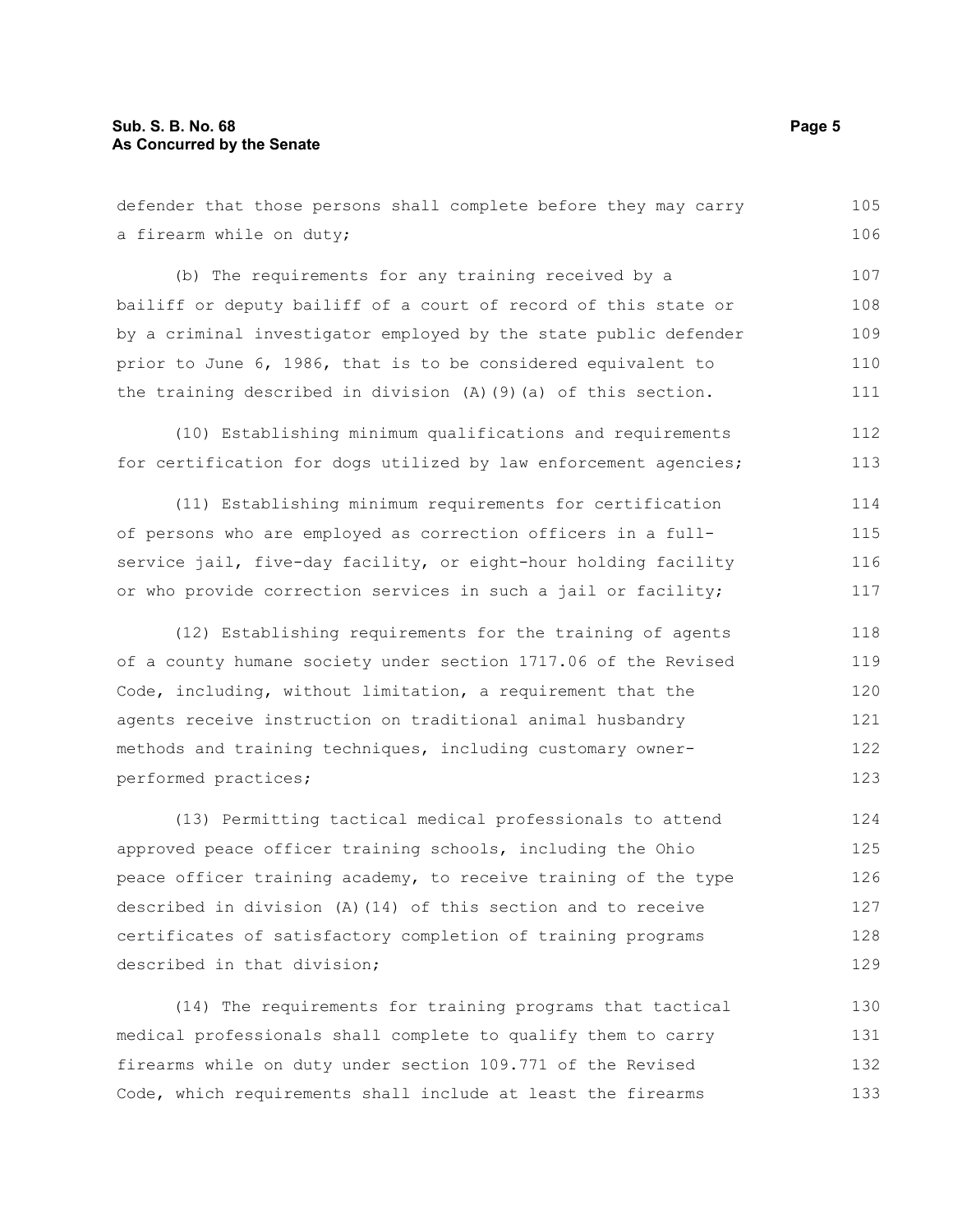defender that those persons shall complete before they may carry a firearm while on duty;

(b) The requirements for any training received by a bailiff or deputy bailiff of a court of record of this state or by a criminal investigator employed by the state public defender prior to June 6, 1986, that is to be considered equivalent to the training described in division (A)(9)(a) of this section.

(10) Establishing minimum qualifications and requirements for certification for dogs utilized by law enforcement agencies;

(11) Establishing minimum requirements for certification of persons who are employed as correction officers in a full-service jail, five-day facility, or eight-hour holding facility or who provide correction services in such a jail or facility;

(12) Establishing requirements for the training of agents of a county humane society under section 1717.06 of the Revised Code, including, without limitation, a requirement that the agents receive instruction on traditional animal husbandry methods and training techniques, including customary owner-performed practices;

(13) Permitting tactical medical professionals to attend approved peace officer training schools, including the Ohio peace officer training academy, to receive training of the type described in division (A)(14) of this section and to receive certificates of satisfactory completion of training programs described in that division;

(14) The requirements for training programs that tactical medical professionals shall complete to qualify them to carry firearms while on duty under section 109.771 of the Revised Code, which requirements shall include at least the firearms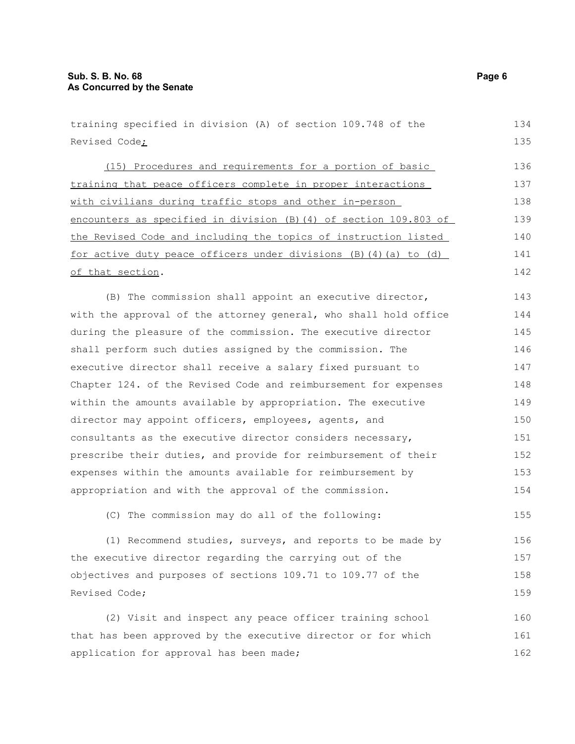training specified in division (A) of section 109.748 of the Revised Code;

(15) Procedures and requirements for a portion of basic training that peace officers complete in proper interactions with civilians during traffic stops and other in-person encounters as specified in division (B)(4) of section 109.803 of the Revised Code and including the topics of instruction listed for active duty peace officers under divisions (B)(4)(a) to (d) of that section.

(B) The commission shall appoint an executive director, with the approval of the attorney general, who shall hold office during the pleasure of the commission. The executive director shall perform such duties assigned by the commission. The executive director shall receive a salary fixed pursuant to Chapter 124. of the Revised Code and reimbursement for expenses within the amounts available by appropriation. The executive director may appoint officers, employees, agents, and consultants as the executive director considers necessary, prescribe their duties, and provide for reimbursement of their expenses within the amounts available for reimbursement by appropriation and with the approval of the commission.

(C) The commission may do all of the following:

(1) Recommend studies, surveys, and reports to be made by the executive director regarding the carrying out of the objectives and purposes of sections 109.71 to 109.77 of the Revised Code;

(2) Visit and inspect any peace officer training school that has been approved by the executive director or for which application for approval has been made;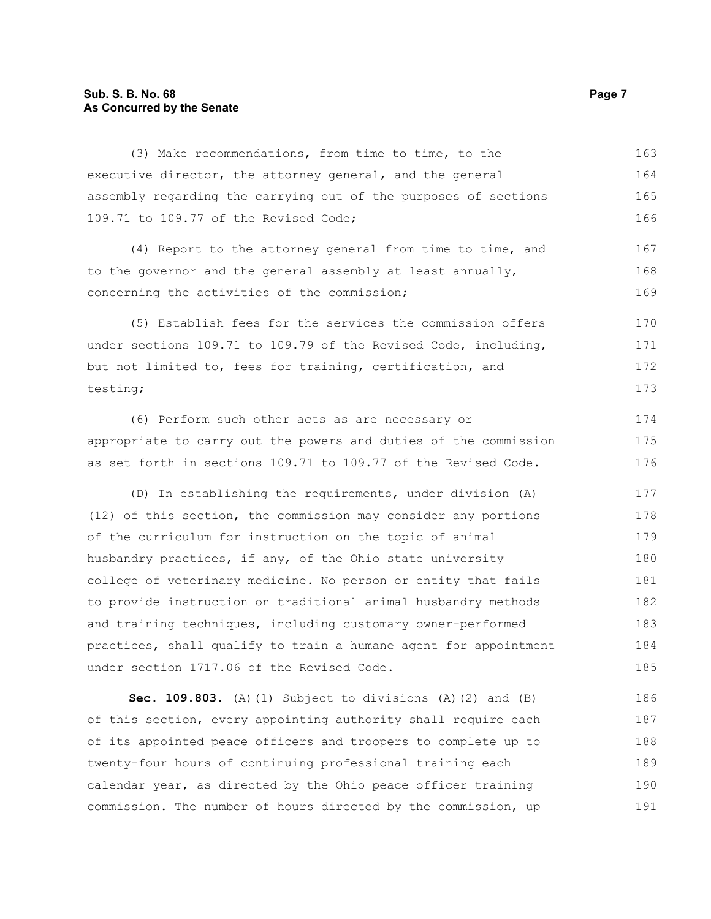(3) Make recommendations, from time to time, to the executive director, the attorney general, and the general assembly regarding the carrying out of the purposes of sections 109.71 to 109.77 of the Revised Code;

(4) Report to the attorney general from time to time, and to the governor and the general assembly at least annually, concerning the activities of the commission;

(5) Establish fees for the services the commission offers under sections 109.71 to 109.79 of the Revised Code, including, but not limited to, fees for training, certification, and testing;

(6) Perform such other acts as are necessary or appropriate to carry out the powers and duties of the commission as set forth in sections 109.71 to 109.77 of the Revised Code.

(D) In establishing the requirements, under division (A)(12) of this section, the commission may consider any portions of the curriculum for instruction on the topic of animal husbandry practices, if any, of the Ohio state university college of veterinary medicine. No person or entity that fails to provide instruction on traditional animal husbandry methods and training techniques, including customary owner-performed practices, shall qualify to train a humane agent for appointment under section 1717.06 of the Revised Code.

**Sec. 109.803.** (A)(1) Subject to divisions (A)(2) and (B) of this section, every appointing authority shall require each of its appointed peace officers and troopers to complete up to twenty-four hours of continuing professional training each calendar year, as directed by the Ohio peace officer training commission. The number of hours directed by the commission, up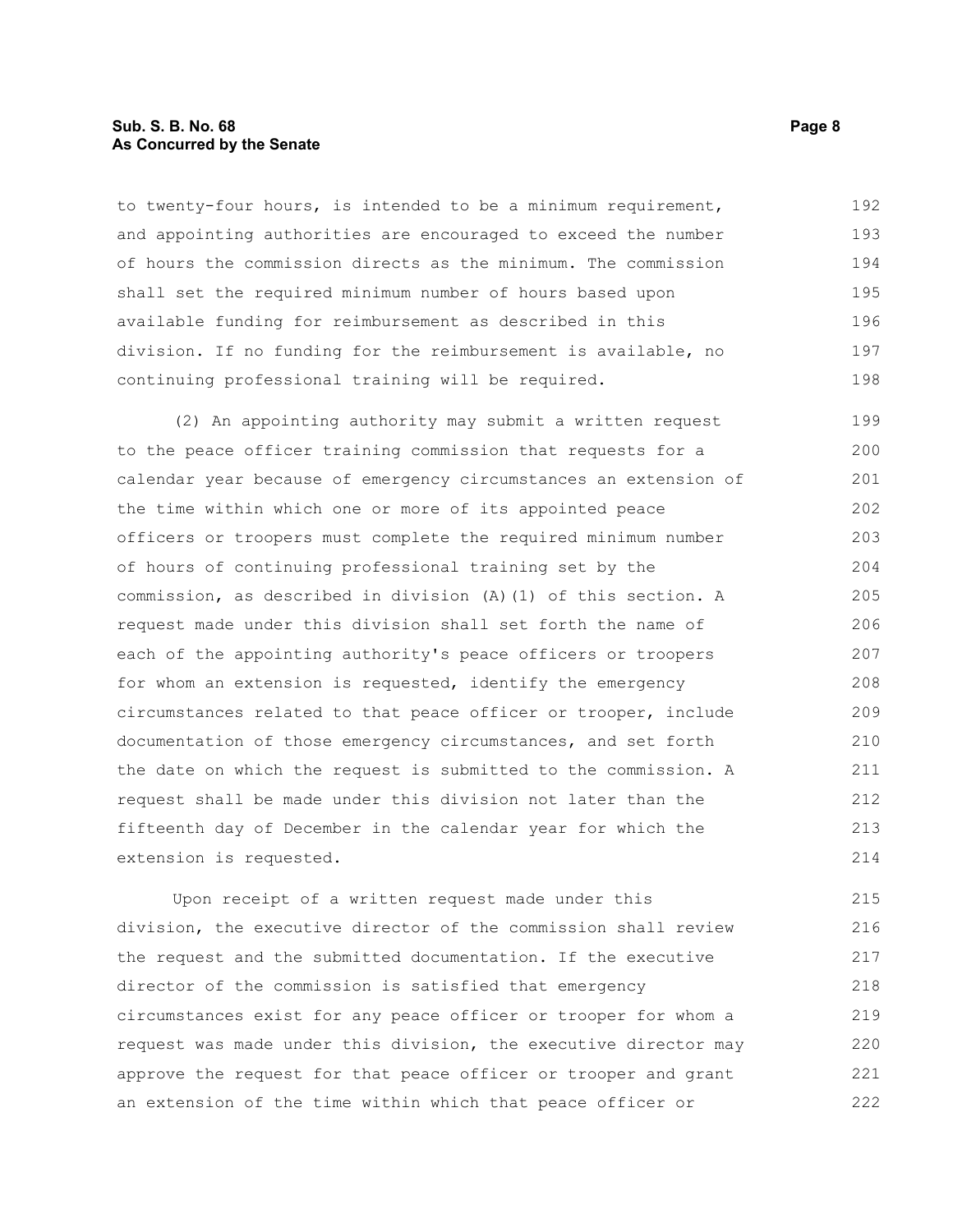to twenty-four hours, is intended to be a minimum requirement, and appointing authorities are encouraged to exceed the number of hours the commission directs as the minimum. The commission shall set the required minimum number of hours based upon available funding for reimbursement as described in this division. If no funding for the reimbursement is available, no continuing professional training will be required.

(2) An appointing authority may submit a written request to the peace officer training commission that requests for a calendar year because of emergency circumstances an extension of the time within which one or more of its appointed peace officers or troopers must complete the required minimum number of hours of continuing professional training set by the commission, as described in division (A)(1) of this section. A request made under this division shall set forth the name of each of the appointing authority's peace officers or troopers for whom an extension is requested, identify the emergency circumstances related to that peace officer or trooper, include documentation of those emergency circumstances, and set forth the date on which the request is submitted to the commission. A request shall be made under this division not later than the fifteenth day of December in the calendar year for which the extension is requested.

Upon receipt of a written request made under this division, the executive director of the commission shall review the request and the submitted documentation. If the executive director of the commission is satisfied that emergency circumstances exist for any peace officer or trooper for whom a request was made under this division, the executive director may approve the request for that peace officer or trooper and grant an extension of the time within which that peace officer or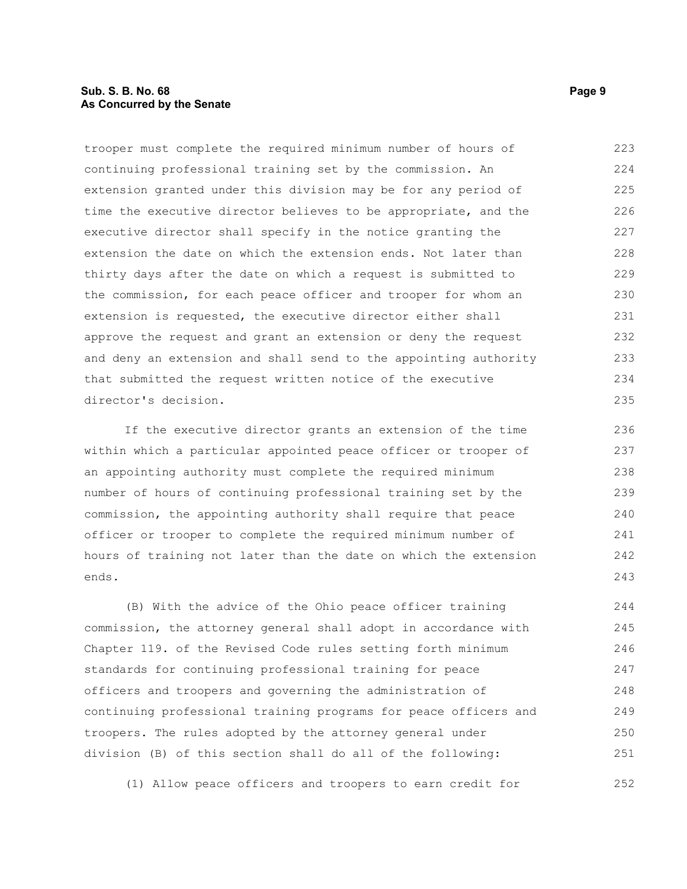trooper must complete the required minimum number of hours of continuing professional training set by the commission. An extension granted under this division may be for any period of time the executive director believes to be appropriate, and the executive director shall specify in the notice granting the extension the date on which the extension ends. Not later than thirty days after the date on which a request is submitted to the commission, for each peace officer and trooper for whom an extension is requested, the executive director either shall approve the request and grant an extension or deny the request and deny an extension and shall send to the appointing authority that submitted the request written notice of the executive director's decision.

If the executive director grants an extension of the time within which a particular appointed peace officer or trooper of an appointing authority must complete the required minimum number of hours of continuing professional training set by the commission, the appointing authority shall require that peace officer or trooper to complete the required minimum number of hours of training not later than the date on which the extension ends.

(B) With the advice of the Ohio peace officer training commission, the attorney general shall adopt in accordance with Chapter 119. of the Revised Code rules setting forth minimum standards for continuing professional training for peace officers and troopers and governing the administration of continuing professional training programs for peace officers and troopers. The rules adopted by the attorney general under division (B) of this section shall do all of the following:

(1) Allow peace officers and troopers to earn credit for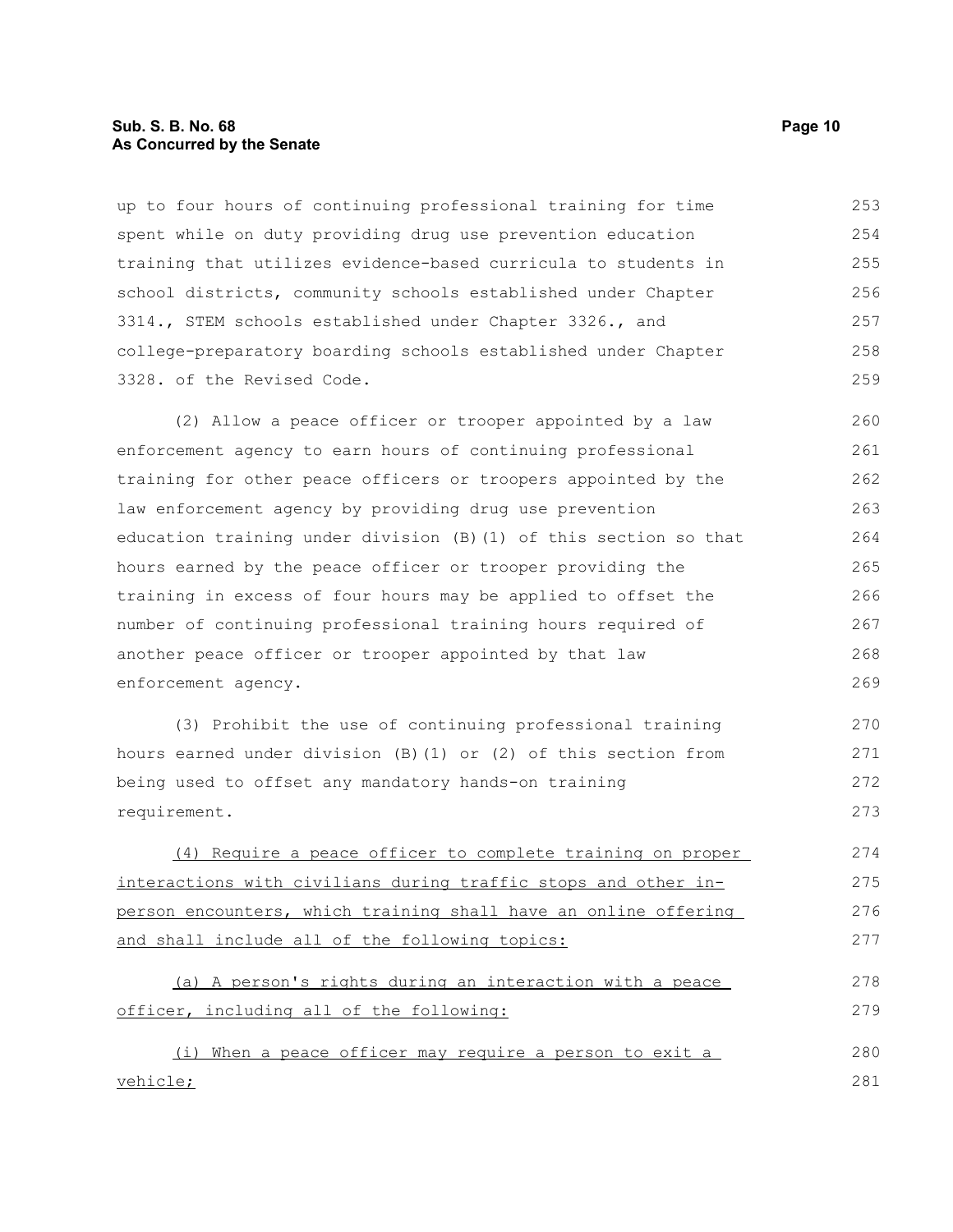up to four hours of continuing professional training for time spent while on duty providing drug use prevention education training that utilizes evidence-based curricula to students in school districts, community schools established under Chapter 3314., STEM schools established under Chapter 3326., and college-preparatory boarding schools established under Chapter 3328. of the Revised Code.

(2) Allow a peace officer or trooper appointed by a law enforcement agency to earn hours of continuing professional training for other peace officers or troopers appointed by the law enforcement agency by providing drug use prevention education training under division (B)(1) of this section so that hours earned by the peace officer or trooper providing the training in excess of four hours may be applied to offset the number of continuing professional training hours required of another peace officer or trooper appointed by that law enforcement agency.

(3) Prohibit the use of continuing professional training hours earned under division (B)(1) or (2) of this section from being used to offset any mandatory hands-on training requirement.

<u>(4) Require a peace officer to complete training on proper interactions with civilians during traffic stops and other in-person encounters, which training shall have an online offering and shall include all of the following topics:</u>

<u>(a) A person's rights during an interaction with a peace officer, including all of the following:</u>

<u>(i) When a peace officer may require a person to exit a vehicle;</u>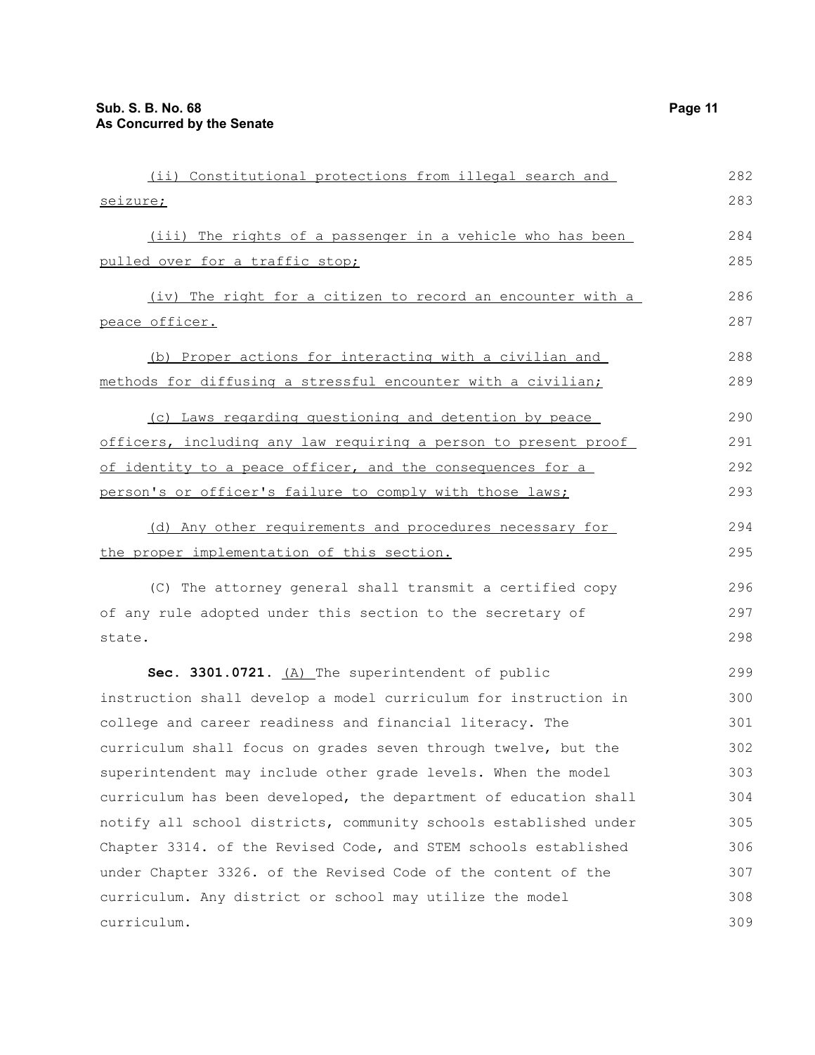(ii) Constitutional protections from illegal search and seizure;

(iii) The rights of a passenger in a vehicle who has been pulled over for a traffic stop;

(iv) The right for a citizen to record an encounter with a peace officer.

(b) Proper actions for interacting with a civilian and methods for diffusing a stressful encounter with a civilian;

(c) Laws regarding questioning and detention by peace officers, including any law requiring a person to present proof of identity to a peace officer, and the consequences for a person's or officer's failure to comply with those laws;

(d) Any other requirements and procedures necessary for the proper implementation of this section.

(C) The attorney general shall transmit a certified copy of any rule adopted under this section to the secretary of state.

**Sec. 3301.0721.** (A) The superintendent of public instruction shall develop a model curriculum for instruction in college and career readiness and financial literacy. The curriculum shall focus on grades seven through twelve, but the superintendent may include other grade levels. When the model curriculum has been developed, the department of education shall notify all school districts, community schools established under Chapter 3314. of the Revised Code, and STEM schools established under Chapter 3326. of the Revised Code of the content of the curriculum. Any district or school may utilize the model curriculum.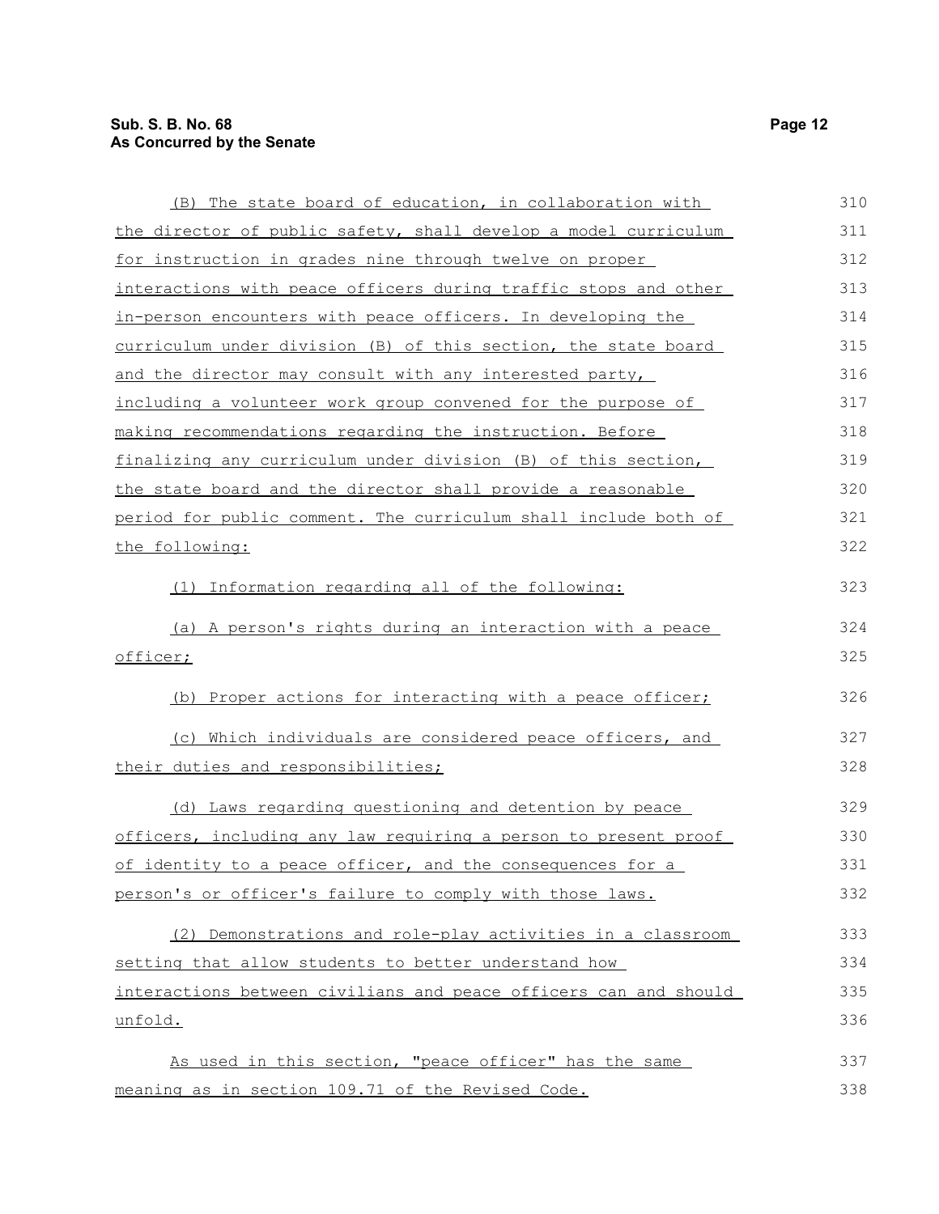(B) The state board of education, in collaboration with the director of public safety, shall develop a model curriculum for instruction in grades nine through twelve on proper interactions with peace officers during traffic stops and other in-person encounters with peace officers. In developing the curriculum under division (B) of this section, the state board and the director may consult with any interested party, including a volunteer work group convened for the purpose of making recommendations regarding the instruction. Before finalizing any curriculum under division (B) of this section, the state board and the director shall provide a reasonable period for public comment. The curriculum shall include both of the following:

(1) Information regarding all of the following:

(a) A person's rights during an interaction with a peace officer;

(b) Proper actions for interacting with a peace officer;

(c) Which individuals are considered peace officers, and their duties and responsibilities;

(d) Laws regarding questioning and detention by peace officers, including any law requiring a person to present proof of identity to a peace officer, and the consequences for a person's or officer's failure to comply with those laws.

(2) Demonstrations and role-play activities in a classroom setting that allow students to better understand how interactions between civilians and peace officers can and should unfold.

As used in this section, "peace officer" has the same meaning as in section 109.71 of the Revised Code.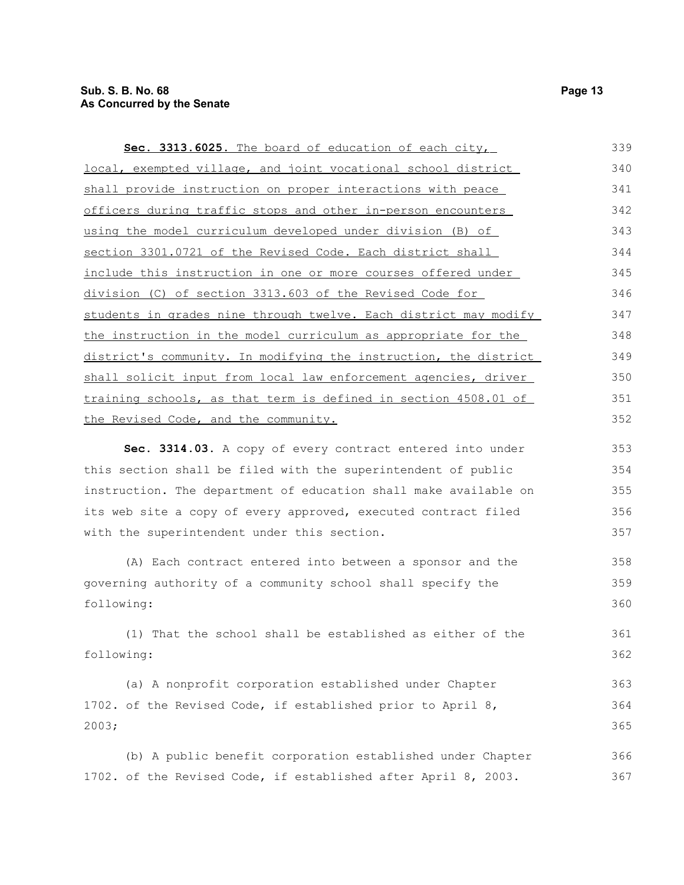**Sec. 3313.6025.** The board of education of each city, local, exempted village, and joint vocational school district shall provide instruction on proper interactions with peace officers during traffic stops and other in-person encounters using the model curriculum developed under division (B) of section 3301.0721 of the Revised Code. Each district shall include this instruction in one or more courses offered under division (C) of section 3313.603 of the Revised Code for students in grades nine through twelve. Each district may modify the instruction in the model curriculum as appropriate for the district's community. In modifying the instruction, the district shall solicit input from local law enforcement agencies, driver training schools, as that term is defined in section 4508.01 of the Revised Code, and the community.

**Sec. 3314.03.** A copy of every contract entered into under this section shall be filed with the superintendent of public instruction. The department of education shall make available on its web site a copy of every approved, executed contract filed with the superintendent under this section.

(A) Each contract entered into between a sponsor and the governing authority of a community school shall specify the following:

(1) That the school shall be established as either of the following:

(a) A nonprofit corporation established under Chapter 1702. of the Revised Code, if established prior to April 8, 2003;

(b) A public benefit corporation established under Chapter 1702. of the Revised Code, if established after April 8, 2003.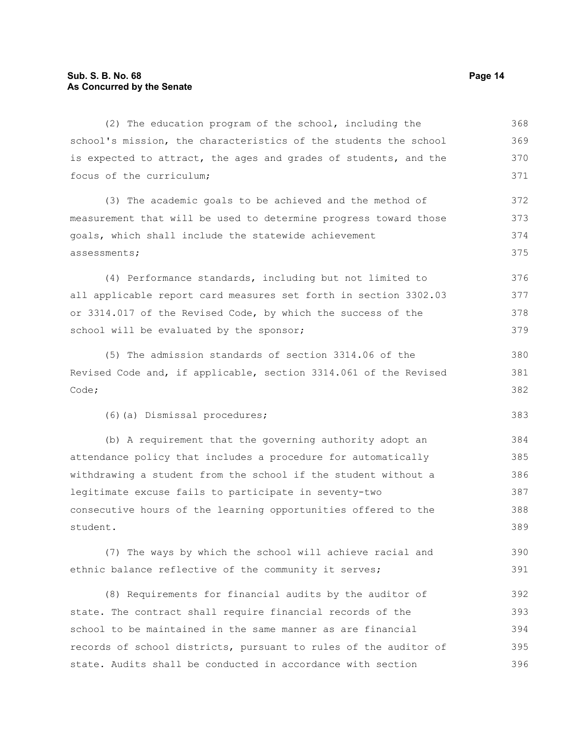(2) The education program of the school, including the school's mission, the characteristics of the students the school is expected to attract, the ages and grades of students, and the focus of the curriculum;

(3) The academic goals to be achieved and the method of measurement that will be used to determine progress toward those goals, which shall include the statewide achievement assessments;

(4) Performance standards, including but not limited to all applicable report card measures set forth in section 3302.03 or 3314.017 of the Revised Code, by which the success of the school will be evaluated by the sponsor;

(5) The admission standards of section 3314.06 of the Revised Code and, if applicable, section 3314.061 of the Revised Code;

(6)(a) Dismissal procedures;

(b) A requirement that the governing authority adopt an attendance policy that includes a procedure for automatically withdrawing a student from the school if the student without a legitimate excuse fails to participate in seventy-two consecutive hours of the learning opportunities offered to the student.

(7) The ways by which the school will achieve racial and ethnic balance reflective of the community it serves;

(8) Requirements for financial audits by the auditor of state. The contract shall require financial records of the school to be maintained in the same manner as are financial records of school districts, pursuant to rules of the auditor of state. Audits shall be conducted in accordance with section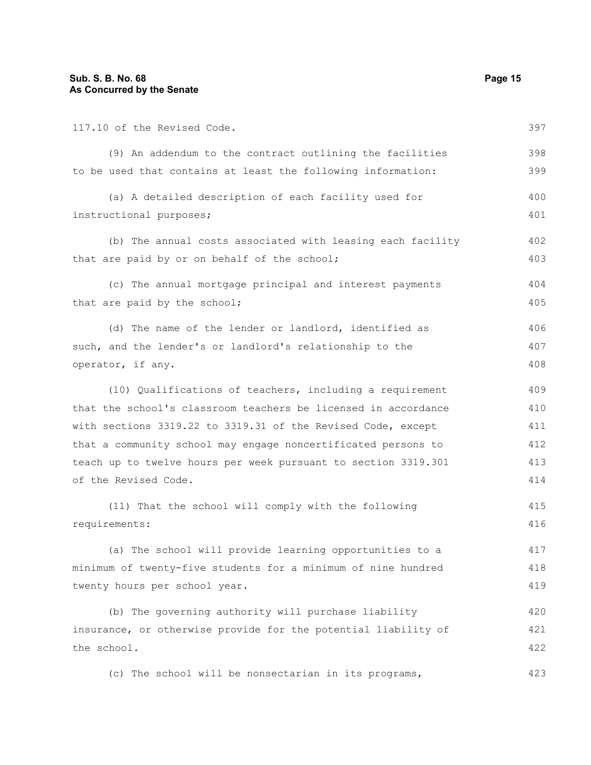117.10 of the Revised Code.

(9) An addendum to the contract outlining the facilities to be used that contains at least the following information:

(a) A detailed description of each facility used for instructional purposes;

(b) The annual costs associated with leasing each facility that are paid by or on behalf of the school;

(c) The annual mortgage principal and interest payments that are paid by the school;

(d) The name of the lender or landlord, identified as such, and the lender's or landlord's relationship to the operator, if any.

(10) Qualifications of teachers, including a requirement that the school's classroom teachers be licensed in accordance with sections 3319.22 to 3319.31 of the Revised Code, except that a community school may engage noncertificated persons to teach up to twelve hours per week pursuant to section 3319.301 of the Revised Code.

(11) That the school will comply with the following requirements:

(a) The school will provide learning opportunities to a minimum of twenty-five students for a minimum of nine hundred twenty hours per school year.

(b) The governing authority will purchase liability insurance, or otherwise provide for the potential liability of the school.

(c) The school will be nonsectarian in its programs,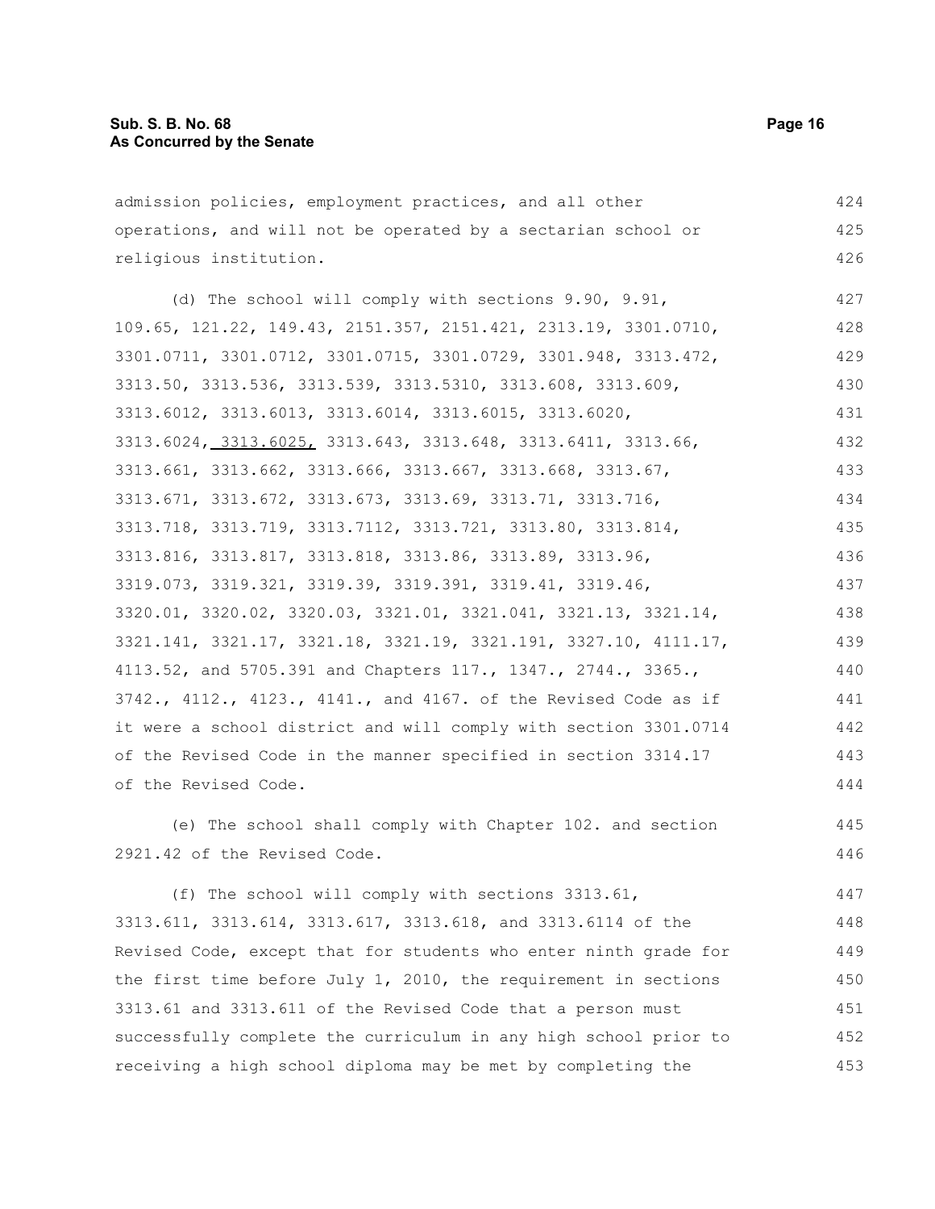admission policies, employment practices, and all other operations, and will not be operated by a sectarian school or religious institution.

(d) The school will comply with sections 9.90, 9.91, 109.65, 121.22, 149.43, 2151.357, 2151.421, 2313.19, 3301.0710, 3301.0711, 3301.0712, 3301.0715, 3301.0729, 3301.948, 3313.472, 3313.50, 3313.536, 3313.539, 3313.5310, 3313.608, 3313.609, 3313.6012, 3313.6013, 3313.6014, 3313.6015, 3313.6020, 3313.6024, 3313.6025, 3313.643, 3313.648, 3313.6411, 3313.66, 3313.661, 3313.662, 3313.666, 3313.667, 3313.668, 3313.67, 3313.671, 3313.672, 3313.673, 3313.69, 3313.71, 3313.716, 3313.718, 3313.719, 3313.7112, 3313.721, 3313.80, 3313.814, 3313.816, 3313.817, 3313.818, 3313.86, 3313.89, 3313.96, 3319.073, 3319.321, 3319.39, 3319.391, 3319.41, 3319.46, 3320.01, 3320.02, 3320.03, 3321.01, 3321.041, 3321.13, 3321.14, 3321.141, 3321.17, 3321.18, 3321.19, 3321.191, 3327.10, 4111.17, 4113.52, and 5705.391 and Chapters 117., 1347., 2744., 3365., 3742., 4112., 4123., 4141., and 4167. of the Revised Code as if it were a school district and will comply with section 3301.0714 of the Revised Code in the manner specified in section 3314.17 of the Revised Code.

(e) The school shall comply with Chapter 102. and section 2921.42 of the Revised Code.

(f) The school will comply with sections 3313.61, 3313.611, 3313.614, 3313.617, 3313.618, and 3313.6114 of the Revised Code, except that for students who enter ninth grade for the first time before July 1, 2010, the requirement in sections 3313.61 and 3313.611 of the Revised Code that a person must successfully complete the curriculum in any high school prior to receiving a high school diploma may be met by completing the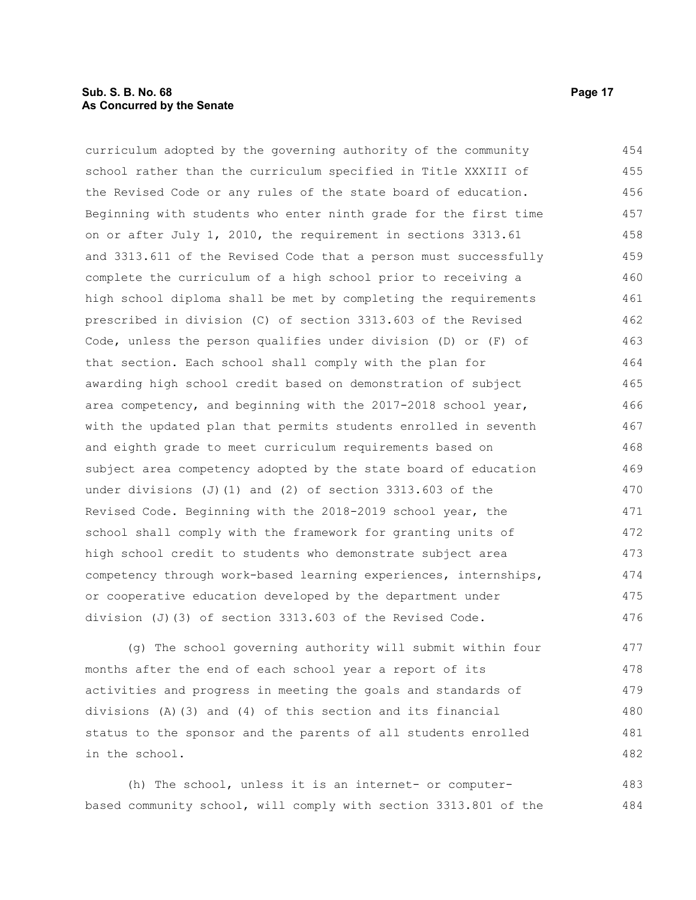curriculum adopted by the governing authority of the community school rather than the curriculum specified in Title XXXIII of the Revised Code or any rules of the state board of education. Beginning with students who enter ninth grade for the first time on or after July 1, 2010, the requirement in sections 3313.61 and 3313.611 of the Revised Code that a person must successfully complete the curriculum of a high school prior to receiving a high school diploma shall be met by completing the requirements prescribed in division (C) of section 3313.603 of the Revised Code, unless the person qualifies under division (D) or (F) of that section. Each school shall comply with the plan for awarding high school credit based on demonstration of subject area competency, and beginning with the 2017-2018 school year, with the updated plan that permits students enrolled in seventh and eighth grade to meet curriculum requirements based on subject area competency adopted by the state board of education under divisions (J)(1) and (2) of section 3313.603 of the Revised Code. Beginning with the 2018-2019 school year, the school shall comply with the framework for granting units of high school credit to students who demonstrate subject area competency through work-based learning experiences, internships, or cooperative education developed by the department under division (J)(3) of section 3313.603 of the Revised Code.

(g) The school governing authority will submit within four months after the end of each school year a report of its activities and progress in meeting the goals and standards of divisions (A)(3) and (4) of this section and its financial status to the sponsor and the parents of all students enrolled in the school.

(h) The school, unless it is an internet- or computer-based community school, will comply with section 3313.801 of the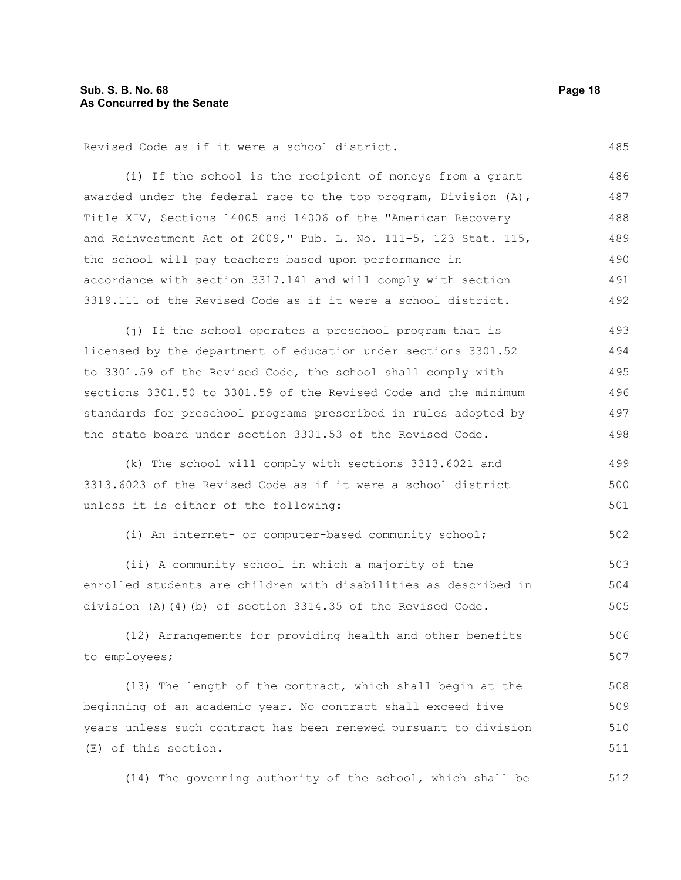Revised Code as if it were a school district.

(i) If the school is the recipient of moneys from a grant awarded under the federal race to the top program, Division (A), Title XIV, Sections 14005 and 14006 of the "American Recovery and Reinvestment Act of 2009," Pub. L. No. 111-5, 123 Stat. 115, the school will pay teachers based upon performance in accordance with section 3317.141 and will comply with section 3319.111 of the Revised Code as if it were a school district.

(j) If the school operates a preschool program that is licensed by the department of education under sections 3301.52 to 3301.59 of the Revised Code, the school shall comply with sections 3301.50 to 3301.59 of the Revised Code and the minimum standards for preschool programs prescribed in rules adopted by the state board under section 3301.53 of the Revised Code.

(k) The school will comply with sections 3313.6021 and 3313.6023 of the Revised Code as if it were a school district unless it is either of the following:

(i) An internet- or computer-based community school;

(ii) A community school in which a majority of the enrolled students are children with disabilities as described in division (A)(4)(b) of section 3314.35 of the Revised Code.

(12) Arrangements for providing health and other benefits to employees;

(13) The length of the contract, which shall begin at the beginning of an academic year. No contract shall exceed five years unless such contract has been renewed pursuant to division (E) of this section.

(14) The governing authority of the school, which shall be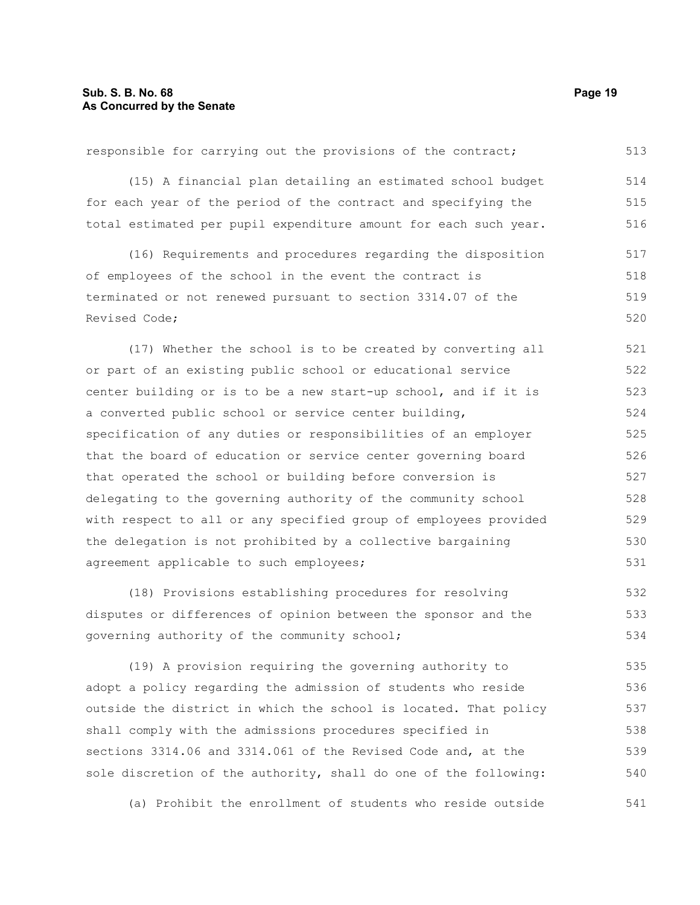responsible for carrying out the provisions of the contract;

(15) A financial plan detailing an estimated school budget for each year of the period of the contract and specifying the total estimated per pupil expenditure amount for each such year.

(16) Requirements and procedures regarding the disposition of employees of the school in the event the contract is terminated or not renewed pursuant to section 3314.07 of the Revised Code;

(17) Whether the school is to be created by converting all or part of an existing public school or educational service center building or is to be a new start-up school, and if it is a converted public school or service center building, specification of any duties or responsibilities of an employer that the board of education or service center governing board that operated the school or building before conversion is delegating to the governing authority of the community school with respect to all or any specified group of employees provided the delegation is not prohibited by a collective bargaining agreement applicable to such employees;

(18) Provisions establishing procedures for resolving disputes or differences of opinion between the sponsor and the governing authority of the community school;

(19) A provision requiring the governing authority to adopt a policy regarding the admission of students who reside outside the district in which the school is located. That policy shall comply with the admissions procedures specified in sections 3314.06 and 3314.061 of the Revised Code and, at the sole discretion of the authority, shall do one of the following:

(a) Prohibit the enrollment of students who reside outside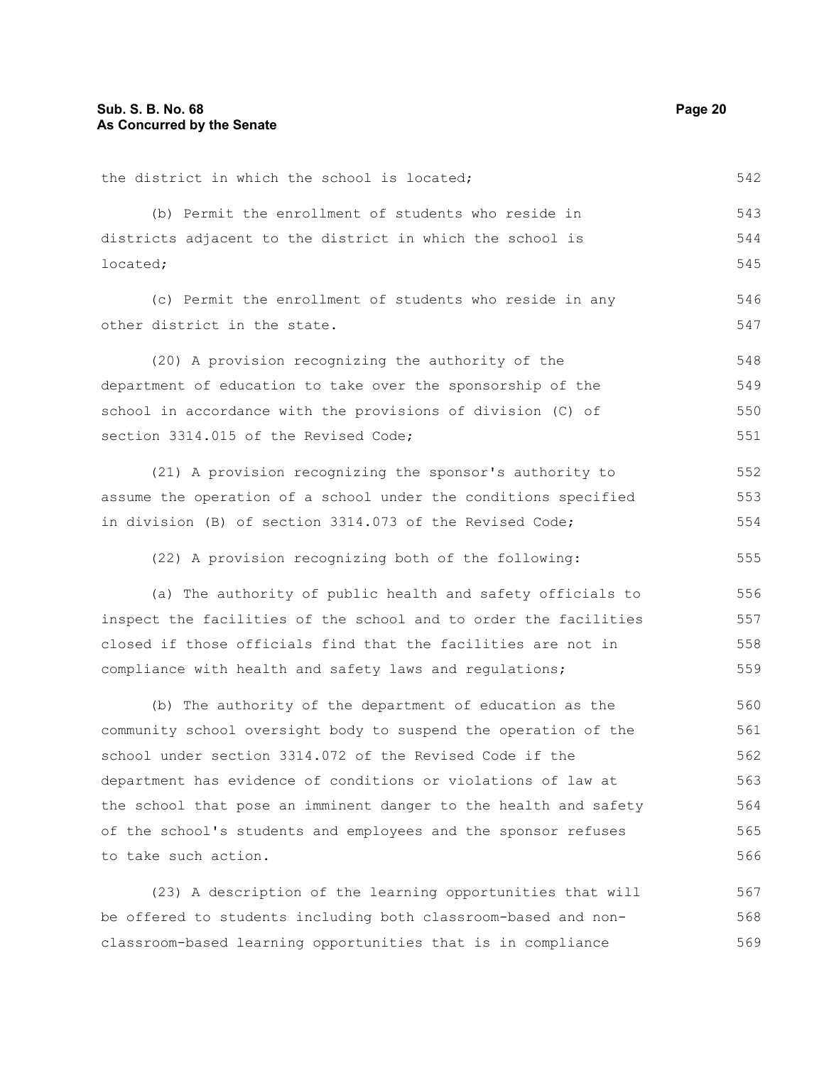the district in which the school is located;

(b) Permit the enrollment of students who reside in districts adjacent to the district in which the school is located;

(c) Permit the enrollment of students who reside in any other district in the state.

(20) A provision recognizing the authority of the department of education to take over the sponsorship of the school in accordance with the provisions of division (C) of section 3314.015 of the Revised Code;

(21) A provision recognizing the sponsor's authority to assume the operation of a school under the conditions specified in division (B) of section 3314.073 of the Revised Code;

(22) A provision recognizing both of the following:

(a) The authority of public health and safety officials to inspect the facilities of the school and to order the facilities closed if those officials find that the facilities are not in compliance with health and safety laws and regulations;

(b) The authority of the department of education as the community school oversight body to suspend the operation of the school under section 3314.072 of the Revised Code if the department has evidence of conditions or violations of law at the school that pose an imminent danger to the health and safety of the school's students and employees and the sponsor refuses to take such action.

(23) A description of the learning opportunities that will be offered to students including both classroom-based and non-classroom-based learning opportunities that is in compliance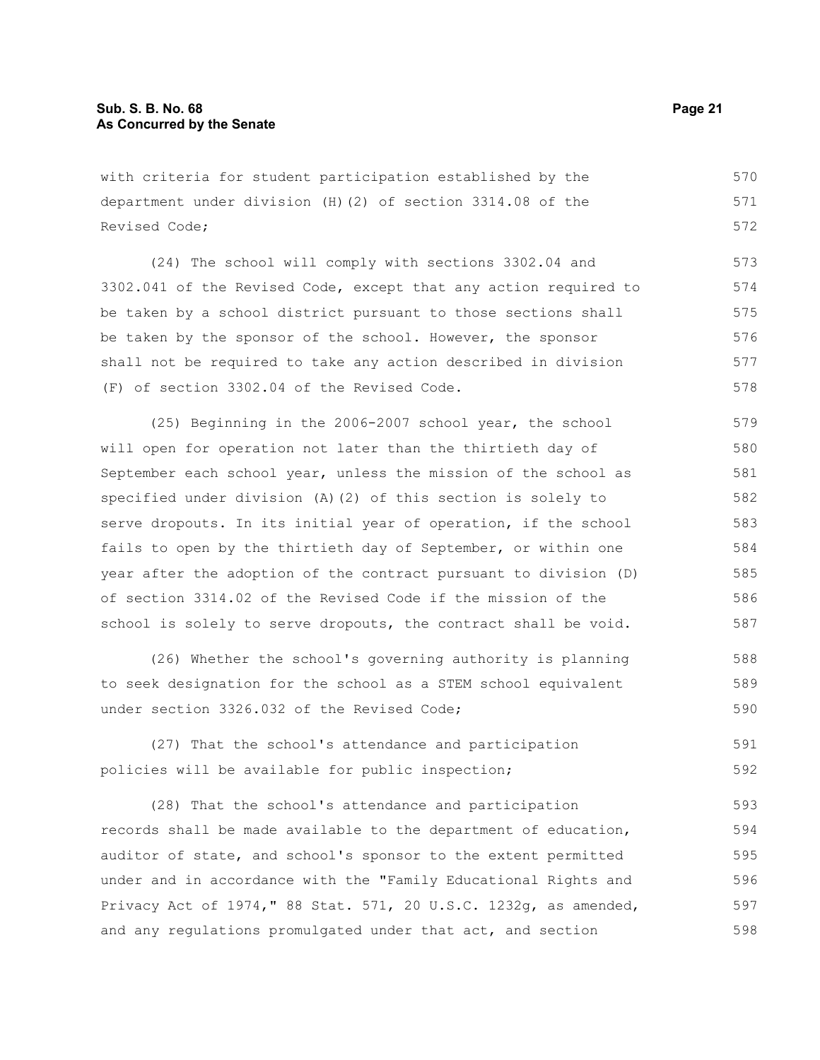with criteria for student participation established by the department under division (H)(2) of section 3314.08 of the Revised Code;

(24) The school will comply with sections 3302.04 and 3302.041 of the Revised Code, except that any action required to be taken by a school district pursuant to those sections shall be taken by the sponsor of the school. However, the sponsor shall not be required to take any action described in division (F) of section 3302.04 of the Revised Code.

(25) Beginning in the 2006-2007 school year, the school will open for operation not later than the thirtieth day of September each school year, unless the mission of the school as specified under division (A)(2) of this section is solely to serve dropouts. In its initial year of operation, if the school fails to open by the thirtieth day of September, or within one year after the adoption of the contract pursuant to division (D) of section 3314.02 of the Revised Code if the mission of the school is solely to serve dropouts, the contract shall be void.

(26) Whether the school's governing authority is planning to seek designation for the school as a STEM school equivalent under section 3326.032 of the Revised Code;

(27) That the school's attendance and participation policies will be available for public inspection;

(28) That the school's attendance and participation records shall be made available to the department of education, auditor of state, and school's sponsor to the extent permitted under and in accordance with the "Family Educational Rights and Privacy Act of 1974," 88 Stat. 571, 20 U.S.C. 1232g, as amended, and any regulations promulgated under that act, and section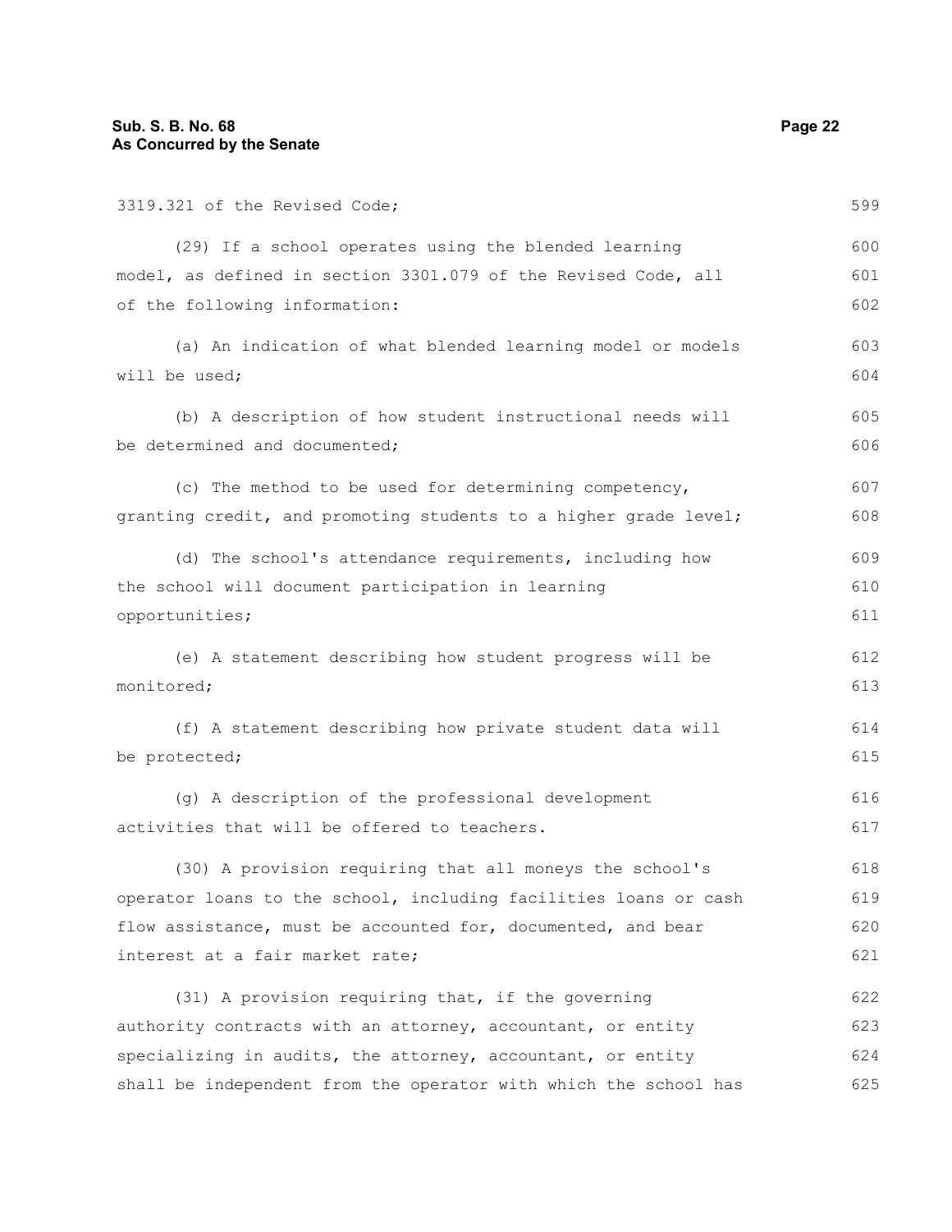3319.321 of the Revised Code;

(29) If a school operates using the blended learning model, as defined in section 3301.079 of the Revised Code, all of the following information:

(a) An indication of what blended learning model or models will be used;

(b) A description of how student instructional needs will be determined and documented;

(c) The method to be used for determining competency, granting credit, and promoting students to a higher grade level;

(d) The school's attendance requirements, including how the school will document participation in learning opportunities;

(e) A statement describing how student progress will be monitored;

(f) A statement describing how private student data will be protected;

(g) A description of the professional development activities that will be offered to teachers.

(30) A provision requiring that all moneys the school's operator loans to the school, including facilities loans or cash flow assistance, must be accounted for, documented, and bear interest at a fair market rate;

(31) A provision requiring that, if the governing authority contracts with an attorney, accountant, or entity specializing in audits, the attorney, accountant, or entity shall be independent from the operator with which the school has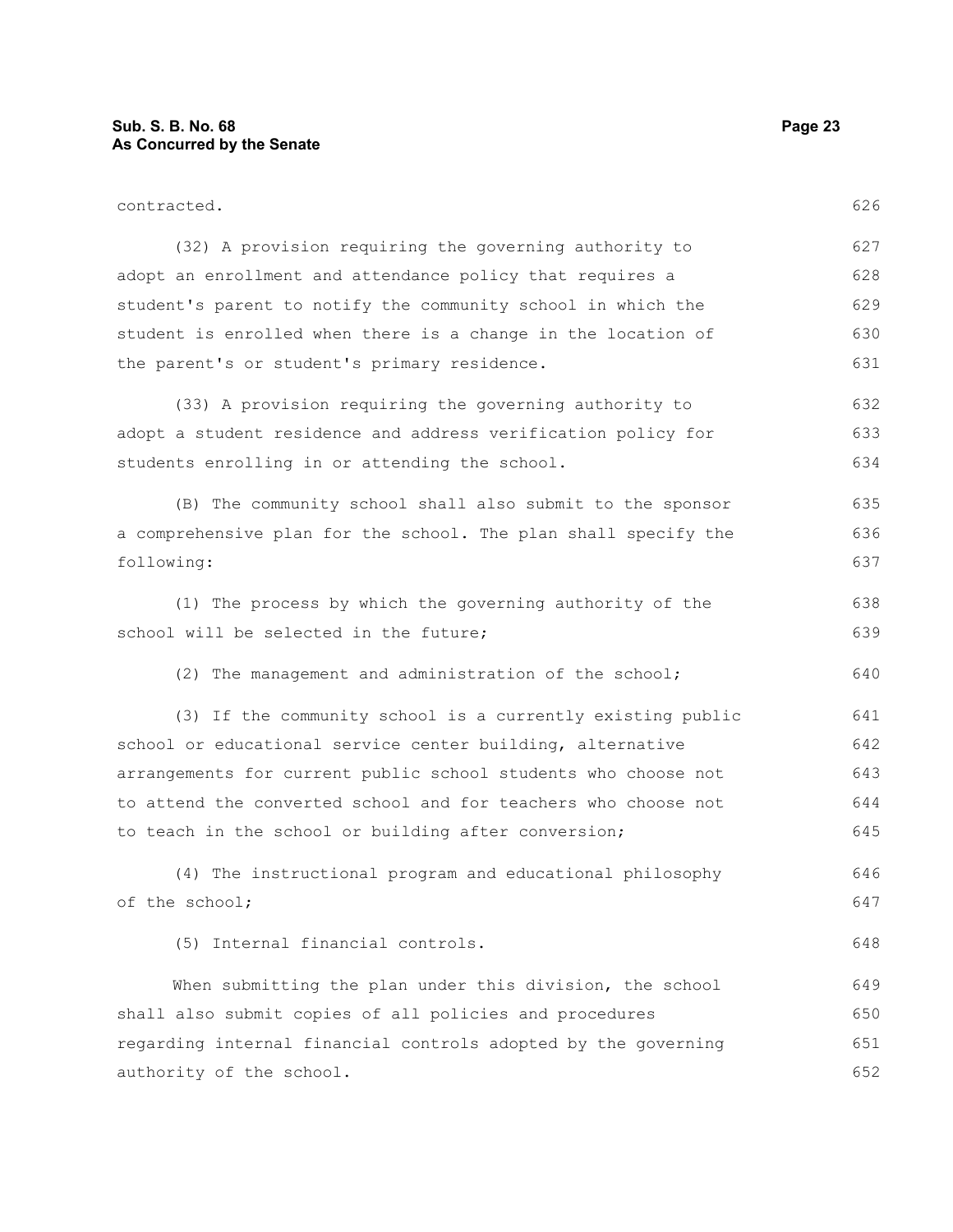contracted.

(32) A provision requiring the governing authority to adopt an enrollment and attendance policy that requires a student's parent to notify the community school in which the student is enrolled when there is a change in the location of the parent's or student's primary residence.

(33) A provision requiring the governing authority to adopt a student residence and address verification policy for students enrolling in or attending the school.

(B) The community school shall also submit to the sponsor a comprehensive plan for the school. The plan shall specify the following:

(1) The process by which the governing authority of the school will be selected in the future;

(2) The management and administration of the school;

(3) If the community school is a currently existing public school or educational service center building, alternative arrangements for current public school students who choose not to attend the converted school and for teachers who choose not to teach in the school or building after conversion;

(4) The instructional program and educational philosophy of the school;

(5) Internal financial controls.

When submitting the plan under this division, the school shall also submit copies of all policies and procedures regarding internal financial controls adopted by the governing authority of the school.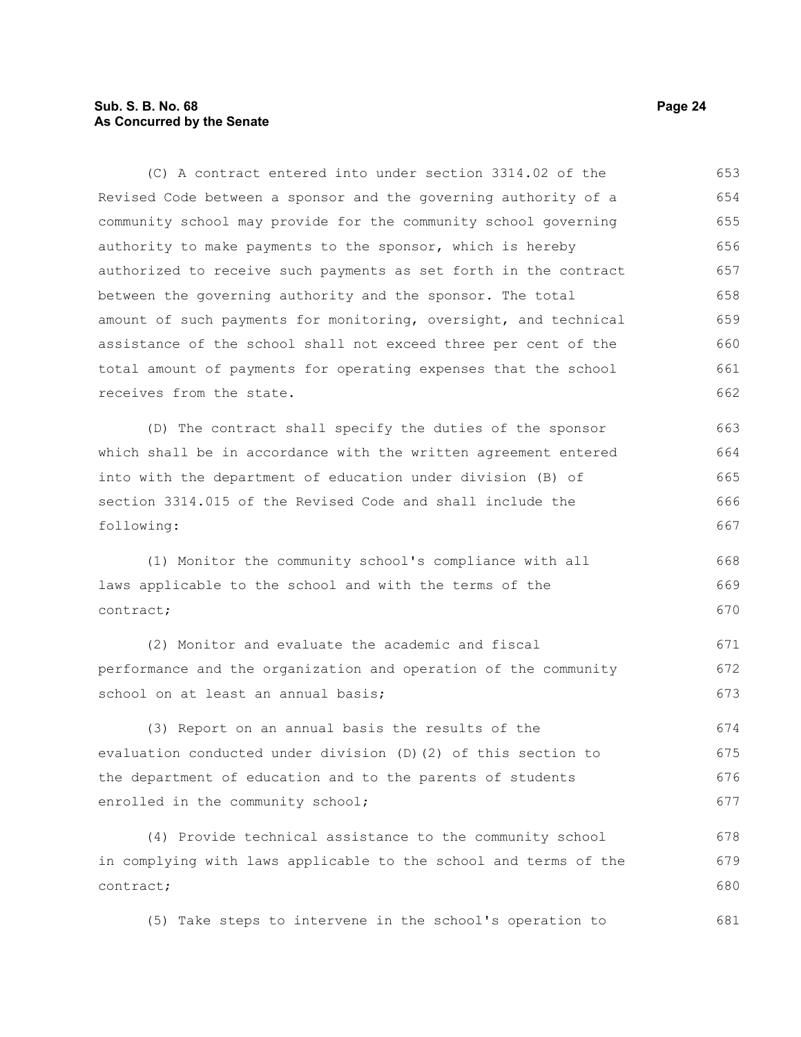(C) A contract entered into under section 3314.02 of the Revised Code between a sponsor and the governing authority of a community school may provide for the community school governing authority to make payments to the sponsor, which is hereby authorized to receive such payments as set forth in the contract between the governing authority and the sponsor. The total amount of such payments for monitoring, oversight, and technical assistance of the school shall not exceed three per cent of the total amount of payments for operating expenses that the school receives from the state.

(D) The contract shall specify the duties of the sponsor which shall be in accordance with the written agreement entered into with the department of education under division (B) of section 3314.015 of the Revised Code and shall include the following:

(1) Monitor the community school's compliance with all laws applicable to the school and with the terms of the contract;

(2) Monitor and evaluate the academic and fiscal performance and the organization and operation of the community school on at least an annual basis;

(3) Report on an annual basis the results of the evaluation conducted under division (D)(2) of this section to the department of education and to the parents of students enrolled in the community school;

(4) Provide technical assistance to the community school in complying with laws applicable to the school and terms of the contract;

(5) Take steps to intervene in the school's operation to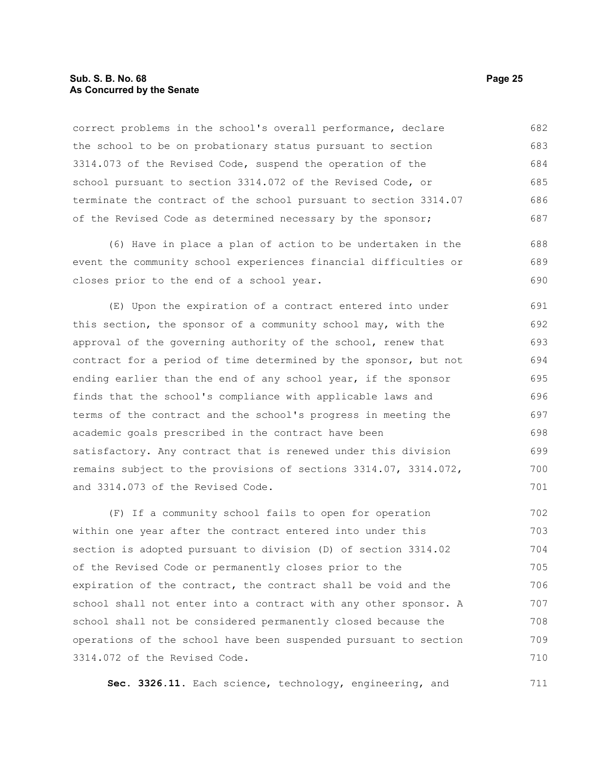correct problems in the school's overall performance, declare the school to be on probationary status pursuant to section 3314.073 of the Revised Code, suspend the operation of the school pursuant to section 3314.072 of the Revised Code, or terminate the contract of the school pursuant to section 3314.07 of the Revised Code as determined necessary by the sponsor;

(6) Have in place a plan of action to be undertaken in the event the community school experiences financial difficulties or closes prior to the end of a school year.

(E) Upon the expiration of a contract entered into under this section, the sponsor of a community school may, with the approval of the governing authority of the school, renew that contract for a period of time determined by the sponsor, but not ending earlier than the end of any school year, if the sponsor finds that the school's compliance with applicable laws and terms of the contract and the school's progress in meeting the academic goals prescribed in the contract have been satisfactory. Any contract that is renewed under this division remains subject to the provisions of sections 3314.07, 3314.072, and 3314.073 of the Revised Code.

(F) If a community school fails to open for operation within one year after the contract entered into under this section is adopted pursuant to division (D) of section 3314.02 of the Revised Code or permanently closes prior to the expiration of the contract, the contract shall be void and the school shall not enter into a contract with any other sponsor. A school shall not be considered permanently closed because the operations of the school have been suspended pursuant to section 3314.072 of the Revised Code.

**Sec. 3326.11.** Each science, technology, engineering, and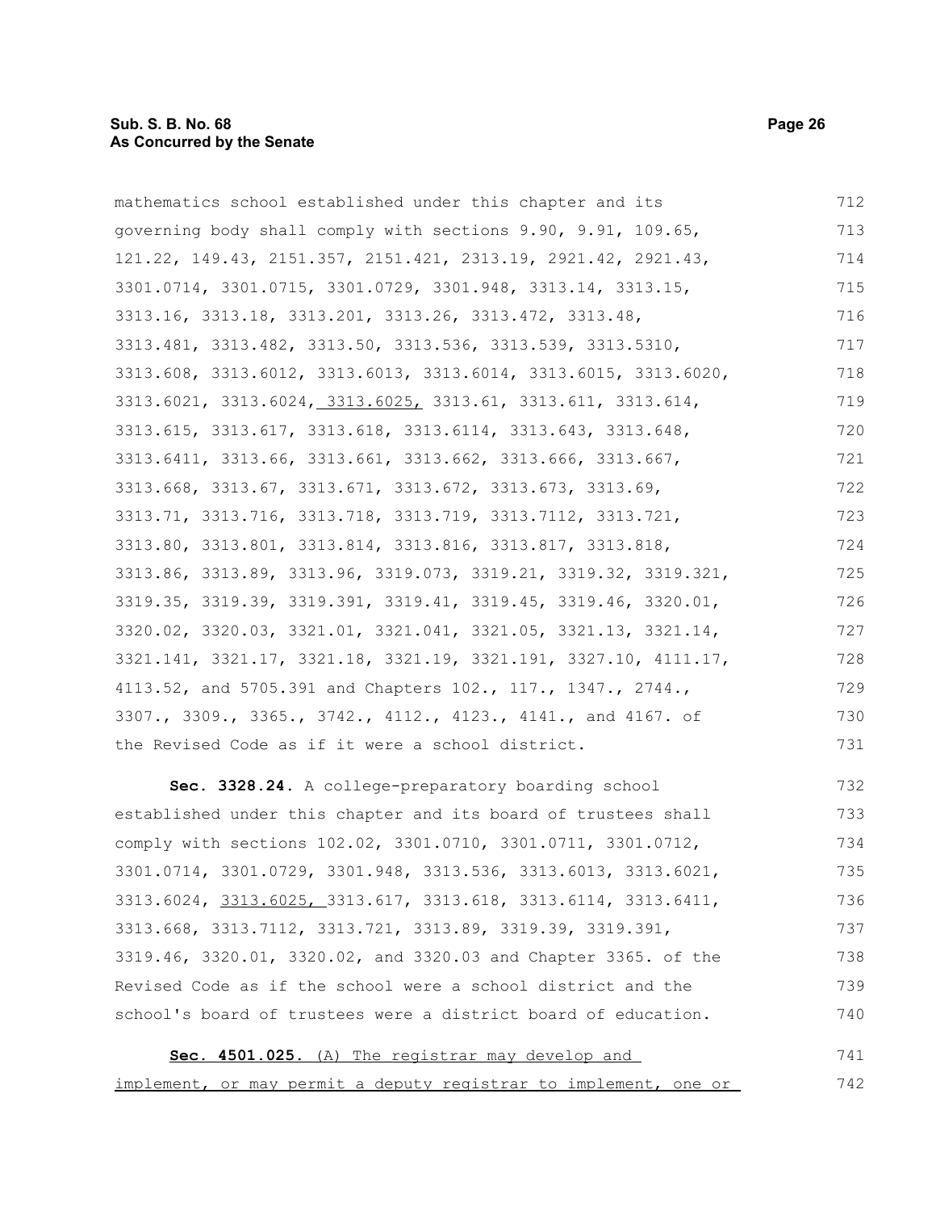mathematics school established under this chapter and its governing body shall comply with sections 9.90, 9.91, 109.65, 121.22, 149.43, 2151.357, 2151.421, 2313.19, 2921.42, 2921.43, 3301.0714, 3301.0715, 3301.0729, 3301.948, 3313.14, 3313.15, 3313.16, 3313.18, 3313.201, 3313.26, 3313.472, 3313.48, 3313.481, 3313.482, 3313.50, 3313.536, 3313.539, 3313.5310, 3313.608, 3313.6012, 3313.6013, 3313.6014, 3313.6015, 3313.6020, 3313.6021, 3313.6024, <u>3313.6025,</u> 3313.61, 3313.611, 3313.614, 3313.615, 3313.617, 3313.618, 3313.6114, 3313.643, 3313.648, 3313.6411, 3313.66, 3313.661, 3313.662, 3313.666, 3313.667, 3313.668, 3313.67, 3313.671, 3313.672, 3313.673, 3313.69, 3313.71, 3313.716, 3313.718, 3313.719, 3313.7112, 3313.721, 3313.80, 3313.801, 3313.814, 3313.816, 3313.817, 3313.818, 3313.86, 3313.89, 3313.96, 3319.073, 3319.21, 3319.32, 3319.321, 3319.35, 3319.39, 3319.391, 3319.41, 3319.45, 3319.46, 3320.01, 3320.02, 3320.03, 3321.01, 3321.041, 3321.05, 3321.13, 3321.14, 3321.141, 3321.17, 3321.18, 3321.19, 3321.191, 3327.10, 4111.17, 4113.52, and 5705.391 and Chapters 102., 117., 1347., 2744., 3307., 3309., 3365., 3742., 4112., 4123., 4141., and 4167. of the Revised Code as if it were a school district.

**Sec. 3328.24.** A college-preparatory boarding school established under this chapter and its board of trustees shall comply with sections 102.02, 3301.0710, 3301.0711, 3301.0712, 3301.0714, 3301.0729, 3301.948, 3313.536, 3313.6013, 3313.6021, 3313.6024, <u>3313.6025,</u> 3313.617, 3313.618, 3313.6114, 3313.6411, 3313.668, 3313.7112, 3313.721, 3313.89, 3319.39, 3319.391, 3319.46, 3320.01, 3320.02, and 3320.03 and Chapter 3365. of the Revised Code as if the school were a school district and the school's board of trustees were a district board of education.

<u>**Sec. 4501.025.** (A) The registrar may develop and implement, or may permit a deputy registrar to implement, one or</u>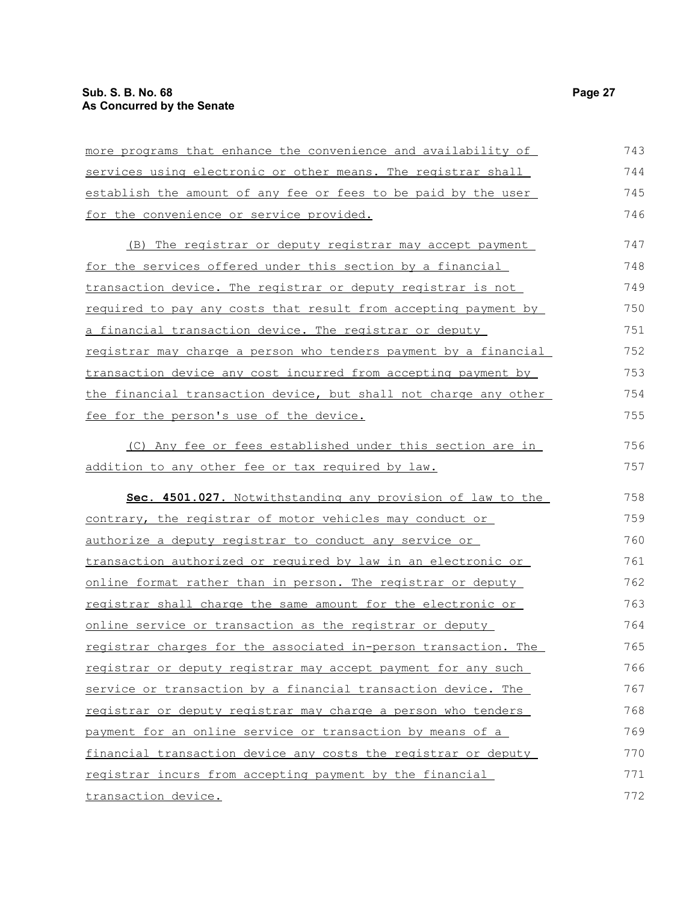more programs that enhance the convenience and availability of services using electronic or other means. The registrar shall establish the amount of any fee or fees to be paid by the user for the convenience or service provided.

(B) The registrar or deputy registrar may accept payment for the services offered under this section by a financial transaction device. The registrar or deputy registrar is not required to pay any costs that result from accepting payment by a financial transaction device. The registrar or deputy registrar may charge a person who tenders payment by a financial transaction device any cost incurred from accepting payment by the financial transaction device, but shall not charge any other fee for the person's use of the device.

(C) Any fee or fees established under this section are in addition to any other fee or tax required by law.

**Sec. 4501.027.** Notwithstanding any provision of law to the contrary, the registrar of motor vehicles may conduct or authorize a deputy registrar to conduct any service or transaction authorized or required by law in an electronic or online format rather than in person. The registrar or deputy registrar shall charge the same amount for the electronic or online service or transaction as the registrar or deputy registrar charges for the associated in-person transaction. The registrar or deputy registrar may accept payment for any such service or transaction by a financial transaction device. The registrar or deputy registrar may charge a person who tenders payment for an online service or transaction by means of a financial transaction device any costs the registrar or deputy registrar incurs from accepting payment by the financial transaction device.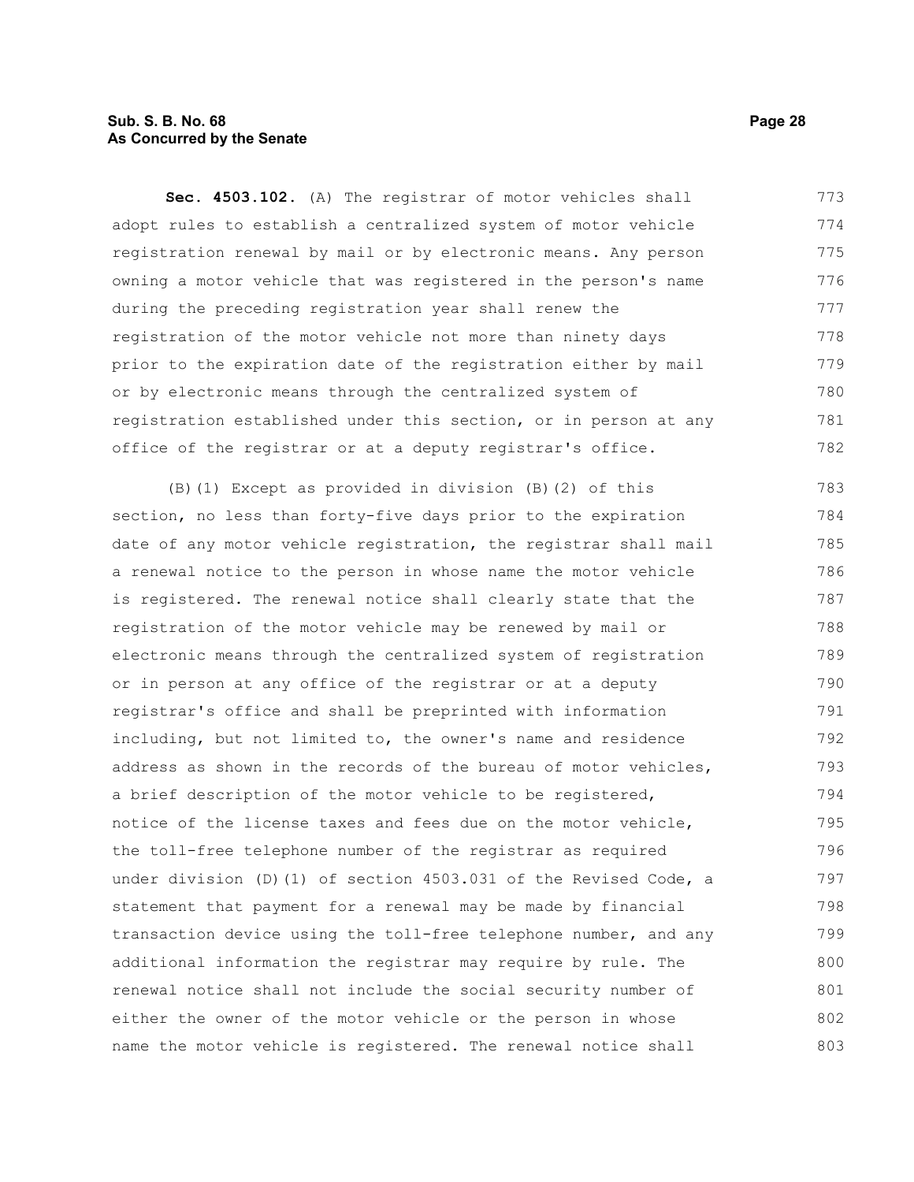**Sec. 4503.102.** (A) The registrar of motor vehicles shall adopt rules to establish a centralized system of motor vehicle registration renewal by mail or by electronic means. Any person owning a motor vehicle that was registered in the person's name during the preceding registration year shall renew the registration of the motor vehicle not more than ninety days prior to the expiration date of the registration either by mail or by electronic means through the centralized system of registration established under this section, or in person at any office of the registrar or at a deputy registrar's office.

(B)(1) Except as provided in division (B)(2) of this section, no less than forty-five days prior to the expiration date of any motor vehicle registration, the registrar shall mail a renewal notice to the person in whose name the motor vehicle is registered. The renewal notice shall clearly state that the registration of the motor vehicle may be renewed by mail or electronic means through the centralized system of registration or in person at any office of the registrar or at a deputy registrar's office and shall be preprinted with information including, but not limited to, the owner's name and residence address as shown in the records of the bureau of motor vehicles, a brief description of the motor vehicle to be registered, notice of the license taxes and fees due on the motor vehicle, the toll-free telephone number of the registrar as required under division (D)(1) of section 4503.031 of the Revised Code, a statement that payment for a renewal may be made by financial transaction device using the toll-free telephone number, and any additional information the registrar may require by rule. The renewal notice shall not include the social security number of either the owner of the motor vehicle or the person in whose name the motor vehicle is registered. The renewal notice shall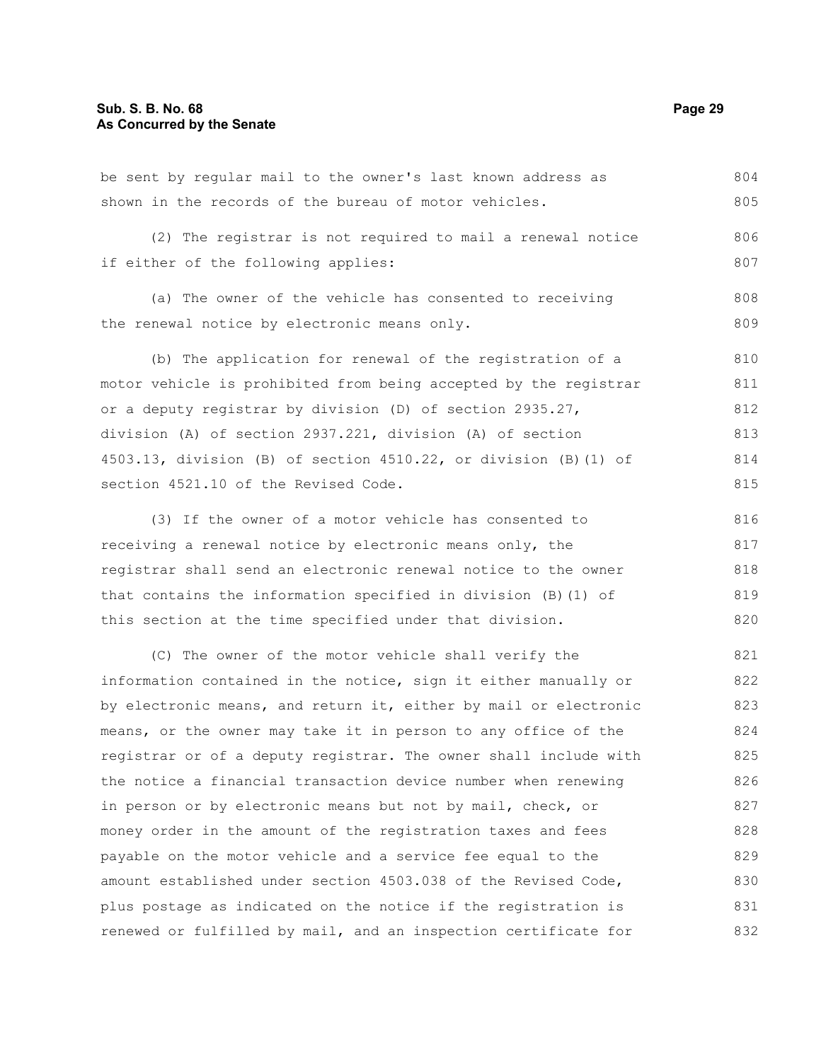be sent by regular mail to the owner's last known address as shown in the records of the bureau of motor vehicles.

(2) The registrar is not required to mail a renewal notice if either of the following applies:

(a) The owner of the vehicle has consented to receiving the renewal notice by electronic means only.

(b) The application for renewal of the registration of a motor vehicle is prohibited from being accepted by the registrar or a deputy registrar by division (D) of section 2935.27, division (A) of section 2937.221, division (A) of section 4503.13, division (B) of section 4510.22, or division (B)(1) of section 4521.10 of the Revised Code.

(3) If the owner of a motor vehicle has consented to receiving a renewal notice by electronic means only, the registrar shall send an electronic renewal notice to the owner that contains the information specified in division (B)(1) of this section at the time specified under that division.

(C) The owner of the motor vehicle shall verify the information contained in the notice, sign it either manually or by electronic means, and return it, either by mail or electronic means, or the owner may take it in person to any office of the registrar or of a deputy registrar. The owner shall include with the notice a financial transaction device number when renewing in person or by electronic means but not by mail, check, or money order in the amount of the registration taxes and fees payable on the motor vehicle and a service fee equal to the amount established under section 4503.038 of the Revised Code, plus postage as indicated on the notice if the registration is renewed or fulfilled by mail, and an inspection certificate for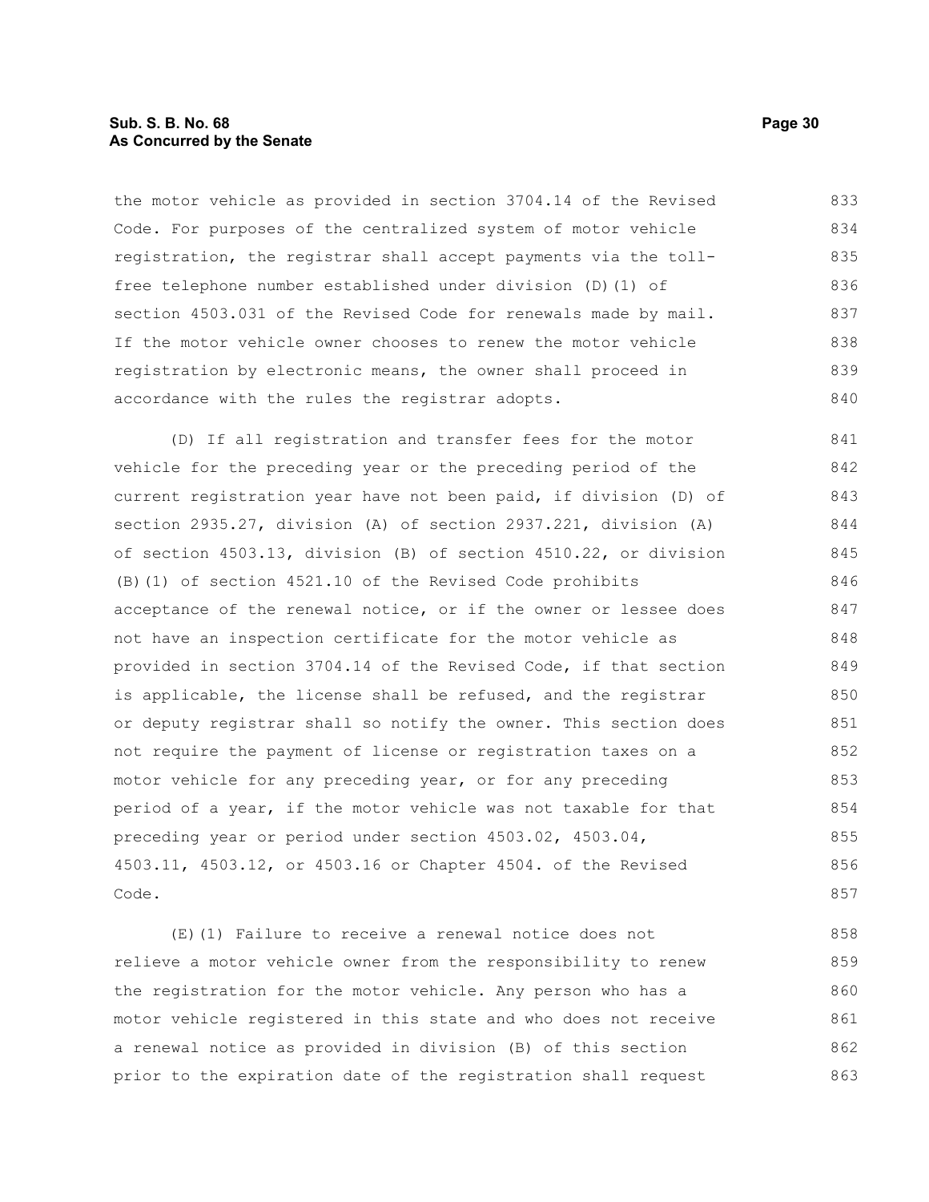the motor vehicle as provided in section 3704.14 of the Revised Code. For purposes of the centralized system of motor vehicle registration, the registrar shall accept payments via the toll-free telephone number established under division (D)(1) of section 4503.031 of the Revised Code for renewals made by mail. If the motor vehicle owner chooses to renew the motor vehicle registration by electronic means, the owner shall proceed in accordance with the rules the registrar adopts.

(D) If all registration and transfer fees for the motor vehicle for the preceding year or the preceding period of the current registration year have not been paid, if division (D) of section 2935.27, division (A) of section 2937.221, division (A) of section 4503.13, division (B) of section 4510.22, or division (B)(1) of section 4521.10 of the Revised Code prohibits acceptance of the renewal notice, or if the owner or lessee does not have an inspection certificate for the motor vehicle as provided in section 3704.14 of the Revised Code, if that section is applicable, the license shall be refused, and the registrar or deputy registrar shall so notify the owner. This section does not require the payment of license or registration taxes on a motor vehicle for any preceding year, or for any preceding period of a year, if the motor vehicle was not taxable for that preceding year or period under section 4503.02, 4503.04, 4503.11, 4503.12, or 4503.16 or Chapter 4504. of the Revised Code.

(E)(1) Failure to receive a renewal notice does not relieve a motor vehicle owner from the responsibility to renew the registration for the motor vehicle. Any person who has a motor vehicle registered in this state and who does not receive a renewal notice as provided in division (B) of this section prior to the expiration date of the registration shall request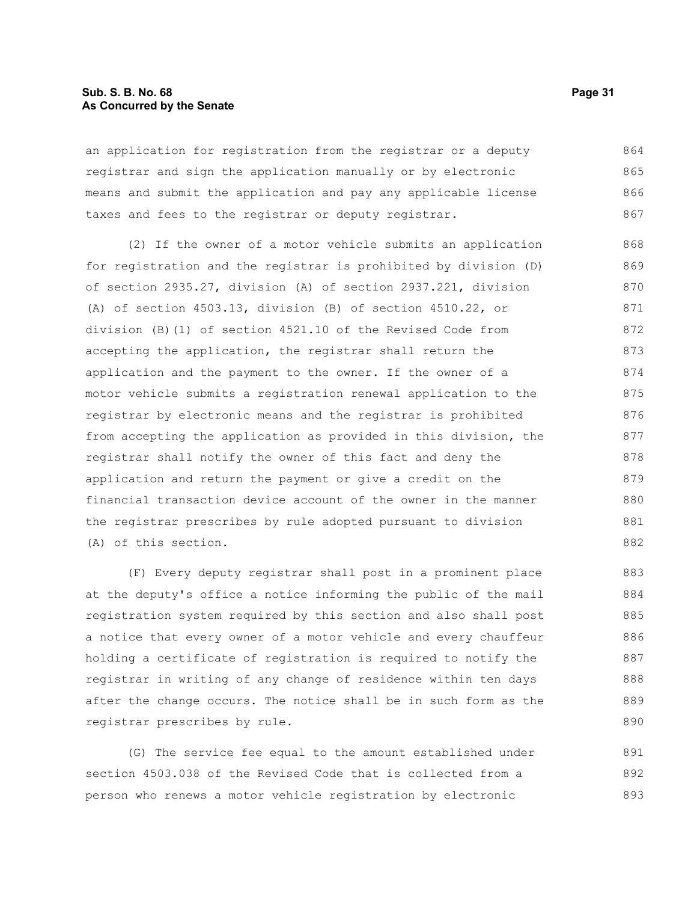an application for registration from the registrar or a deputy registrar and sign the application manually or by electronic means and submit the application and pay any applicable license taxes and fees to the registrar or deputy registrar.

(2) If the owner of a motor vehicle submits an application for registration and the registrar is prohibited by division (D) of section 2935.27, division (A) of section 2937.221, division (A) of section 4503.13, division (B) of section 4510.22, or division (B)(1) of section 4521.10 of the Revised Code from accepting the application, the registrar shall return the application and the payment to the owner. If the owner of a motor vehicle submits a registration renewal application to the registrar by electronic means and the registrar is prohibited from accepting the application as provided in this division, the registrar shall notify the owner of this fact and deny the application and return the payment or give a credit on the financial transaction device account of the owner in the manner the registrar prescribes by rule adopted pursuant to division (A) of this section.

(F) Every deputy registrar shall post in a prominent place at the deputy's office a notice informing the public of the mail registration system required by this section and also shall post a notice that every owner of a motor vehicle and every chauffeur holding a certificate of registration is required to notify the registrar in writing of any change of residence within ten days after the change occurs. The notice shall be in such form as the registrar prescribes by rule.

(G) The service fee equal to the amount established under section 4503.038 of the Revised Code that is collected from a person who renews a motor vehicle registration by electronic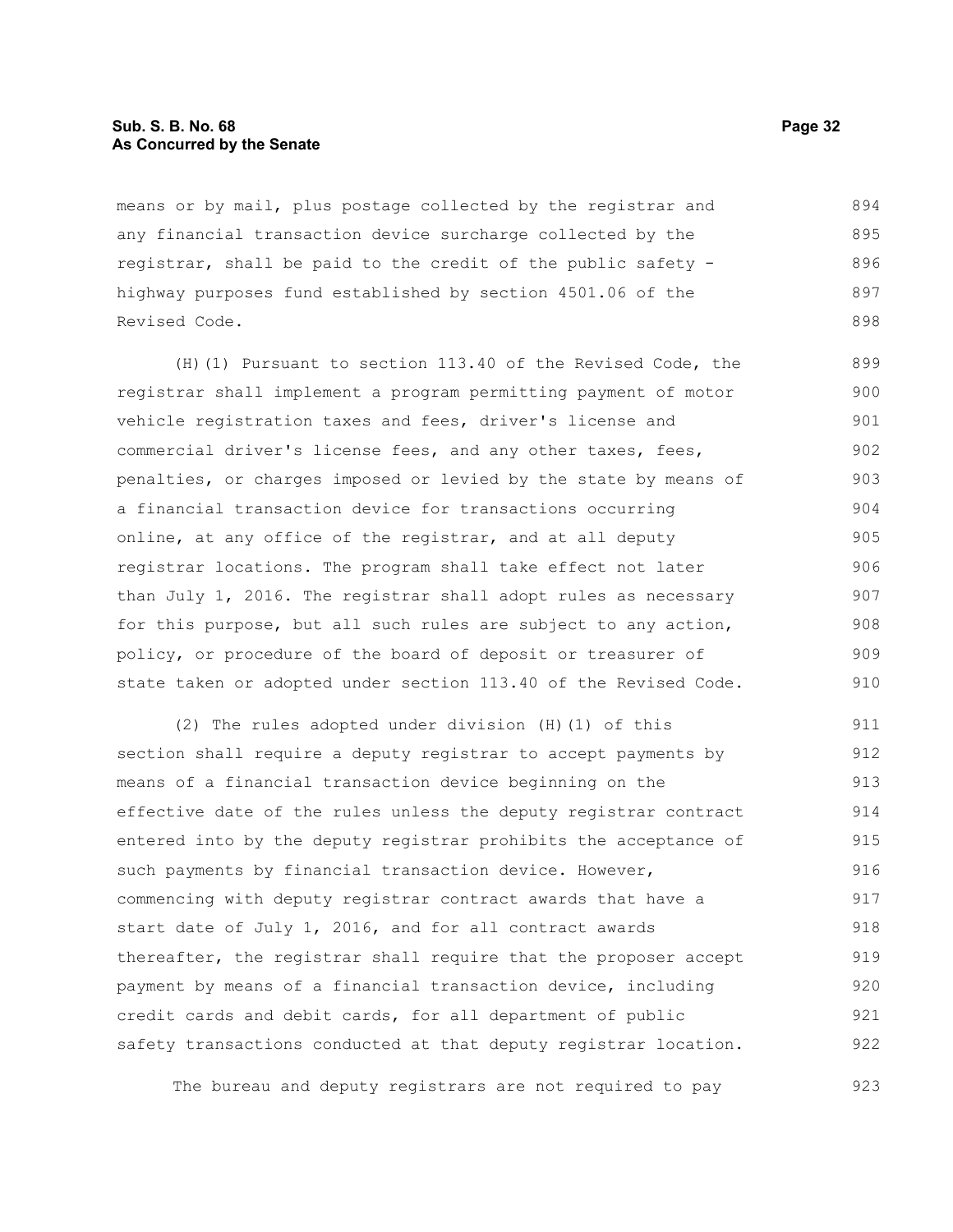means or by mail, plus postage collected by the registrar and any financial transaction device surcharge collected by the registrar, shall be paid to the credit of the public safety - highway purposes fund established by section 4501.06 of the Revised Code.

(H)(1) Pursuant to section 113.40 of the Revised Code, the registrar shall implement a program permitting payment of motor vehicle registration taxes and fees, driver's license and commercial driver's license fees, and any other taxes, fees, penalties, or charges imposed or levied by the state by means of a financial transaction device for transactions occurring online, at any office of the registrar, and at all deputy registrar locations. The program shall take effect not later than July 1, 2016. The registrar shall adopt rules as necessary for this purpose, but all such rules are subject to any action, policy, or procedure of the board of deposit or treasurer of state taken or adopted under section 113.40 of the Revised Code.

(2) The rules adopted under division (H)(1) of this section shall require a deputy registrar to accept payments by means of a financial transaction device beginning on the effective date of the rules unless the deputy registrar contract entered into by the deputy registrar prohibits the acceptance of such payments by financial transaction device. However, commencing with deputy registrar contract awards that have a start date of July 1, 2016, and for all contract awards thereafter, the registrar shall require that the proposer accept payment by means of a financial transaction device, including credit cards and debit cards, for all department of public safety transactions conducted at that deputy registrar location.

The bureau and deputy registrars are not required to pay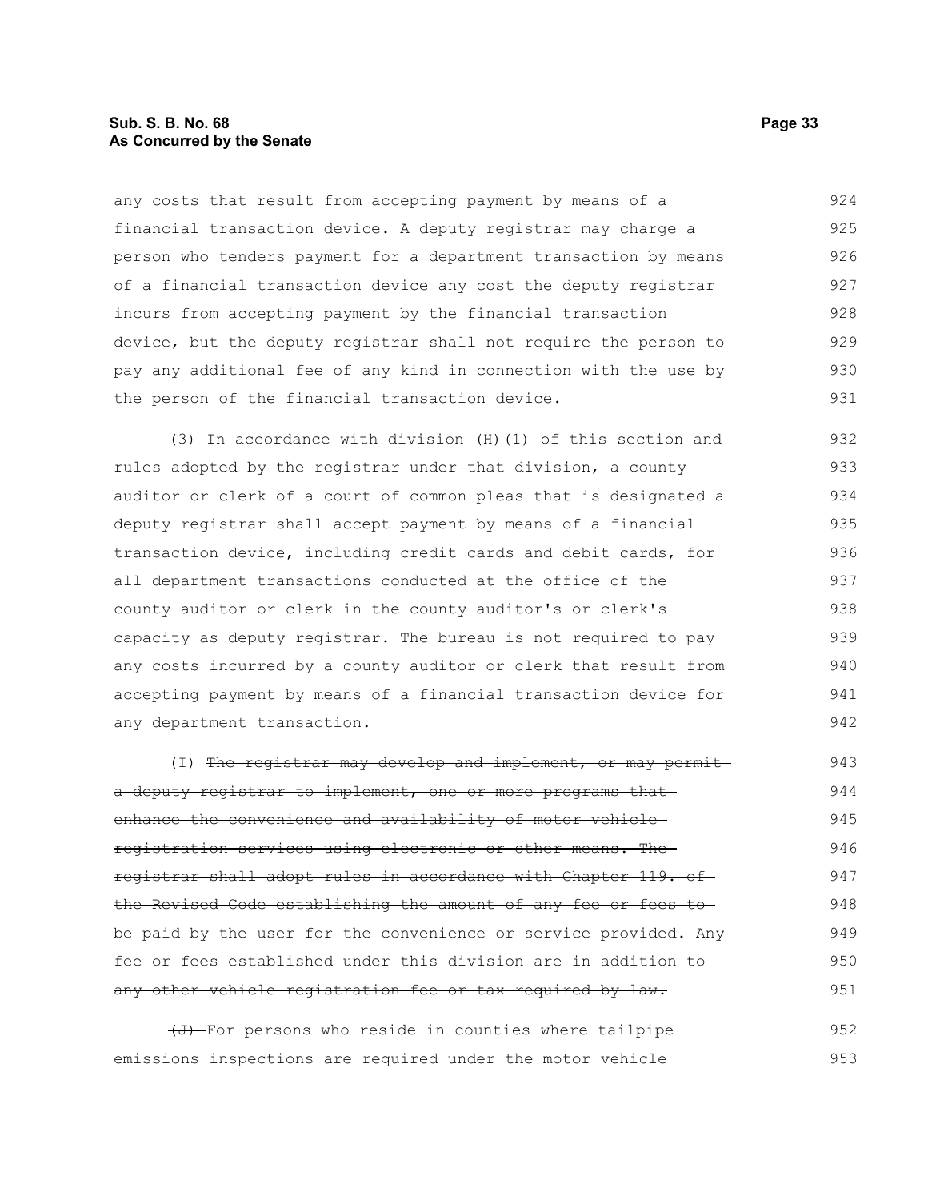any costs that result from accepting payment by means of a financial transaction device. A deputy registrar may charge a person who tenders payment for a department transaction by means of a financial transaction device any cost the deputy registrar incurs from accepting payment by the financial transaction device, but the deputy registrar shall not require the person to pay any additional fee of any kind in connection with the use by the person of the financial transaction device.

(3) In accordance with division (H)(1) of this section and rules adopted by the registrar under that division, a county auditor or clerk of a court of common pleas that is designated a deputy registrar shall accept payment by means of a financial transaction device, including credit cards and debit cards, for all department transactions conducted at the office of the county auditor or clerk in the county auditor's or clerk's capacity as deputy registrar. The bureau is not required to pay any costs incurred by a county auditor or clerk that result from accepting payment by means of a financial transaction device for any department transaction.

(I) ~~The registrar may develop and implement, or may permit a deputy registrar to implement, one or more programs that enhance the convenience and availability of motor vehicle registration services using electronic or other means. The registrar shall adopt rules in accordance with Chapter 119. of the Revised Code establishing the amount of any fee or fees to be paid by the user for the convenience or service provided. Any fee or fees established under this division are in addition to any other vehicle registration fee or tax required by law.~~

~~(J)~~ For persons who reside in counties where tailpipe emissions inspections are required under the motor vehicle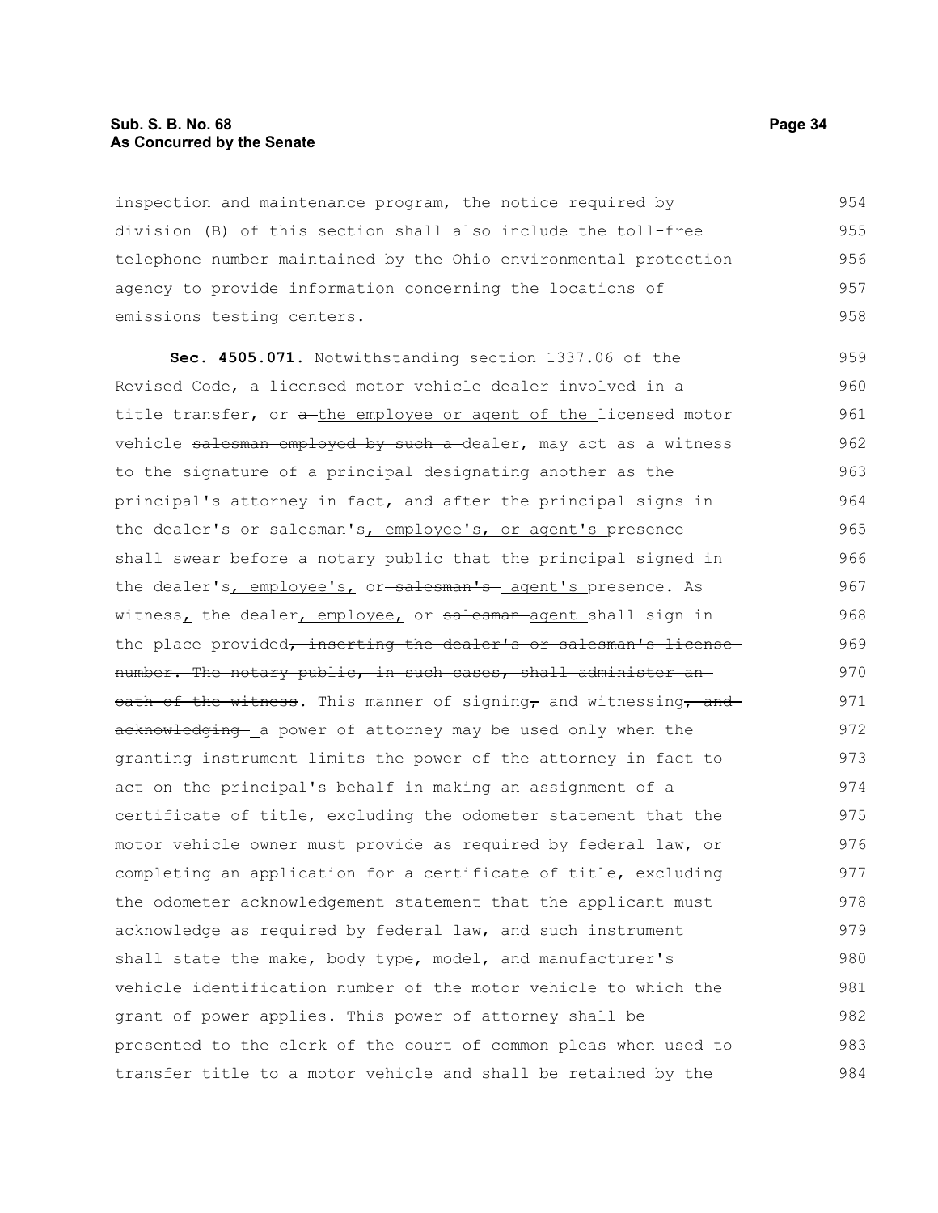inspection and maintenance program, the notice required by division (B) of this section shall also include the toll-free telephone number maintained by the Ohio environmental protection agency to provide information concerning the locations of emissions testing centers.

**Sec. 4505.071.** Notwithstanding section 1337.06 of the Revised Code, a licensed motor vehicle dealer involved in a title transfer, or ~~a~~ the employee or agent of the licensed motor vehicle ~~salesman employed by such a~~ dealer, may act as a witness to the signature of a principal designating another as the principal's attorney in fact, and after the principal signs in the dealer's ~~or salesman's~~, employee's, or agent's presence shall swear before a notary public that the principal signed in the dealer's, employee's, or ~~salesman's~~ agent's presence. As witness, the dealer, employee, or ~~salesman~~ agent shall sign in the place provided~~, inserting the dealer's or salesman's license number. The notary public, in such cases, shall administer an oath of the witness~~. This manner of signing~~,~~ and witnessing~~, and acknowledging~~ a power of attorney may be used only when the granting instrument limits the power of the attorney in fact to act on the principal's behalf in making an assignment of a certificate of title, excluding the odometer statement that the motor vehicle owner must provide as required by federal law, or completing an application for a certificate of title, excluding the odometer acknowledgement statement that the applicant must acknowledge as required by federal law, and such instrument shall state the make, body type, model, and manufacturer's vehicle identification number of the motor vehicle to which the grant of power applies. This power of attorney shall be presented to the clerk of the court of common pleas when used to transfer title to a motor vehicle and shall be retained by the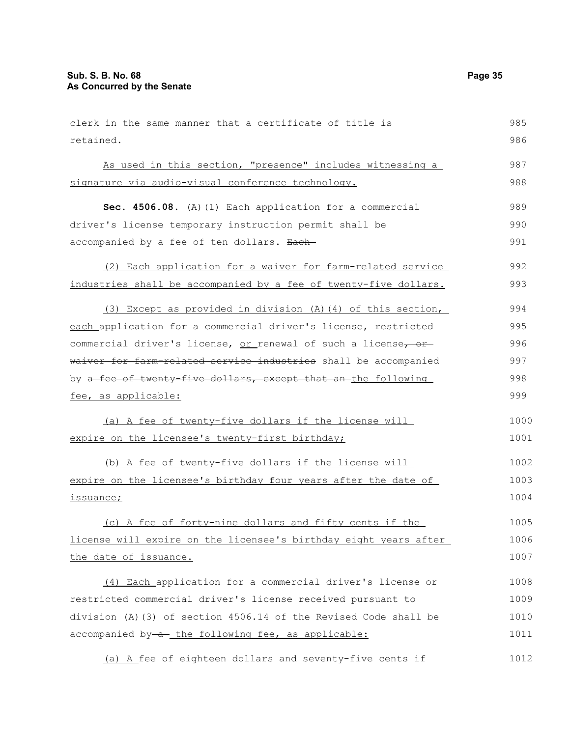clerk in the same manner that a certificate of title is retained.

As used in this section, "presence" includes witnessing a signature via audio-visual conference technology.

**Sec. 4506.08.** (A)(1) Each application for a commercial driver's license temporary instruction permit shall be accompanied by a fee of ten dollars. ~~Each~~

(2) Each application for a waiver for farm-related service industries shall be accompanied by a fee of twenty-five dollars.

(3) Except as provided in division (A)(4) of this section, each application for a commercial driver's license, restricted commercial driver's license, or renewal of such license~~, or waiver for farm-related service industries~~ shall be accompanied by ~~a fee of twenty-five dollars, except that an~~ the following fee, as applicable:

(a) A fee of twenty-five dollars if the license will expire on the licensee's twenty-first birthday;

(b) A fee of twenty-five dollars if the license will expire on the licensee's birthday four years after the date of issuance;

(c) A fee of forty-nine dollars and fifty cents if the license will expire on the licensee's birthday eight years after the date of issuance.

(4) Each application for a commercial driver's license or restricted commercial driver's license received pursuant to division (A)(3) of section 4506.14 of the Revised Code shall be accompanied by ~~a~~ the following fee, as applicable:

(a) A fee of eighteen dollars and seventy-five cents if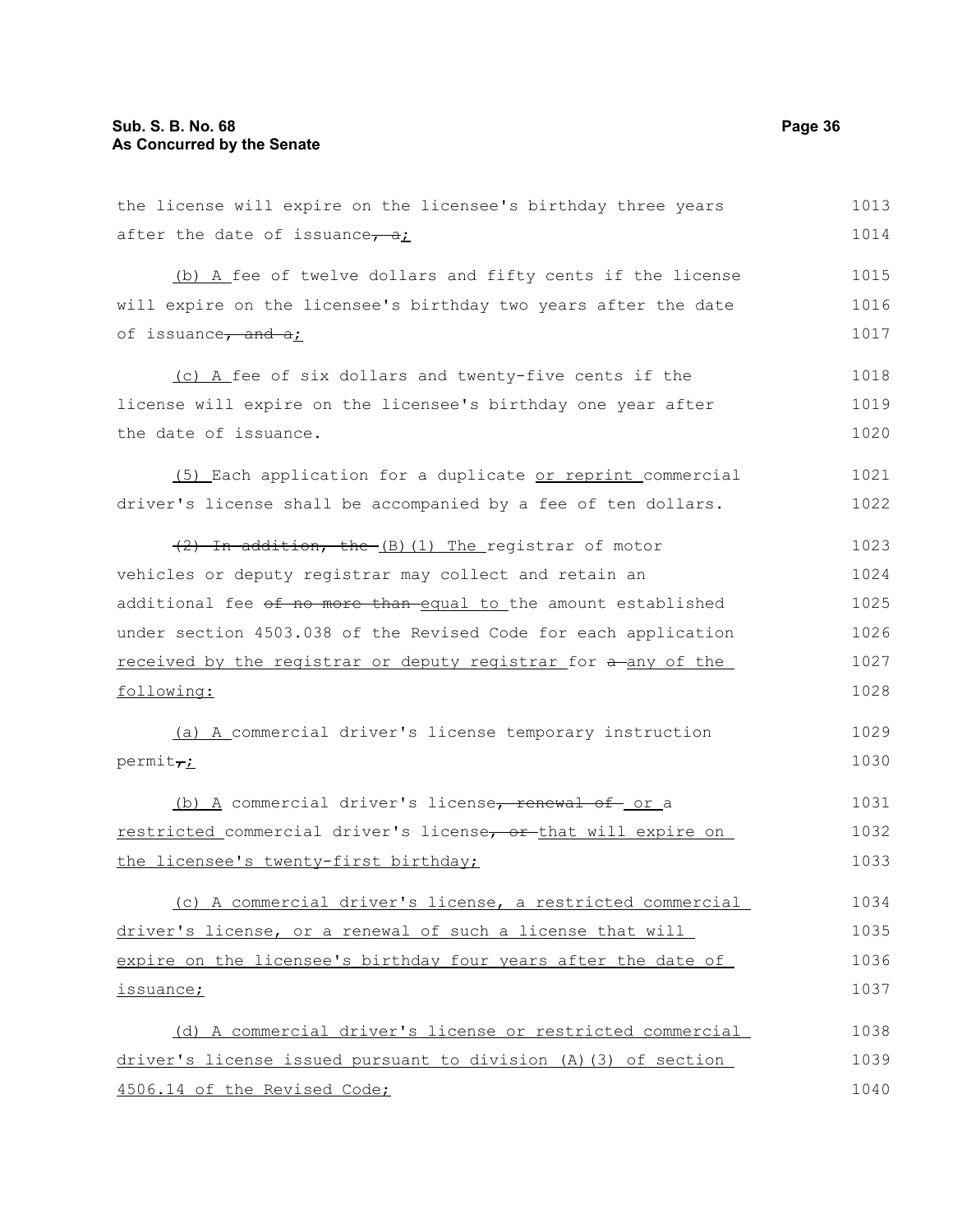the license will expire on the licensee's birthday three years after the date of issuance~~, a~~;

(b) A fee of twelve dollars and fifty cents if the license will expire on the licensee's birthday two years after the date of issuance~~, and a~~;

(c) A fee of six dollars and twenty-five cents if the license will expire on the licensee's birthday one year after the date of issuance.

(5) Each application for a duplicate or reprint commercial driver's license shall be accompanied by a fee of ten dollars.

~~(2) In addition, the~~ (B)(1) The registrar of motor vehicles or deputy registrar may collect and retain an additional fee ~~of no more than~~ equal to the amount established under section 4503.038 of the Revised Code for each application received by the registrar or deputy registrar for ~~a~~ any of the following:

(a) A commercial driver's license temporary instruction permit~~,~~;

(b) A commercial driver's license~~, renewal of~~ or a restricted commercial driver's license~~, or~~ that will expire on the licensee's twenty-first birthday;

(c) A commercial driver's license, a restricted commercial driver's license, or a renewal of such a license that will expire on the licensee's birthday four years after the date of issuance;

(d) A commercial driver's license or restricted commercial driver's license issued pursuant to division (A)(3) of section 4506.14 of the Revised Code;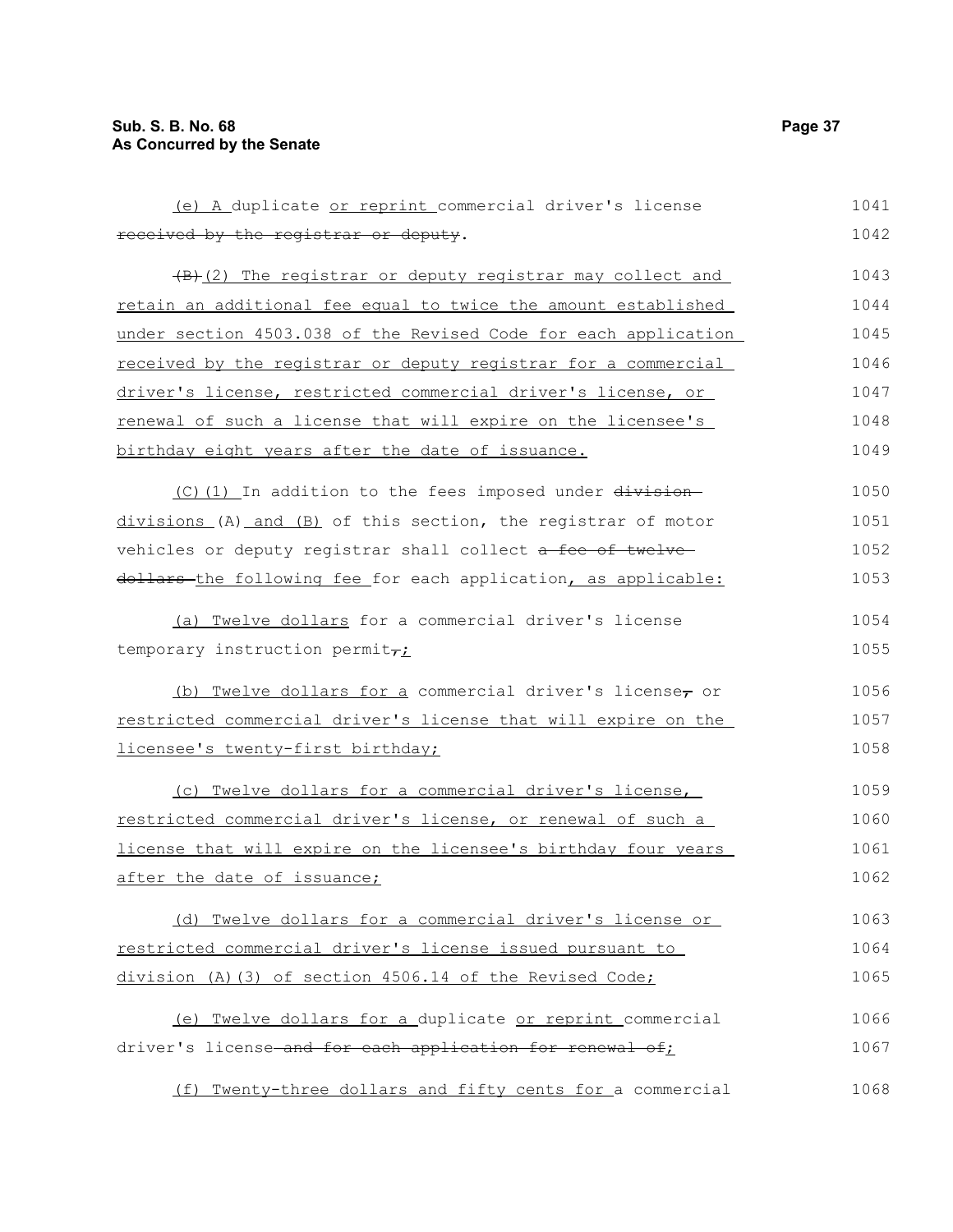(e) A duplicate or reprint commercial driver's license ~~received by the registrar or deputy~~.

~~(B)~~(2) The registrar or deputy registrar may collect and retain an additional fee equal to twice the amount established under section 4503.038 of the Revised Code for each application received by the registrar or deputy registrar for a commercial driver's license, restricted commercial driver's license, or renewal of such a license that will expire on the licensee's birthday eight years after the date of issuance.

(C)(1) In addition to the fees imposed under ~~division~~ divisions (A) and (B) of this section, the registrar of motor vehicles or deputy registrar shall collect ~~a fee of twelve dollars~~ the following fee for each application, as applicable:

(a) Twelve dollars for a commercial driver's license temporary instruction permit~~,~~;

(b) Twelve dollars for a commercial driver's license~~,~~ or restricted commercial driver's license that will expire on the licensee's twenty-first birthday;

(c) Twelve dollars for a commercial driver's license, restricted commercial driver's license, or renewal of such a license that will expire on the licensee's birthday four years after the date of issuance;

(d) Twelve dollars for a commercial driver's license or restricted commercial driver's license issued pursuant to division (A)(3) of section 4506.14 of the Revised Code;

(e) Twelve dollars for a duplicate or reprint commercial driver's license ~~and for each application for renewal of~~;

(f) Twenty-three dollars and fifty cents for a commercial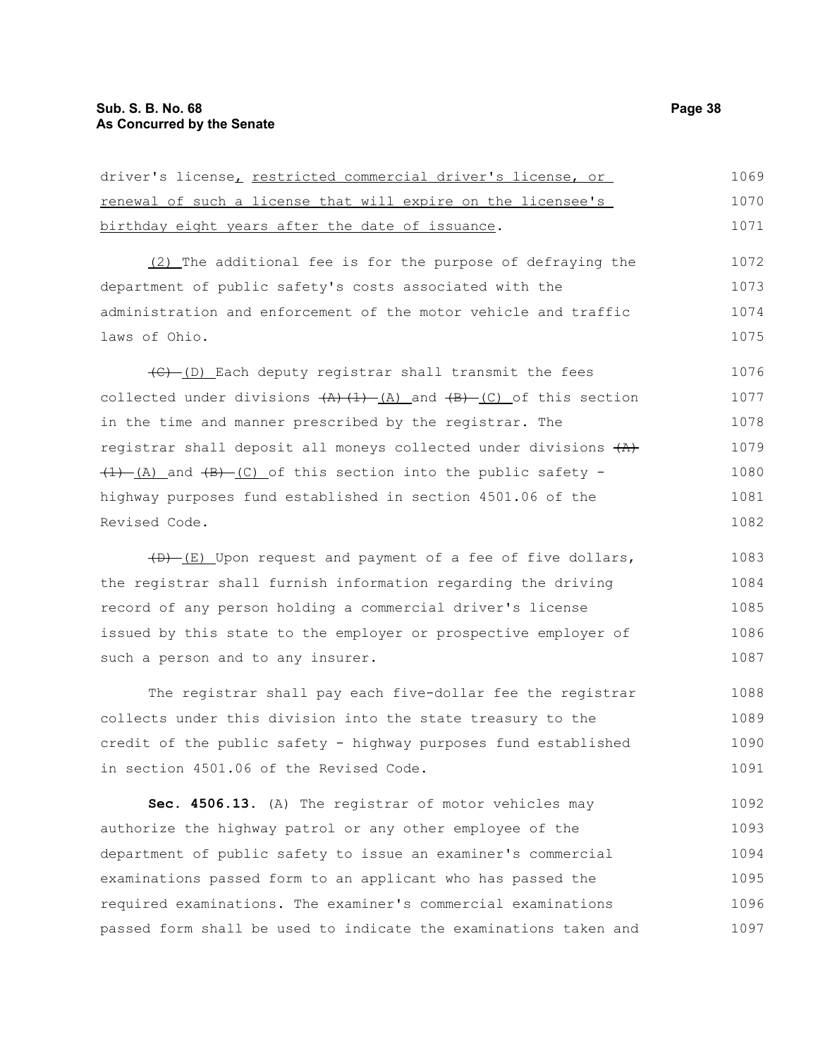driver's license, restricted commercial driver's license, or renewal of such a license that will expire on the licensee's birthday eight years after the date of issuance.

(2) The additional fee is for the purpose of defraying the department of public safety's costs associated with the administration and enforcement of the motor vehicle and traffic laws of Ohio.

~~(C)~~ (D) Each deputy registrar shall transmit the fees collected under divisions ~~(A)(1)~~ (A) and ~~(B)~~ (C) of this section in the time and manner prescribed by the registrar. The registrar shall deposit all moneys collected under divisions ~~(A)(1)~~ (A) and ~~(B)~~ (C) of this section into the public safety - highway purposes fund established in section 4501.06 of the Revised Code.

~~(D)~~ (E) Upon request and payment of a fee of five dollars, the registrar shall furnish information regarding the driving record of any person holding a commercial driver's license issued by this state to the employer or prospective employer of such a person and to any insurer.

The registrar shall pay each five-dollar fee the registrar collects under this division into the state treasury to the credit of the public safety - highway purposes fund established in section 4501.06 of the Revised Code.

**Sec. 4506.13.** (A) The registrar of motor vehicles may authorize the highway patrol or any other employee of the department of public safety to issue an examiner's commercial examinations passed form to an applicant who has passed the required examinations. The examiner's commercial examinations passed form shall be used to indicate the examinations taken and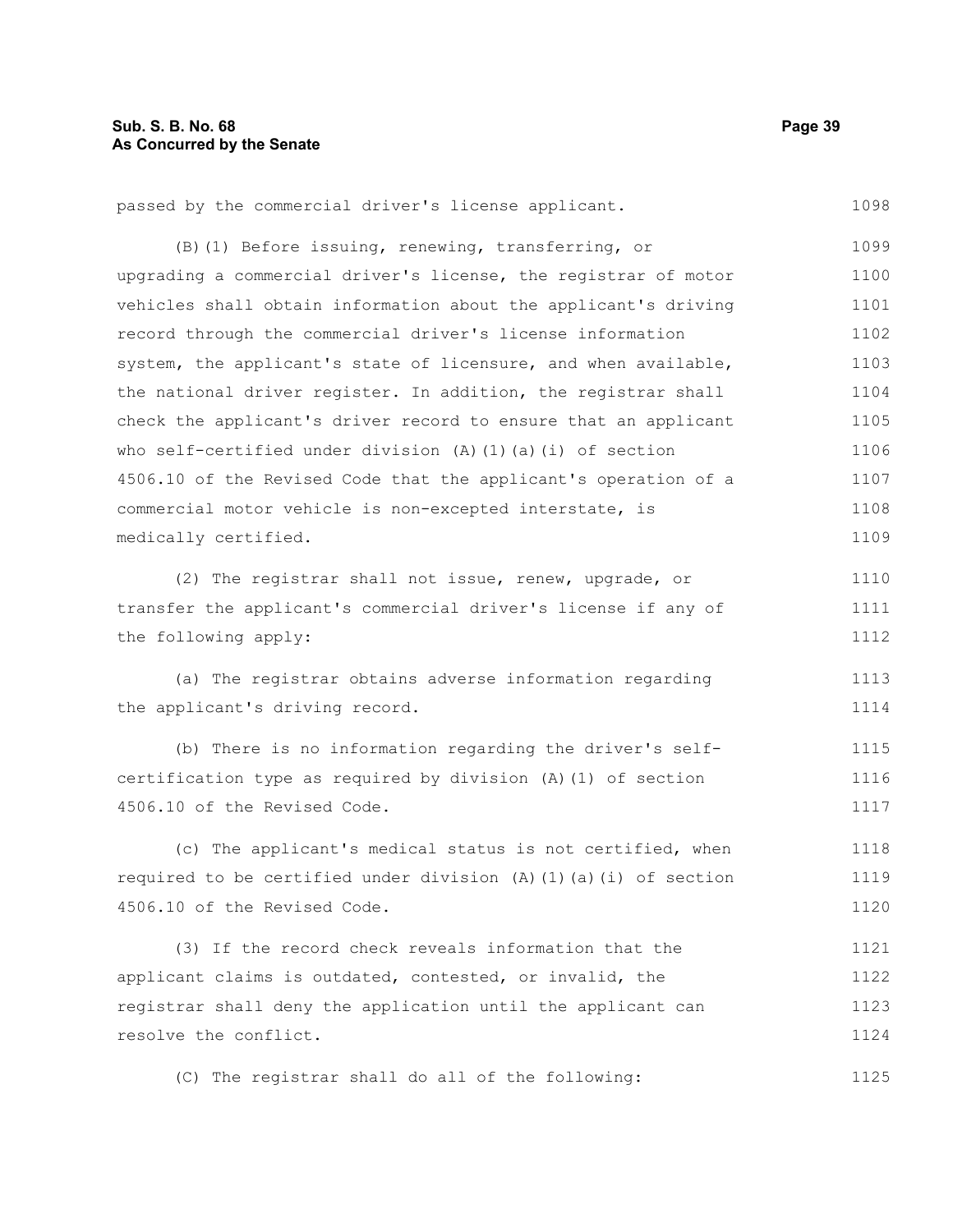passed by the commercial driver's license applicant.

(B)(1) Before issuing, renewing, transferring, or upgrading a commercial driver's license, the registrar of motor vehicles shall obtain information about the applicant's driving record through the commercial driver's license information system, the applicant's state of licensure, and when available, the national driver register. In addition, the registrar shall check the applicant's driver record to ensure that an applicant who self-certified under division (A)(1)(a)(i) of section 4506.10 of the Revised Code that the applicant's operation of a commercial motor vehicle is non-excepted interstate, is medically certified.

(2) The registrar shall not issue, renew, upgrade, or transfer the applicant's commercial driver's license if any of the following apply:

(a) The registrar obtains adverse information regarding the applicant's driving record.

(b) There is no information regarding the driver's self-certification type as required by division (A)(1) of section 4506.10 of the Revised Code.

(c) The applicant's medical status is not certified, when required to be certified under division (A)(1)(a)(i) of section 4506.10 of the Revised Code.

(3) If the record check reveals information that the applicant claims is outdated, contested, or invalid, the registrar shall deny the application until the applicant can resolve the conflict.

(C) The registrar shall do all of the following: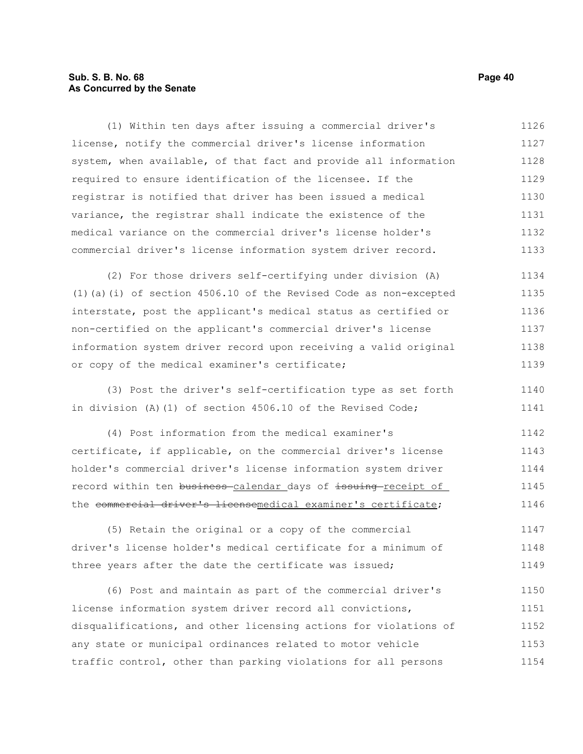(1) Within ten days after issuing a commercial driver's license, notify the commercial driver's license information system, when available, of that fact and provide all information required to ensure identification of the licensee. If the registrar is notified that driver has been issued a medical variance, the registrar shall indicate the existence of the medical variance on the commercial driver's license holder's commercial driver's license information system driver record.

(2) For those drivers self-certifying under division (A)(1)(a)(i) of section 4506.10 of the Revised Code as non-excepted interstate, post the applicant's medical status as certified or non-certified on the applicant's commercial driver's license information system driver record upon receiving a valid original or copy of the medical examiner's certificate;

(3) Post the driver's self-certification type as set forth in division (A)(1) of section 4506.10 of the Revised Code;

(4) Post information from the medical examiner's certificate, if applicable, on the commercial driver's license holder's commercial driver's license information system driver record within ten ~~business~~ calendar days of ~~issuing~~ receipt of the ~~commercial driver's license~~medical examiner's certificate;

(5) Retain the original or a copy of the commercial driver's license holder's medical certificate for a minimum of three years after the date the certificate was issued;

(6) Post and maintain as part of the commercial driver's license information system driver record all convictions, disqualifications, and other licensing actions for violations of any state or municipal ordinances related to motor vehicle traffic control, other than parking violations for all persons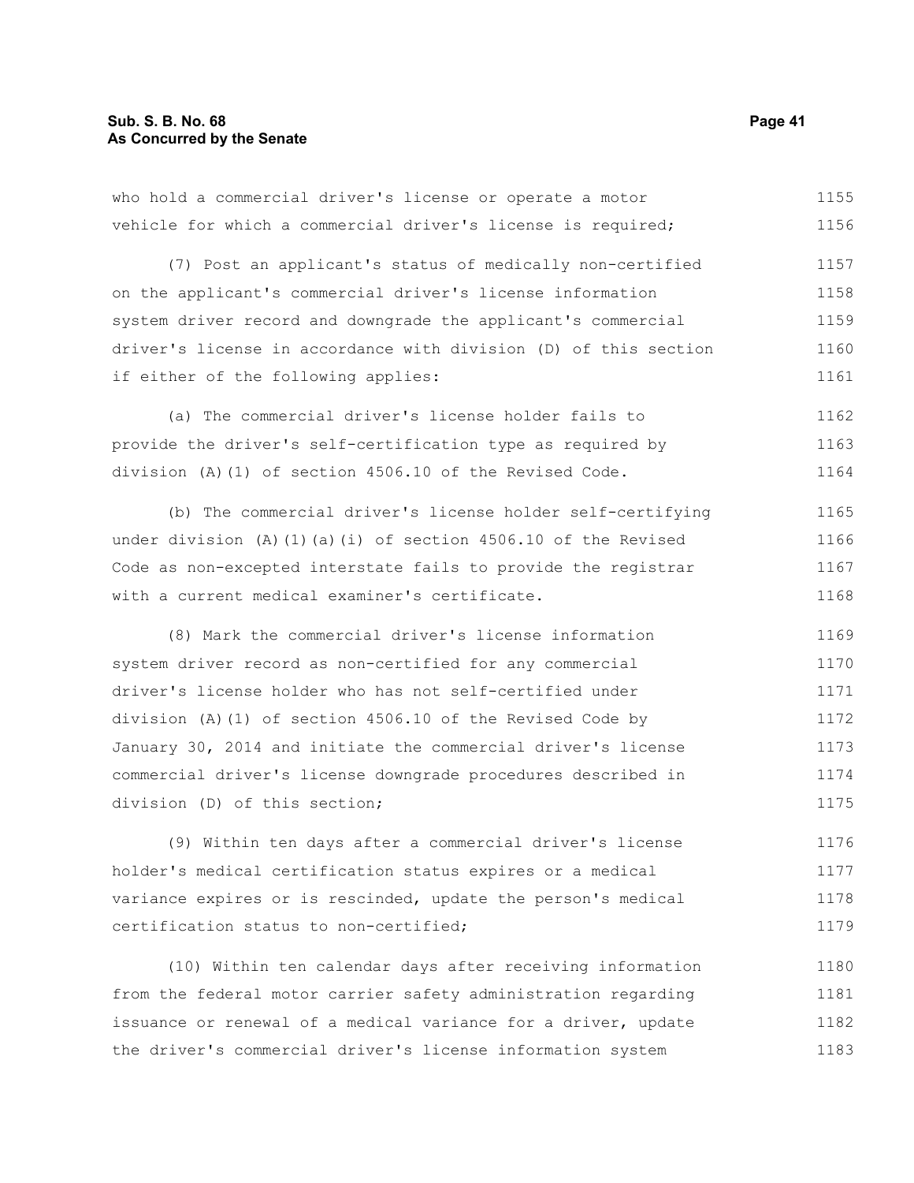who hold a commercial driver's license or operate a motor vehicle for which a commercial driver's license is required;

(7) Post an applicant's status of medically non-certified on the applicant's commercial driver's license information system driver record and downgrade the applicant's commercial driver's license in accordance with division (D) of this section if either of the following applies:

(a) The commercial driver's license holder fails to provide the driver's self-certification type as required by division (A)(1) of section 4506.10 of the Revised Code.

(b) The commercial driver's license holder self-certifying under division (A)(1)(a)(i) of section 4506.10 of the Revised Code as non-excepted interstate fails to provide the registrar with a current medical examiner's certificate.

(8) Mark the commercial driver's license information system driver record as non-certified for any commercial driver's license holder who has not self-certified under division (A)(1) of section 4506.10 of the Revised Code by January 30, 2014 and initiate the commercial driver's license commercial driver's license downgrade procedures described in division (D) of this section;

(9) Within ten days after a commercial driver's license holder's medical certification status expires or a medical variance expires or is rescinded, update the person's medical certification status to non-certified;

(10) Within ten calendar days after receiving information from the federal motor carrier safety administration regarding issuance or renewal of a medical variance for a driver, update the driver's commercial driver's license information system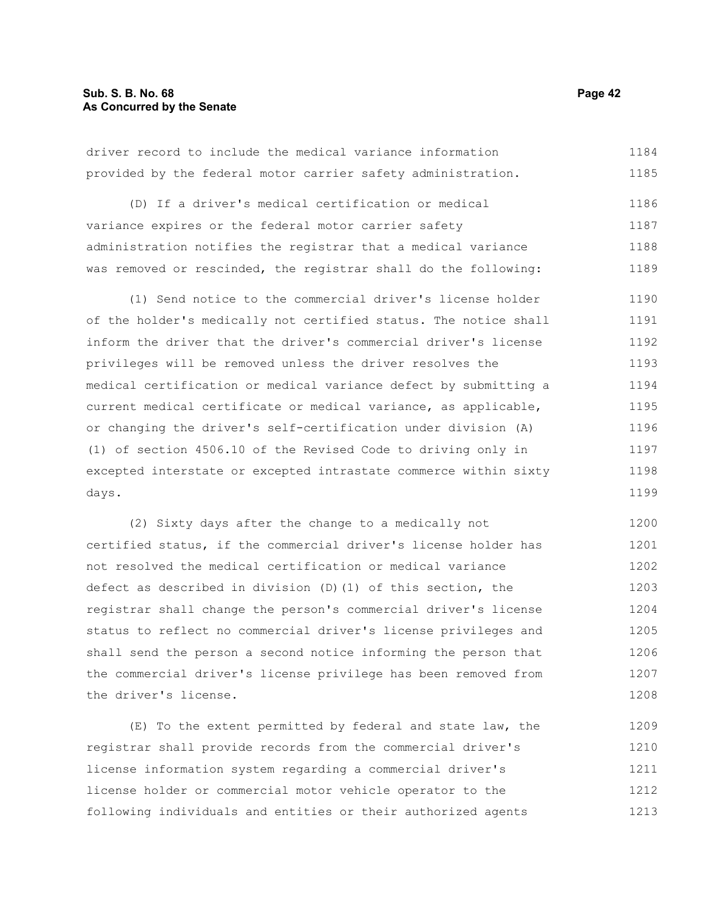driver record to include the medical variance information provided by the federal motor carrier safety administration.

(D) If a driver's medical certification or medical variance expires or the federal motor carrier safety administration notifies the registrar that a medical variance was removed or rescinded, the registrar shall do the following:

(1) Send notice to the commercial driver's license holder of the holder's medically not certified status. The notice shall inform the driver that the driver's commercial driver's license privileges will be removed unless the driver resolves the medical certification or medical variance defect by submitting a current medical certificate or medical variance, as applicable, or changing the driver's self-certification under division (A)(1) of section 4506.10 of the Revised Code to driving only in excepted interstate or excepted intrastate commerce within sixty days.

(2) Sixty days after the change to a medically not certified status, if the commercial driver's license holder has not resolved the medical certification or medical variance defect as described in division (D)(1) of this section, the registrar shall change the person's commercial driver's license status to reflect no commercial driver's license privileges and shall send the person a second notice informing the person that the commercial driver's license privilege has been removed from the driver's license.

(E) To the extent permitted by federal and state law, the registrar shall provide records from the commercial driver's license information system regarding a commercial driver's license holder or commercial motor vehicle operator to the following individuals and entities or their authorized agents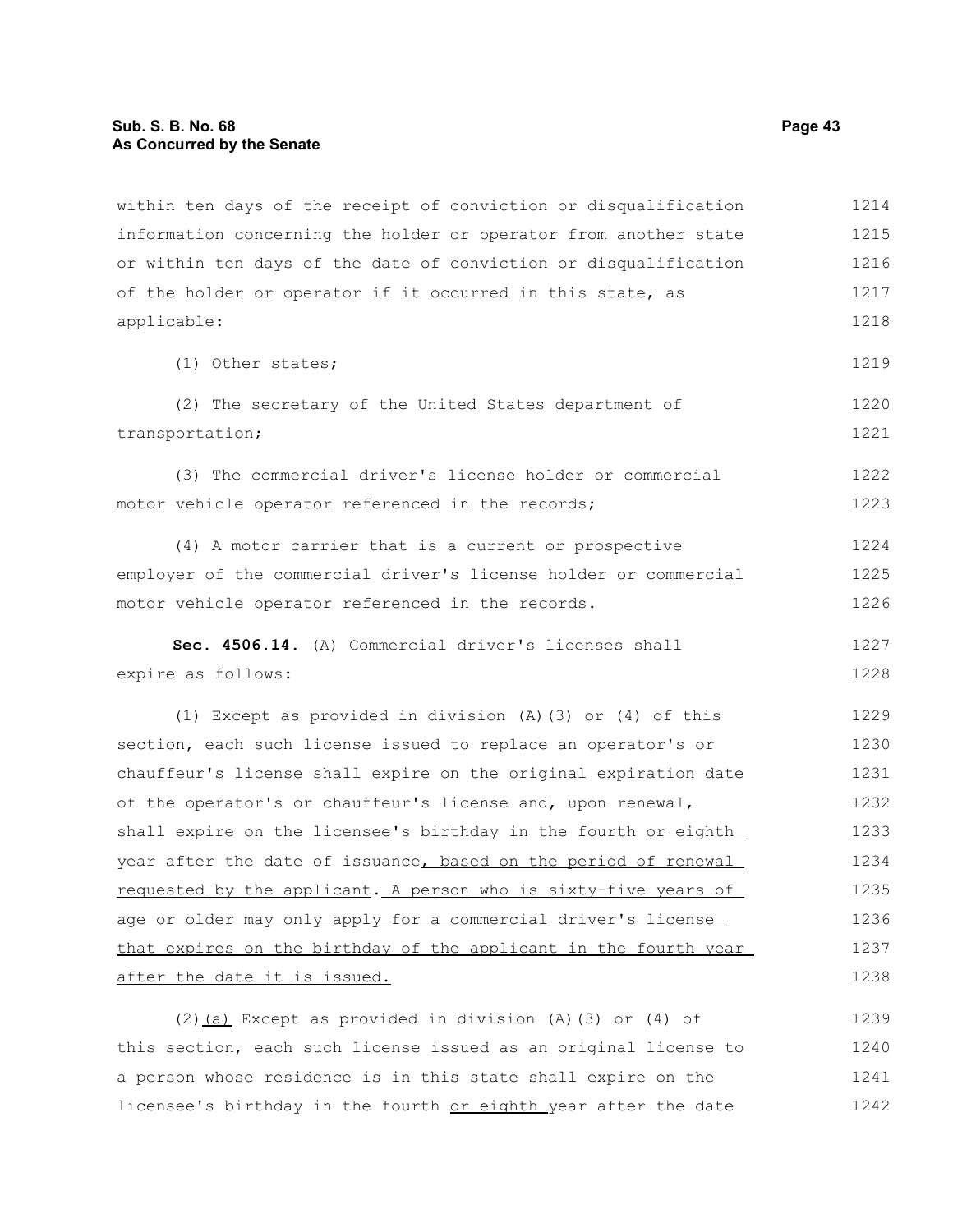within ten days of the receipt of conviction or disqualification information concerning the holder or operator from another state or within ten days of the date of conviction or disqualification of the holder or operator if it occurred in this state, as applicable:

(1) Other states;

(2) The secretary of the United States department of transportation;

(3) The commercial driver's license holder or commercial motor vehicle operator referenced in the records;

(4) A motor carrier that is a current or prospective employer of the commercial driver's license holder or commercial motor vehicle operator referenced in the records.

**Sec. 4506.14.** (A) Commercial driver's licenses shall expire as follows:

(1) Except as provided in division (A)(3) or (4) of this section, each such license issued to replace an operator's or chauffeur's license shall expire on the original expiration date of the operator's or chauffeur's license and, upon renewal, shall expire on the licensee's birthday in the fourth <u>or eighth</u> year after the date of issuance<u>, based on the period of renewal requested by the applicant</u>. <u>A person who is sixty-five years of age or older may only apply for a commercial driver's license that expires on the birthday of the applicant in the fourth year after the date it is issued.</u>

(2)<u>(a)</u> Except as provided in division (A)(3) or (4) of this section, each such license issued as an original license to a person whose residence is in this state shall expire on the licensee's birthday in the fourth <u>or eighth</u> year after the date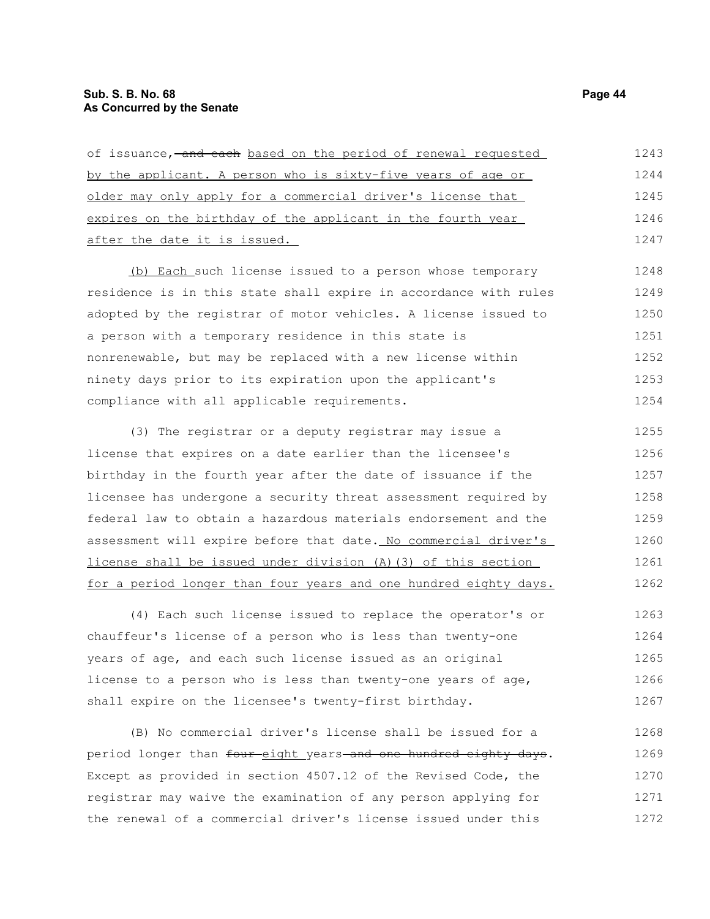of issuance, ~~and each~~ based on the period of renewal requested by the applicant. A person who is sixty-five years of age or older may only apply for a commercial driver's license that expires on the birthday of the applicant in the fourth year after the date it is issued.

(b) Each such license issued to a person whose temporary residence is in this state shall expire in accordance with rules adopted by the registrar of motor vehicles. A license issued to a person with a temporary residence in this state is nonrenewable, but may be replaced with a new license within ninety days prior to its expiration upon the applicant's compliance with all applicable requirements.

(3) The registrar or a deputy registrar may issue a license that expires on a date earlier than the licensee's birthday in the fourth year after the date of issuance if the licensee has undergone a security threat assessment required by federal law to obtain a hazardous materials endorsement and the assessment will expire before that date. No commercial driver's license shall be issued under division (A)(3) of this section for a period longer than four years and one hundred eighty days.

(4) Each such license issued to replace the operator's or chauffeur's license of a person who is less than twenty-one years of age, and each such license issued as an original license to a person who is less than twenty-one years of age, shall expire on the licensee's twenty-first birthday.

(B) No commercial driver's license shall be issued for a period longer than ~~four~~ eight years ~~and one hundred eighty days~~. Except as provided in section 4507.12 of the Revised Code, the registrar may waive the examination of any person applying for the renewal of a commercial driver's license issued under this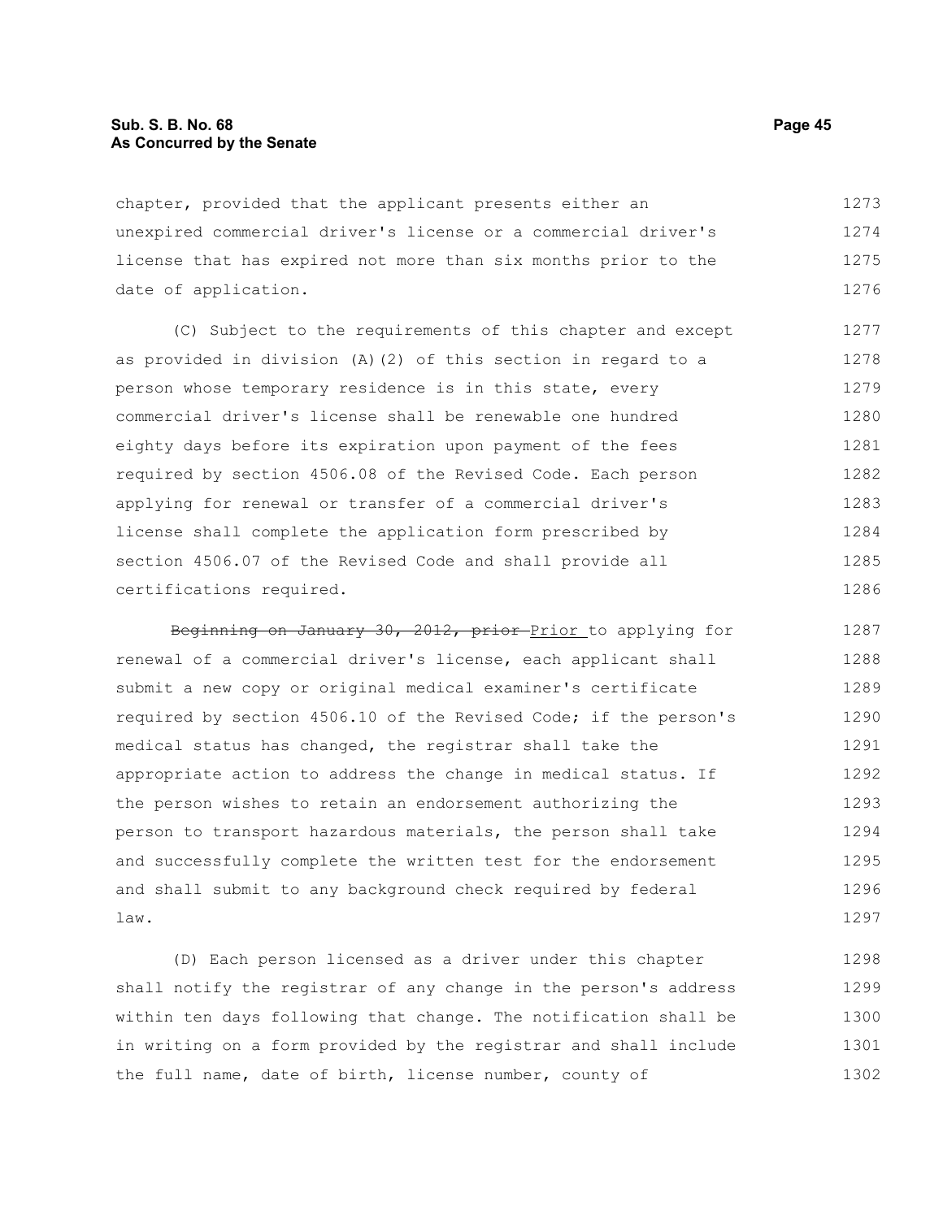chapter, provided that the applicant presents either an unexpired commercial driver's license or a commercial driver's license that has expired not more than six months prior to the date of application.

(C) Subject to the requirements of this chapter and except as provided in division (A)(2) of this section in regard to a person whose temporary residence is in this state, every commercial driver's license shall be renewable one hundred eighty days before its expiration upon payment of the fees required by section 4506.08 of the Revised Code. Each person applying for renewal or transfer of a commercial driver's license shall complete the application form prescribed by section 4506.07 of the Revised Code and shall provide all certifications required.

~~Beginning on January 30, 2012, prior~~ Prior to applying for renewal of a commercial driver's license, each applicant shall submit a new copy or original medical examiner's certificate required by section 4506.10 of the Revised Code; if the person's medical status has changed, the registrar shall take the appropriate action to address the change in medical status. If the person wishes to retain an endorsement authorizing the person to transport hazardous materials, the person shall take and successfully complete the written test for the endorsement and shall submit to any background check required by federal law.

(D) Each person licensed as a driver under this chapter shall notify the registrar of any change in the person's address within ten days following that change. The notification shall be in writing on a form provided by the registrar and shall include the full name, date of birth, license number, county of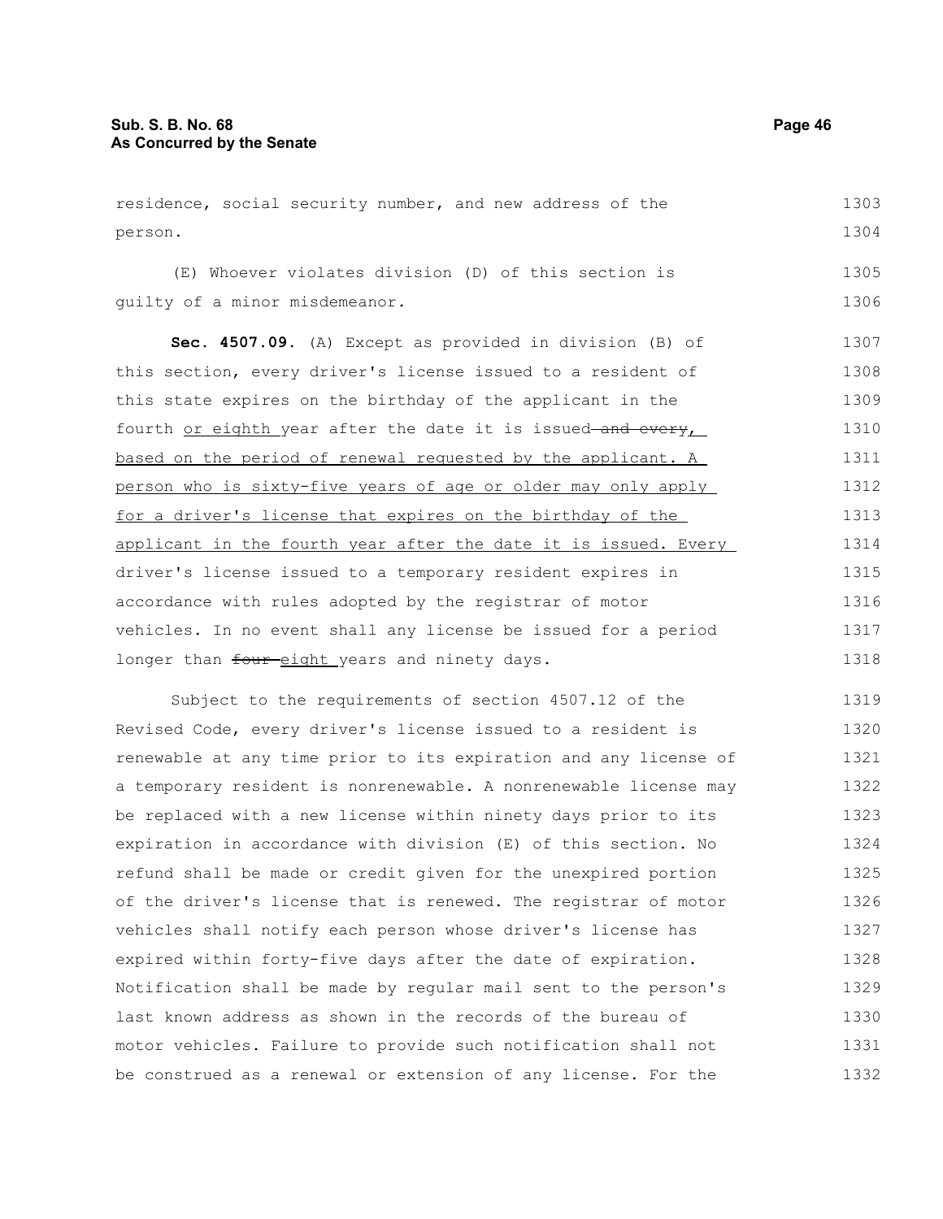residence, social security number, and new address of the person.

(E) Whoever violates division (D) of this section is guilty of a minor misdemeanor.

**Sec. 4507.09.** (A) Except as provided in division (B) of this section, every driver's license issued to a resident of this state expires on the birthday of the applicant in the fourth <u>or eighth</u> year after the date it is issued ~~and every~~<u>, based on the period of renewal requested by the applicant. A person who is sixty-five years of age or older may only apply for a driver's license that expires on the birthday of the applicant in the fourth year after the date it is issued. Every</u> driver's license issued to a temporary resident expires in accordance with rules adopted by the registrar of motor vehicles. In no event shall any license be issued for a period longer than ~~four~~ <u>eight</u> years and ninety days.

Subject to the requirements of section 4507.12 of the Revised Code, every driver's license issued to a resident is renewable at any time prior to its expiration and any license of a temporary resident is nonrenewable. A nonrenewable license may be replaced with a new license within ninety days prior to its expiration in accordance with division (E) of this section. No refund shall be made or credit given for the unexpired portion of the driver's license that is renewed. The registrar of motor vehicles shall notify each person whose driver's license has expired within forty-five days after the date of expiration. Notification shall be made by regular mail sent to the person's last known address as shown in the records of the bureau of motor vehicles. Failure to provide such notification shall not be construed as a renewal or extension of any license. For the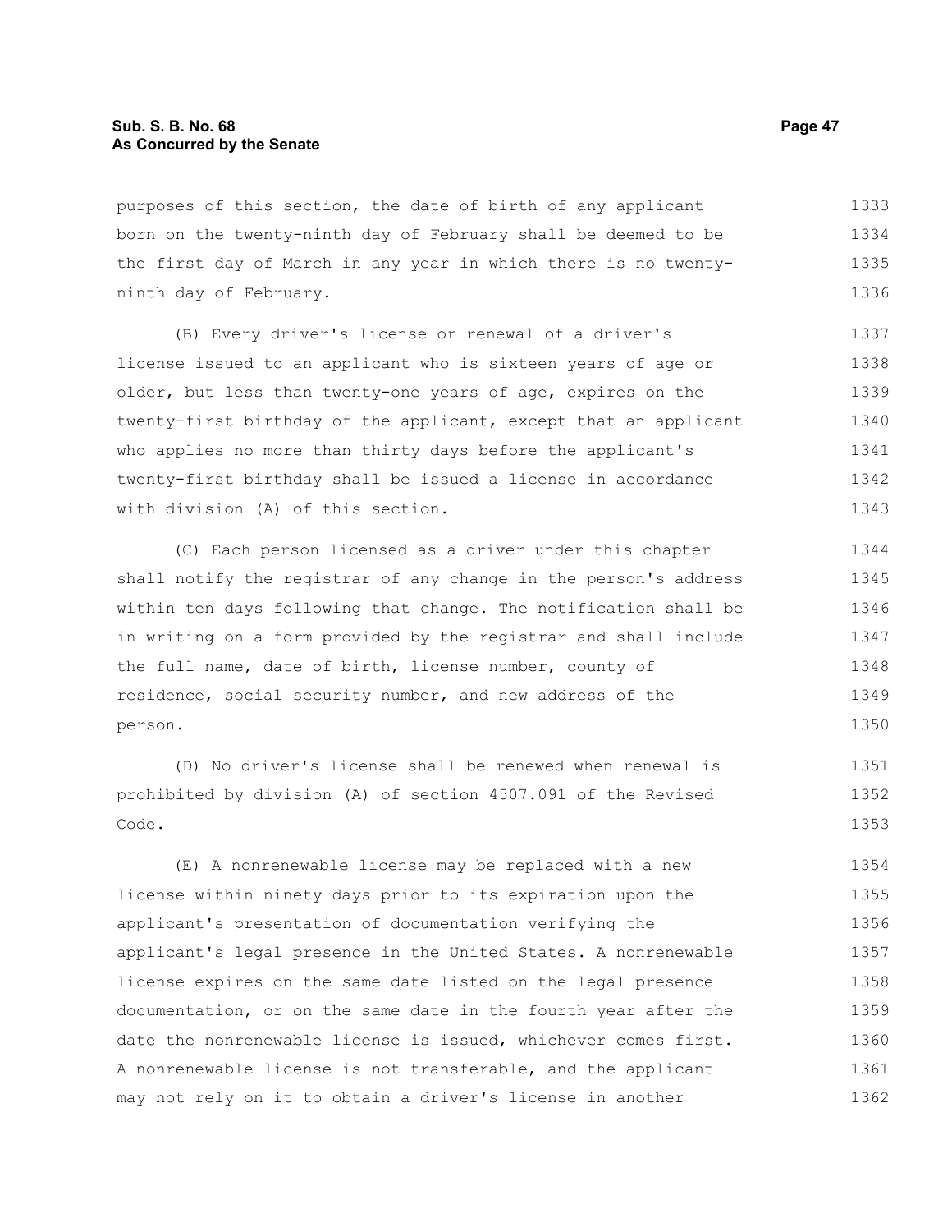purposes of this section, the date of birth of any applicant born on the twenty-ninth day of February shall be deemed to be the first day of March in any year in which there is no twenty-ninth day of February.

(B) Every driver's license or renewal of a driver's license issued to an applicant who is sixteen years of age or older, but less than twenty-one years of age, expires on the twenty-first birthday of the applicant, except that an applicant who applies no more than thirty days before the applicant's twenty-first birthday shall be issued a license in accordance with division (A) of this section.

(C) Each person licensed as a driver under this chapter shall notify the registrar of any change in the person's address within ten days following that change. The notification shall be in writing on a form provided by the registrar and shall include the full name, date of birth, license number, county of residence, social security number, and new address of the person.

(D) No driver's license shall be renewed when renewal is prohibited by division (A) of section 4507.091 of the Revised Code.

(E) A nonrenewable license may be replaced with a new license within ninety days prior to its expiration upon the applicant's presentation of documentation verifying the applicant's legal presence in the United States. A nonrenewable license expires on the same date listed on the legal presence documentation, or on the same date in the fourth year after the date the nonrenewable license is issued, whichever comes first. A nonrenewable license is not transferable, and the applicant may not rely on it to obtain a driver's license in another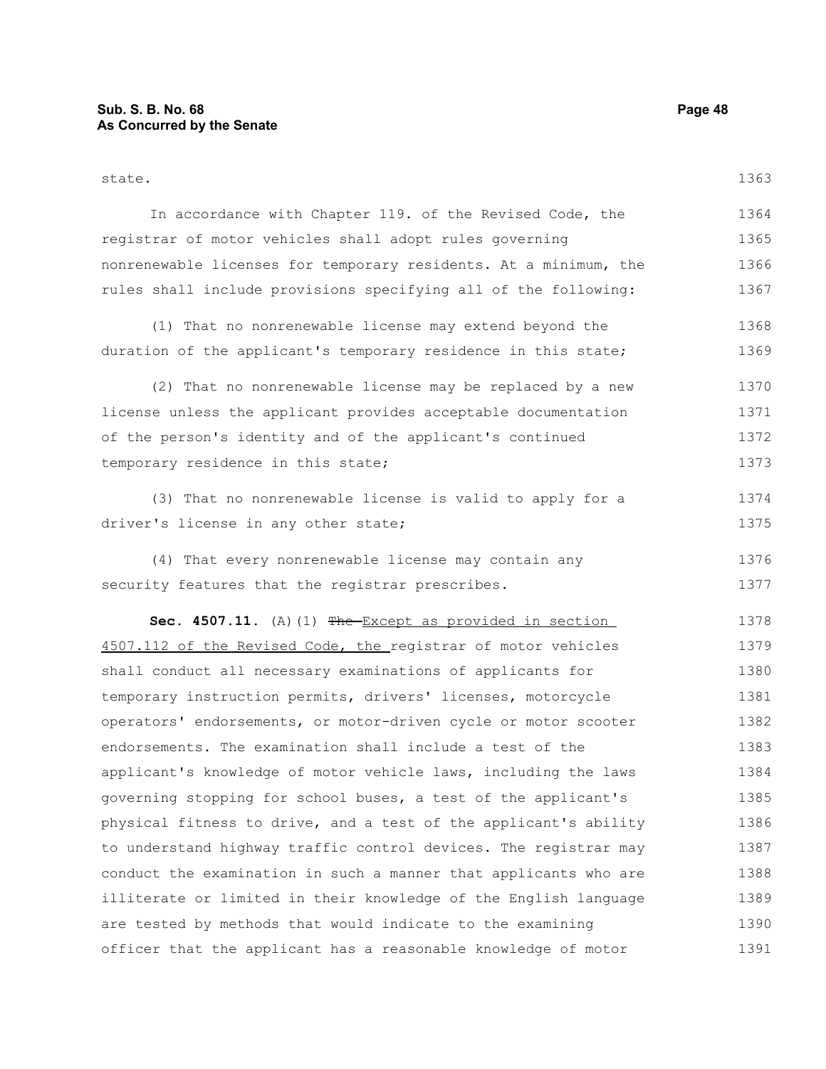state.

In accordance with Chapter 119. of the Revised Code, the registrar of motor vehicles shall adopt rules governing nonrenewable licenses for temporary residents. At a minimum, the rules shall include provisions specifying all of the following:

(1) That no nonrenewable license may extend beyond the duration of the applicant's temporary residence in this state;

(2) That no nonrenewable license may be replaced by a new license unless the applicant provides acceptable documentation of the person's identity and of the applicant's continued temporary residence in this state;

(3) That no nonrenewable license is valid to apply for a driver's license in any other state;

(4) That every nonrenewable license may contain any security features that the registrar prescribes.

**Sec. 4507.11.** (A)(1) ~~The~~ Except as provided in section 4507.112 of the Revised Code, the registrar of motor vehicles shall conduct all necessary examinations of applicants for temporary instruction permits, drivers' licenses, motorcycle operators' endorsements, or motor-driven cycle or motor scooter endorsements. The examination shall include a test of the applicant's knowledge of motor vehicle laws, including the laws governing stopping for school buses, a test of the applicant's physical fitness to drive, and a test of the applicant's ability to understand highway traffic control devices. The registrar may conduct the examination in such a manner that applicants who are illiterate or limited in their knowledge of the English language are tested by methods that would indicate to the examining officer that the applicant has a reasonable knowledge of motor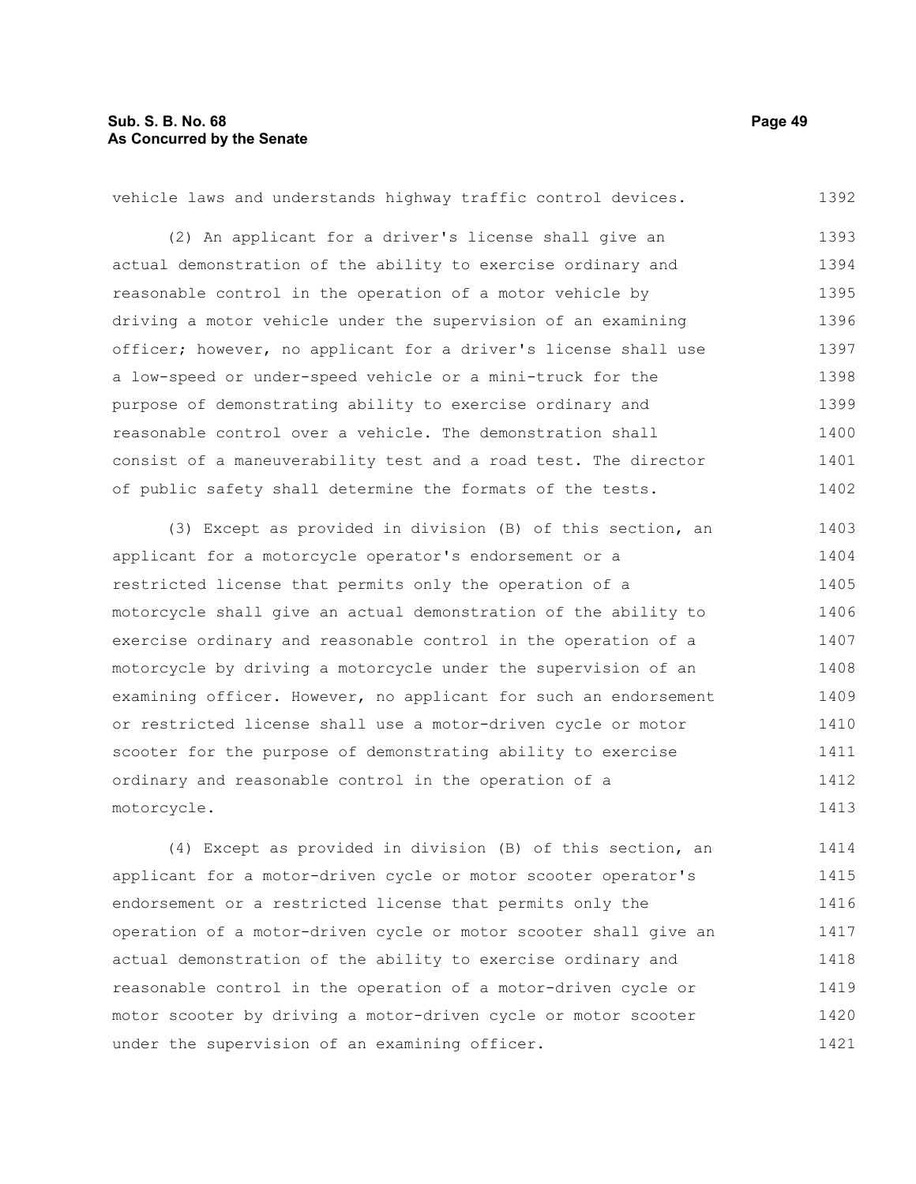vehicle laws and understands highway traffic control devices.

(2) An applicant for a driver's license shall give an actual demonstration of the ability to exercise ordinary and reasonable control in the operation of a motor vehicle by driving a motor vehicle under the supervision of an examining officer; however, no applicant for a driver's license shall use a low-speed or under-speed vehicle or a mini-truck for the purpose of demonstrating ability to exercise ordinary and reasonable control over a vehicle. The demonstration shall consist of a maneuverability test and a road test. The director of public safety shall determine the formats of the tests.

(3) Except as provided in division (B) of this section, an applicant for a motorcycle operator's endorsement or a restricted license that permits only the operation of a motorcycle shall give an actual demonstration of the ability to exercise ordinary and reasonable control in the operation of a motorcycle by driving a motorcycle under the supervision of an examining officer. However, no applicant for such an endorsement or restricted license shall use a motor-driven cycle or motor scooter for the purpose of demonstrating ability to exercise ordinary and reasonable control in the operation of a motorcycle.

(4) Except as provided in division (B) of this section, an applicant for a motor-driven cycle or motor scooter operator's endorsement or a restricted license that permits only the operation of a motor-driven cycle or motor scooter shall give an actual demonstration of the ability to exercise ordinary and reasonable control in the operation of a motor-driven cycle or motor scooter by driving a motor-driven cycle or motor scooter under the supervision of an examining officer.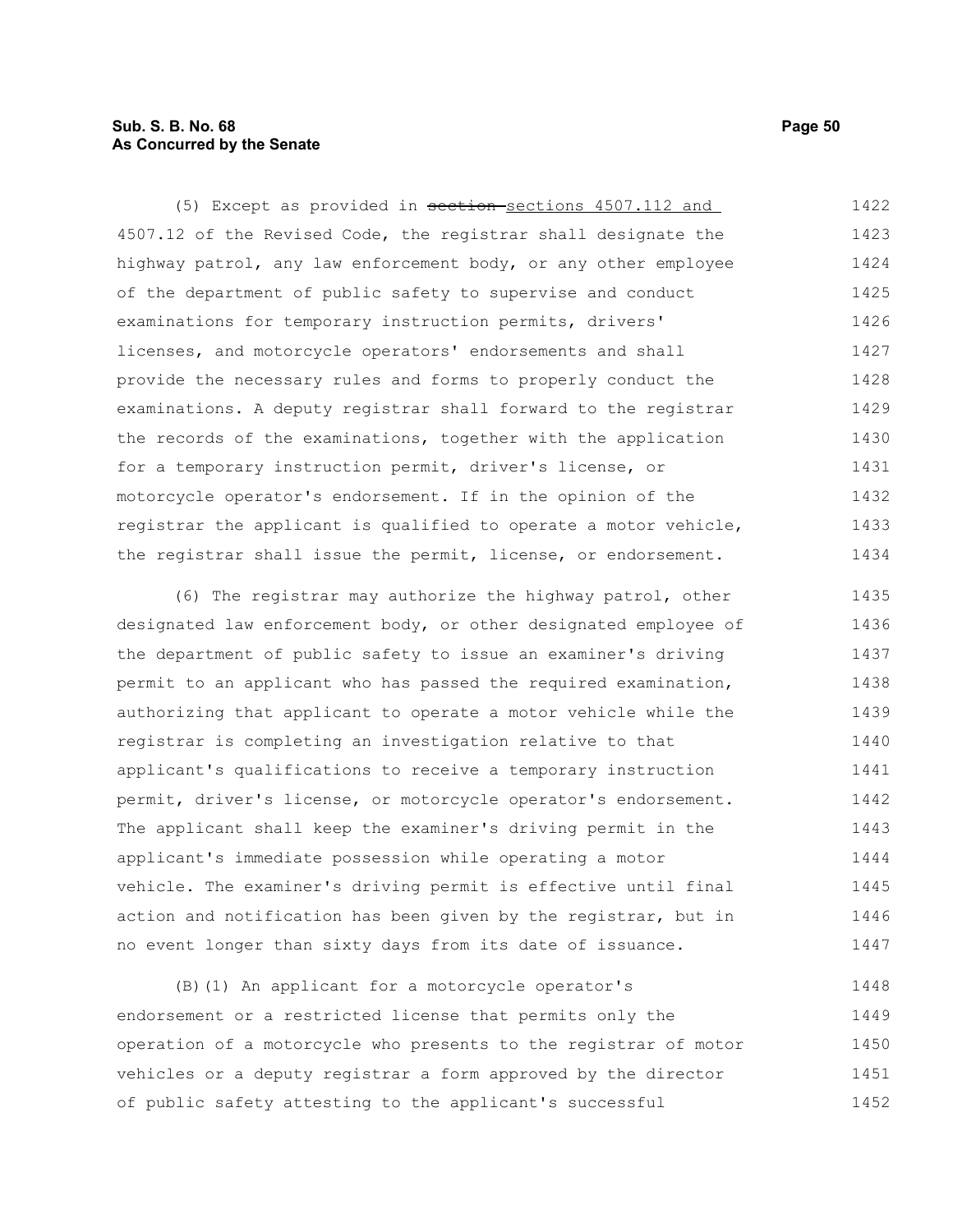(5) Except as provided in ~~section~~ sections 4507.112 and 4507.12 of the Revised Code, the registrar shall designate the highway patrol, any law enforcement body, or any other employee of the department of public safety to supervise and conduct examinations for temporary instruction permits, drivers' licenses, and motorcycle operators' endorsements and shall provide the necessary rules and forms to properly conduct the examinations. A deputy registrar shall forward to the registrar the records of the examinations, together with the application for a temporary instruction permit, driver's license, or motorcycle operator's endorsement. If in the opinion of the registrar the applicant is qualified to operate a motor vehicle, the registrar shall issue the permit, license, or endorsement.

(6) The registrar may authorize the highway patrol, other designated law enforcement body, or other designated employee of the department of public safety to issue an examiner's driving permit to an applicant who has passed the required examination, authorizing that applicant to operate a motor vehicle while the registrar is completing an investigation relative to that applicant's qualifications to receive a temporary instruction permit, driver's license, or motorcycle operator's endorsement. The applicant shall keep the examiner's driving permit in the applicant's immediate possession while operating a motor vehicle. The examiner's driving permit is effective until final action and notification has been given by the registrar, but in no event longer than sixty days from its date of issuance.

(B)(1) An applicant for a motorcycle operator's endorsement or a restricted license that permits only the operation of a motorcycle who presents to the registrar of motor vehicles or a deputy registrar a form approved by the director of public safety attesting to the applicant's successful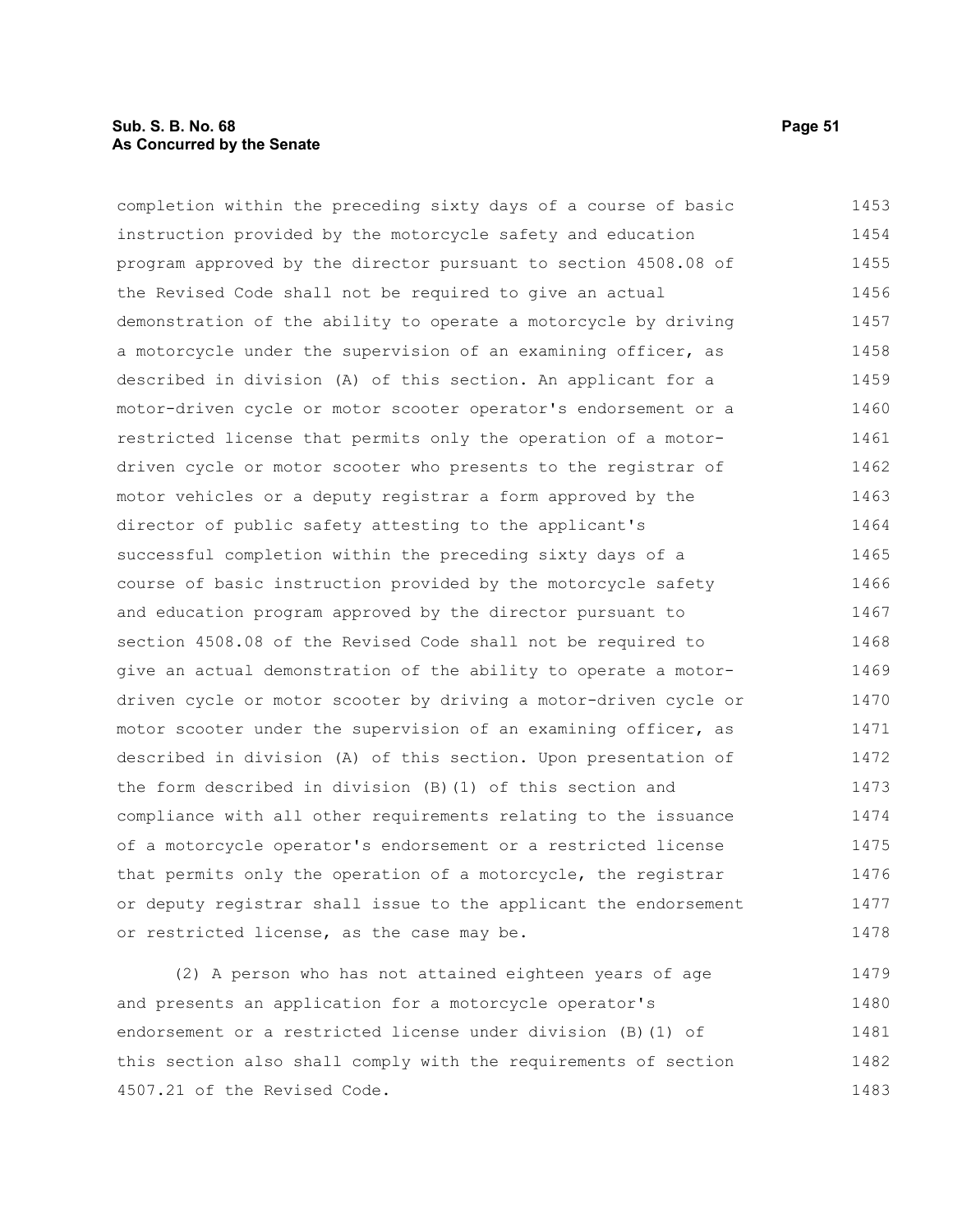completion within the preceding sixty days of a course of basic instruction provided by the motorcycle safety and education program approved by the director pursuant to section 4508.08 of the Revised Code shall not be required to give an actual demonstration of the ability to operate a motorcycle by driving a motorcycle under the supervision of an examining officer, as described in division (A) of this section. An applicant for a motor-driven cycle or motor scooter operator's endorsement or a restricted license that permits only the operation of a motor-driven cycle or motor scooter who presents to the registrar of motor vehicles or a deputy registrar a form approved by the director of public safety attesting to the applicant's successful completion within the preceding sixty days of a course of basic instruction provided by the motorcycle safety and education program approved by the director pursuant to section 4508.08 of the Revised Code shall not be required to give an actual demonstration of the ability to operate a motor-driven cycle or motor scooter by driving a motor-driven cycle or motor scooter under the supervision of an examining officer, as described in division (A) of this section. Upon presentation of the form described in division (B)(1) of this section and compliance with all other requirements relating to the issuance of a motorcycle operator's endorsement or a restricted license that permits only the operation of a motorcycle, the registrar or deputy registrar shall issue to the applicant the endorsement or restricted license, as the case may be.

(2) A person who has not attained eighteen years of age and presents an application for a motorcycle operator's endorsement or a restricted license under division (B)(1) of this section also shall comply with the requirements of section 4507.21 of the Revised Code.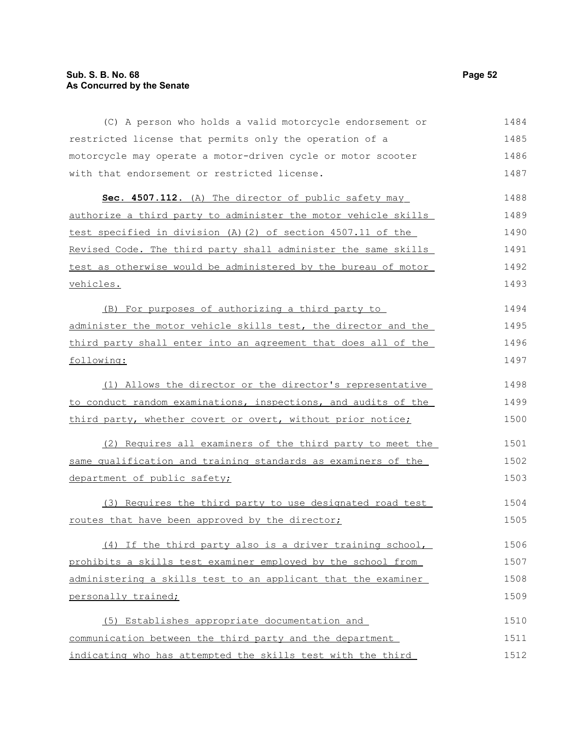(C) A person who holds a valid motorcycle endorsement or restricted license that permits only the operation of a motorcycle may operate a motor-driven cycle or motor scooter with that endorsement or restricted license.

**Sec. 4507.112.** (A) The director of public safety may authorize a third party to administer the motor vehicle skills test specified in division (A)(2) of section 4507.11 of the Revised Code. The third party shall administer the same skills test as otherwise would be administered by the bureau of motor vehicles.

(B) For purposes of authorizing a third party to administer the motor vehicle skills test, the director and the third party shall enter into an agreement that does all of the following:

(1) Allows the director or the director's representative to conduct random examinations, inspections, and audits of the third party, whether covert or overt, without prior notice;

(2) Requires all examiners of the third party to meet the same qualification and training standards as examiners of the department of public safety;

(3) Requires the third party to use designated road test routes that have been approved by the director;

(4) If the third party also is a driver training school, prohibits a skills test examiner employed by the school from administering a skills test to an applicant that the examiner personally trained;

(5) Establishes appropriate documentation and communication between the third party and the department indicating who has attempted the skills test with the third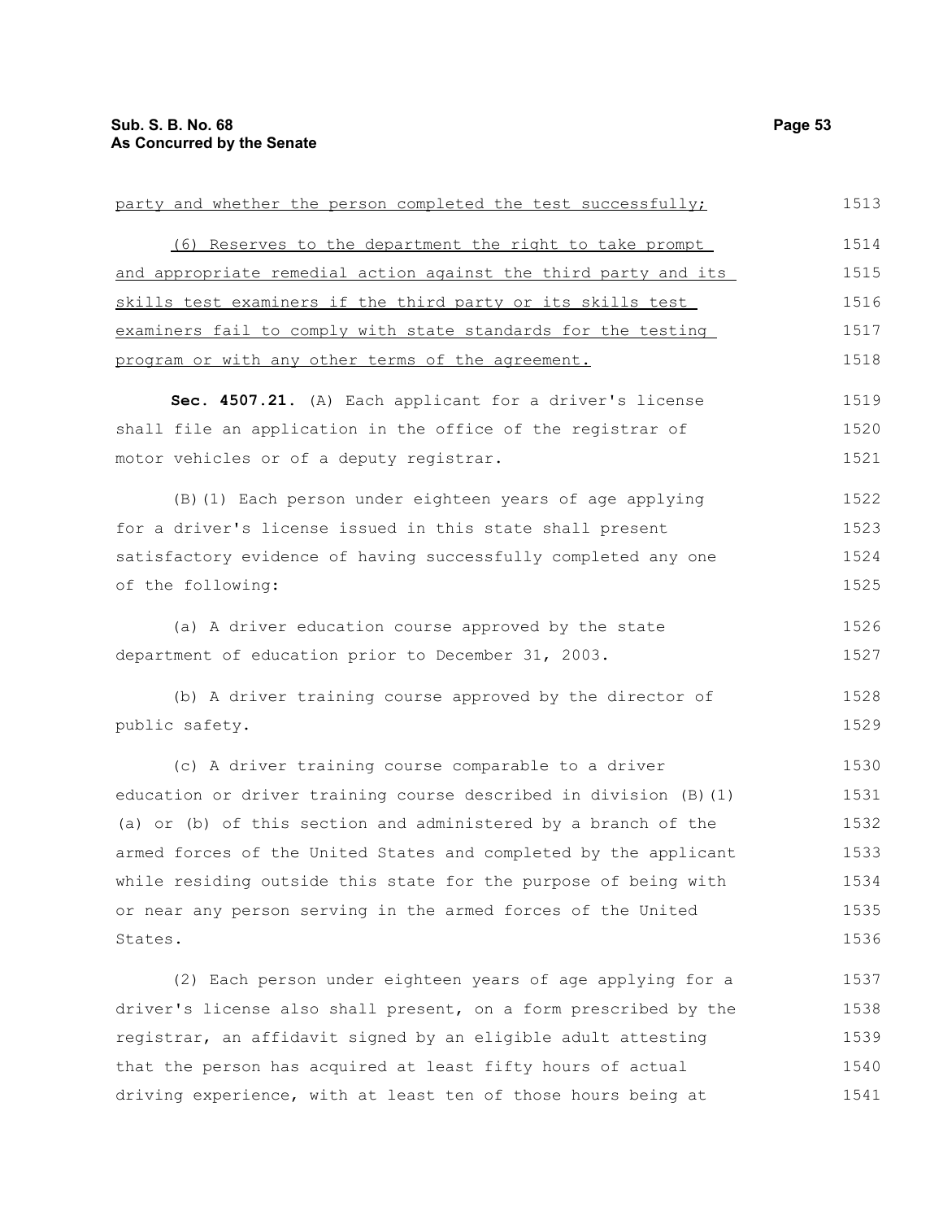party and whether the person completed the test successfully;

(6) Reserves to the department the right to take prompt and appropriate remedial action against the third party and its skills test examiners if the third party or its skills test examiners fail to comply with state standards for the testing program or with any other terms of the agreement.

**Sec. 4507.21.** (A) Each applicant for a driver's license shall file an application in the office of the registrar of motor vehicles or of a deputy registrar.

(B)(1) Each person under eighteen years of age applying for a driver's license issued in this state shall present satisfactory evidence of having successfully completed any one of the following:

(a) A driver education course approved by the state department of education prior to December 31, 2003.

(b) A driver training course approved by the director of public safety.

(c) A driver training course comparable to a driver education or driver training course described in division (B)(1)(a) or (b) of this section and administered by a branch of the armed forces of the United States and completed by the applicant while residing outside this state for the purpose of being with or near any person serving in the armed forces of the United States.

(2) Each person under eighteen years of age applying for a driver's license also shall present, on a form prescribed by the registrar, an affidavit signed by an eligible adult attesting that the person has acquired at least fifty hours of actual driving experience, with at least ten of those hours being at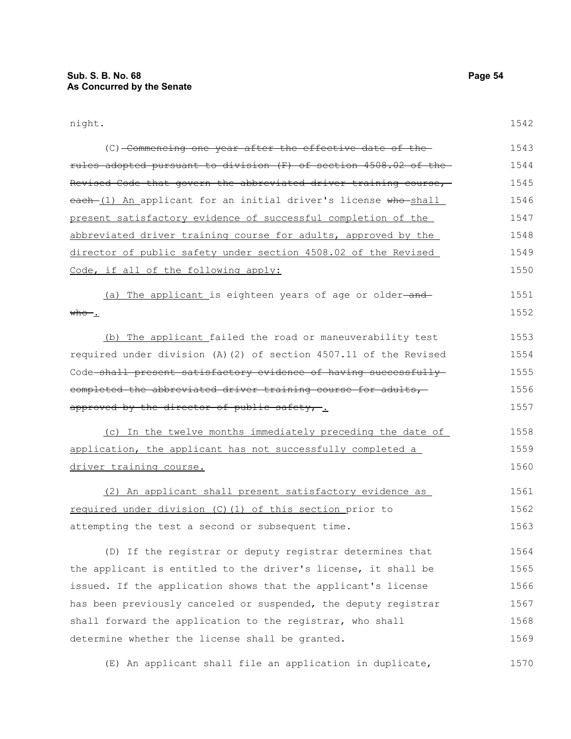night.

(C) ~~Commencing one year after the effective date of the rules adopted pursuant to division (F) of section 4508.02 of the Revised Code that govern the abbreviated driver training course, each~~ (1) An applicant for an initial driver's license ~~who~~ shall present satisfactory evidence of successful completion of the abbreviated driver training course for adults, approved by the director of public safety under section 4508.02 of the Revised Code, if all of the following apply:

(a) The applicant is eighteen years of age or older~~ and who~~.

(b) The applicant failed the road or maneuverability test required under division (A)(2) of section 4507.11 of the Revised Code~~ shall present satisfactory evidence of having successfully completed the abbreviated driver training course for adults, approved by the director of public safety,~~.

(c) In the twelve months immediately preceding the date of application, the applicant has not successfully completed a driver training course.

(2) An applicant shall present satisfactory evidence as required under division (C)(1) of this section prior to attempting the test a second or subsequent time.

(D) If the registrar or deputy registrar determines that the applicant is entitled to the driver's license, it shall be issued. If the application shows that the applicant's license has been previously canceled or suspended, the deputy registrar shall forward the application to the registrar, who shall determine whether the license shall be granted.

(E) An applicant shall file an application in duplicate,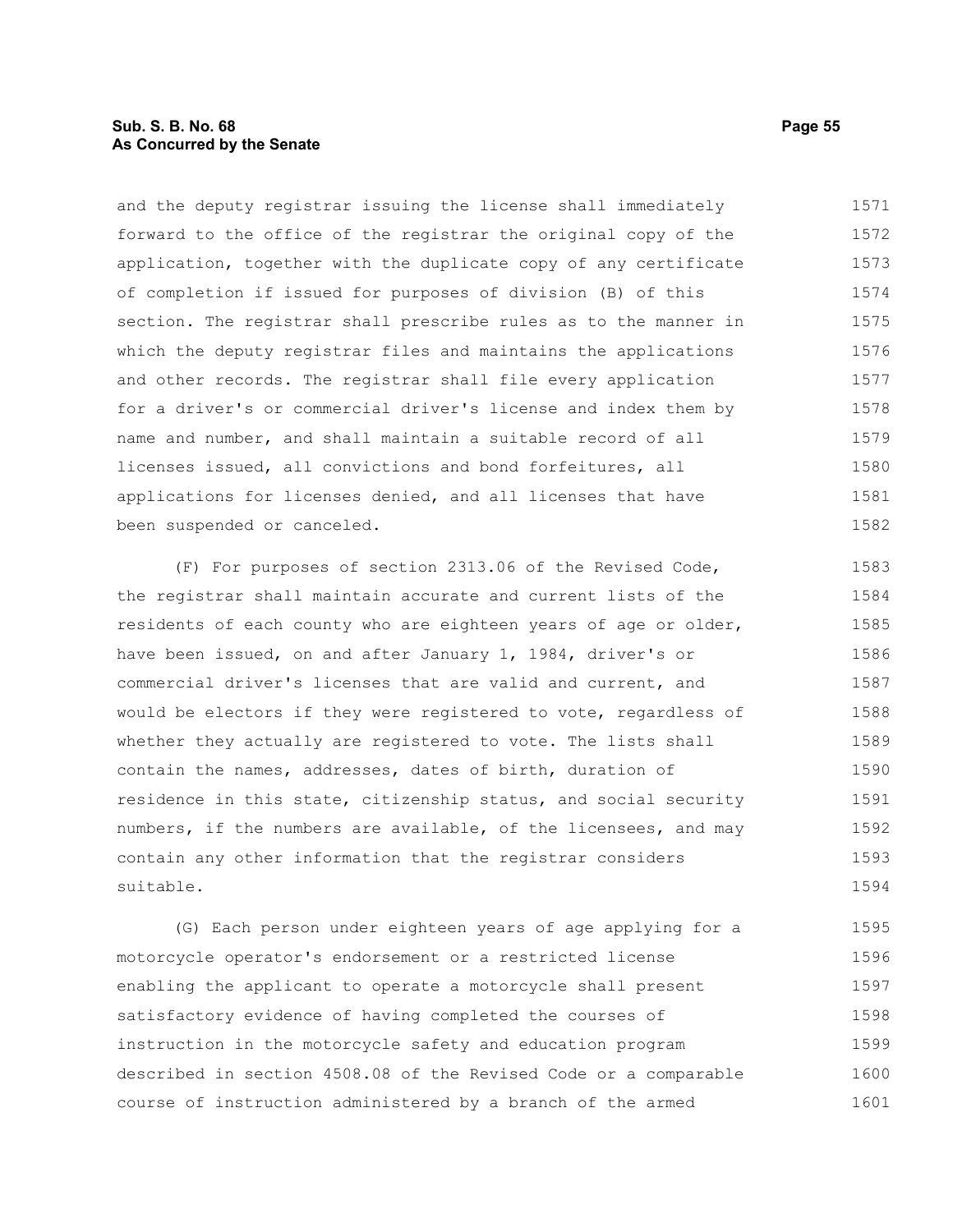and the deputy registrar issuing the license shall immediately forward to the office of the registrar the original copy of the application, together with the duplicate copy of any certificate of completion if issued for purposes of division (B) of this section. The registrar shall prescribe rules as to the manner in which the deputy registrar files and maintains the applications and other records. The registrar shall file every application for a driver's or commercial driver's license and index them by name and number, and shall maintain a suitable record of all licenses issued, all convictions and bond forfeitures, all applications for licenses denied, and all licenses that have been suspended or canceled.

(F) For purposes of section 2313.06 of the Revised Code, the registrar shall maintain accurate and current lists of the residents of each county who are eighteen years of age or older, have been issued, on and after January 1, 1984, driver's or commercial driver's licenses that are valid and current, and would be electors if they were registered to vote, regardless of whether they actually are registered to vote. The lists shall contain the names, addresses, dates of birth, duration of residence in this state, citizenship status, and social security numbers, if the numbers are available, of the licensees, and may contain any other information that the registrar considers suitable.

(G) Each person under eighteen years of age applying for a motorcycle operator's endorsement or a restricted license enabling the applicant to operate a motorcycle shall present satisfactory evidence of having completed the courses of instruction in the motorcycle safety and education program described in section 4508.08 of the Revised Code or a comparable course of instruction administered by a branch of the armed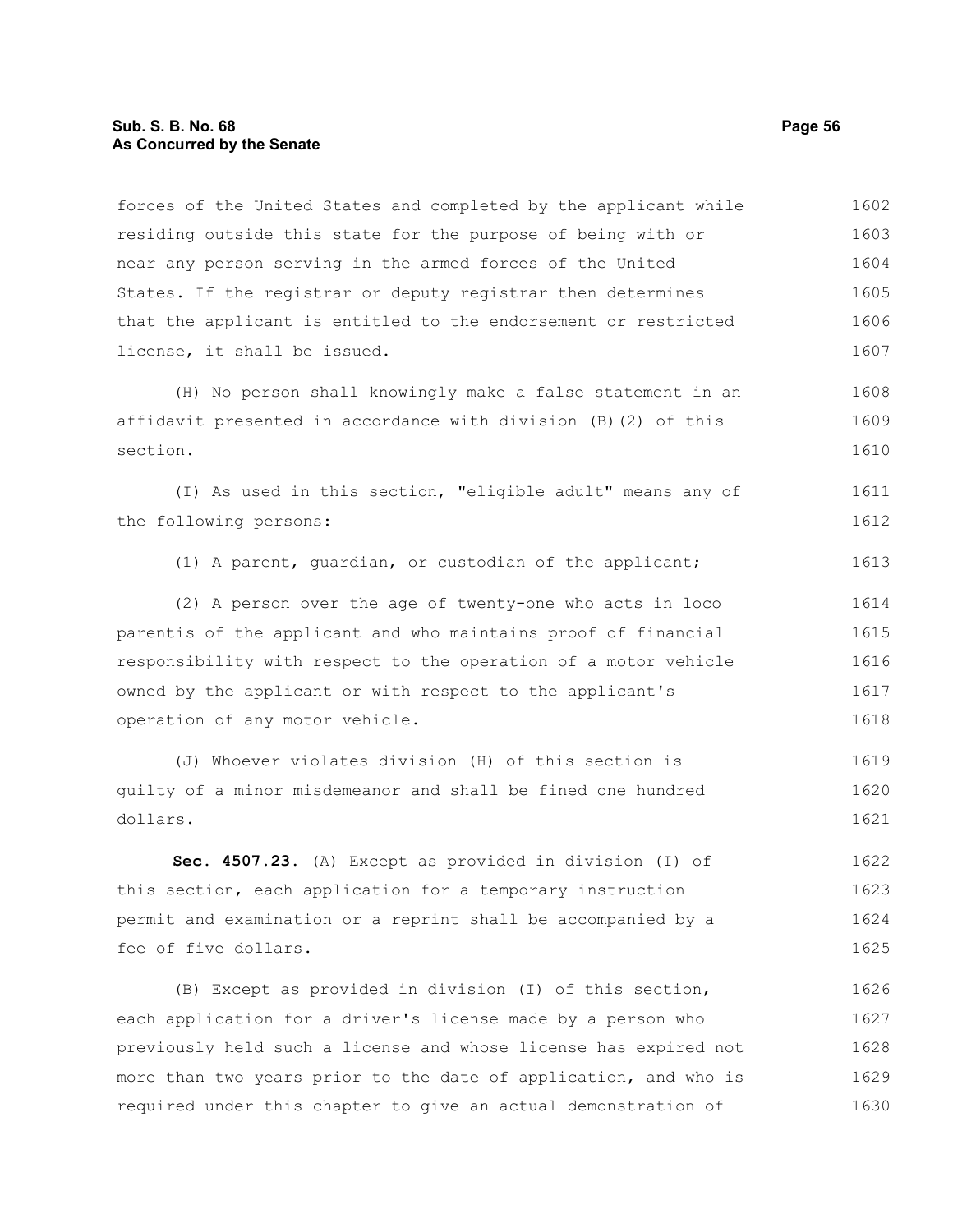forces of the United States and completed by the applicant while residing outside this state for the purpose of being with or near any person serving in the armed forces of the United States. If the registrar or deputy registrar then determines that the applicant is entitled to the endorsement or restricted license, it shall be issued.

(H) No person shall knowingly make a false statement in an affidavit presented in accordance with division (B)(2) of this section.

(I) As used in this section, "eligible adult" means any of the following persons:

(1) A parent, guardian, or custodian of the applicant;

(2) A person over the age of twenty-one who acts in loco parentis of the applicant and who maintains proof of financial responsibility with respect to the operation of a motor vehicle owned by the applicant or with respect to the applicant's operation of any motor vehicle.

(J) Whoever violates division (H) of this section is guilty of a minor misdemeanor and shall be fined one hundred dollars.

**Sec. 4507.23.** (A) Except as provided in division (I) of this section, each application for a temporary instruction permit and examination <u>or a reprint</u> shall be accompanied by a fee of five dollars.

(B) Except as provided in division (I) of this section, each application for a driver's license made by a person who previously held such a license and whose license has expired not more than two years prior to the date of application, and who is required under this chapter to give an actual demonstration of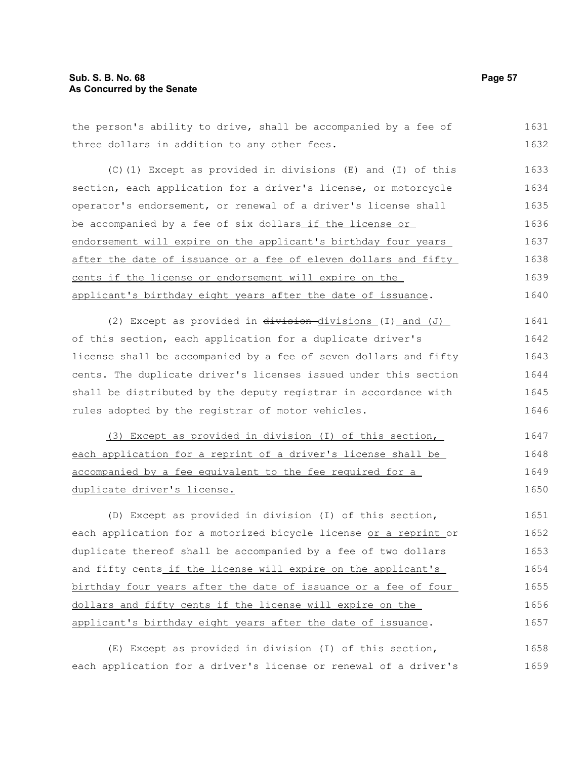the person's ability to drive, shall be accompanied by a fee of three dollars in addition to any other fees.

(C)(1) Except as provided in divisions (E) and (I) of this section, each application for a driver's license, or motorcycle operator's endorsement, or renewal of a driver's license shall be accompanied by a fee of six dollars if the license or endorsement will expire on the applicant's birthday four years after the date of issuance or a fee of eleven dollars and fifty cents if the license or endorsement will expire on the applicant's birthday eight years after the date of issuance.

(2) Except as provided in ~~division~~ divisions (I) and (J) of this section, each application for a duplicate driver's license shall be accompanied by a fee of seven dollars and fifty cents. The duplicate driver's licenses issued under this section shall be distributed by the deputy registrar in accordance with rules adopted by the registrar of motor vehicles.

(3) Except as provided in division (I) of this section, each application for a reprint of a driver's license shall be accompanied by a fee equivalent to the fee required for a duplicate driver's license.

(D) Except as provided in division (I) of this section, each application for a motorized bicycle license or a reprint or duplicate thereof shall be accompanied by a fee of two dollars and fifty cents if the license will expire on the applicant's birthday four years after the date of issuance or a fee of four dollars and fifty cents if the license will expire on the applicant's birthday eight years after the date of issuance.

(E) Except as provided in division (I) of this section, each application for a driver's license or renewal of a driver's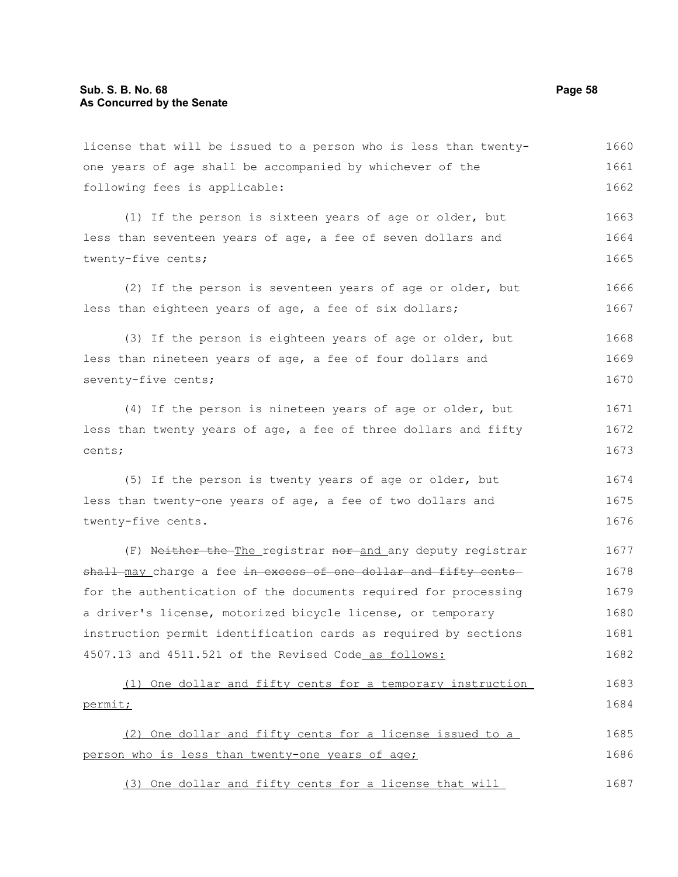license that will be issued to a person who is less than twenty-one years of age shall be accompanied by whichever of the following fees is applicable:

(1) If the person is sixteen years of age or older, but less than seventeen years of age, a fee of seven dollars and twenty-five cents;

(2) If the person is seventeen years of age or older, but less than eighteen years of age, a fee of six dollars;

(3) If the person is eighteen years of age or older, but less than nineteen years of age, a fee of four dollars and seventy-five cents;

(4) If the person is nineteen years of age or older, but less than twenty years of age, a fee of three dollars and fifty cents;

(5) If the person is twenty years of age or older, but less than twenty-one years of age, a fee of two dollars and twenty-five cents.

(F) ~~Neither the~~ The registrar ~~nor~~ and any deputy registrar ~~shall~~ may charge a fee ~~in excess of one dollar and fifty cents~~ for the authentication of the documents required for processing a driver's license, motorized bicycle license, or temporary instruction permit identification cards as required by sections 4507.13 and 4511.521 of the Revised Code as follows:

(1) One dollar and fifty cents for a temporary instruction permit;

(2) One dollar and fifty cents for a license issued to a person who is less than twenty-one years of age;

(3) One dollar and fifty cents for a license that will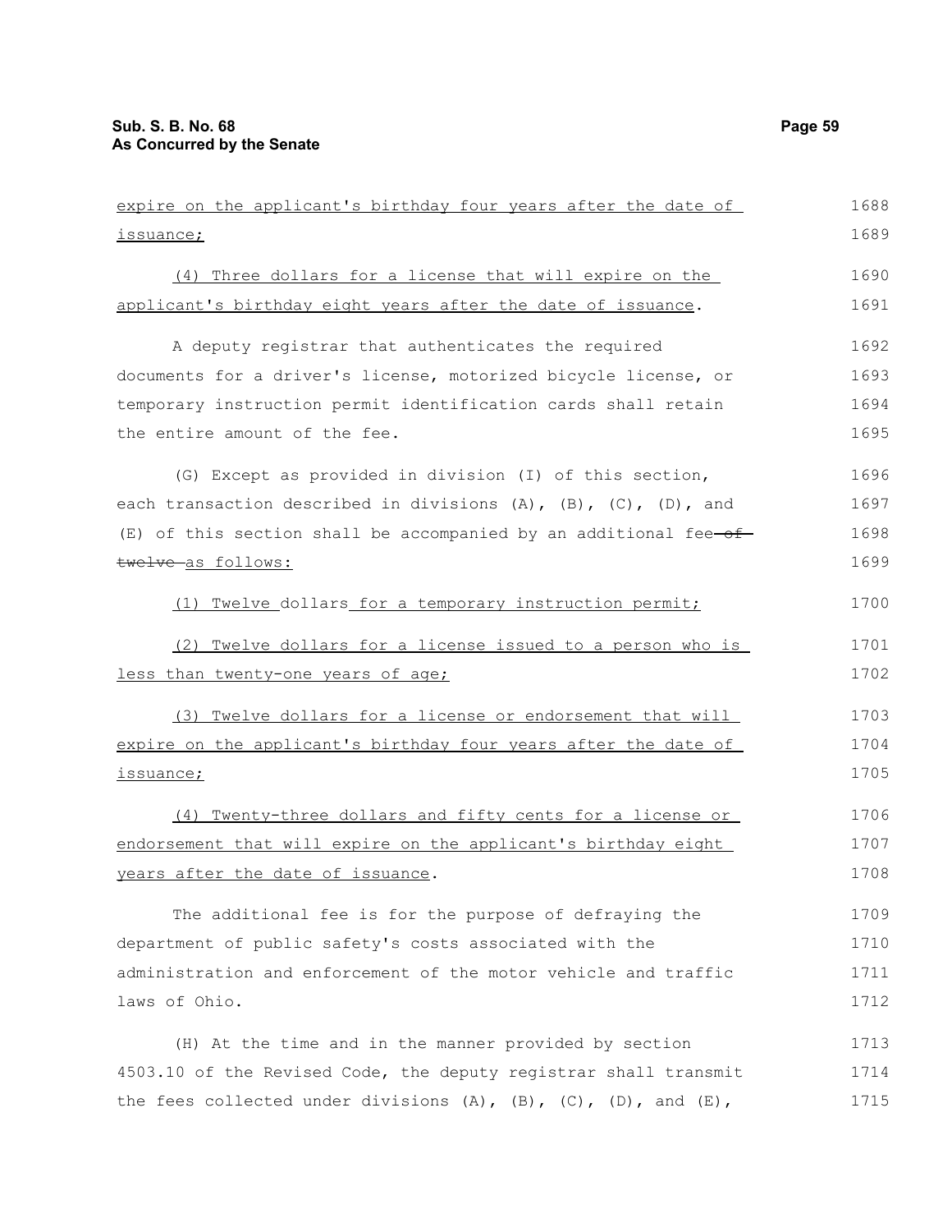expire on the applicant's birthday four years after the date of issuance;

(4) Three dollars for a license that will expire on the applicant's birthday eight years after the date of issuance.

A deputy registrar that authenticates the required documents for a driver's license, motorized bicycle license, or temporary instruction permit identification cards shall retain the entire amount of the fee.

(G) Except as provided in division (I) of this section, each transaction described in divisions (A), (B), (C), (D), and (E) of this section shall be accompanied by an additional fee ~~of twelve~~ as follows:

(1) Twelve dollars for a temporary instruction permit;

(2) Twelve dollars for a license issued to a person who is less than twenty-one years of age;

(3) Twelve dollars for a license or endorsement that will expire on the applicant's birthday four years after the date of issuance;

(4) Twenty-three dollars and fifty cents for a license or endorsement that will expire on the applicant's birthday eight years after the date of issuance.

The additional fee is for the purpose of defraying the department of public safety's costs associated with the administration and enforcement of the motor vehicle and traffic laws of Ohio.

(H) At the time and in the manner provided by section 4503.10 of the Revised Code, the deputy registrar shall transmit the fees collected under divisions (A), (B), (C), (D), and (E),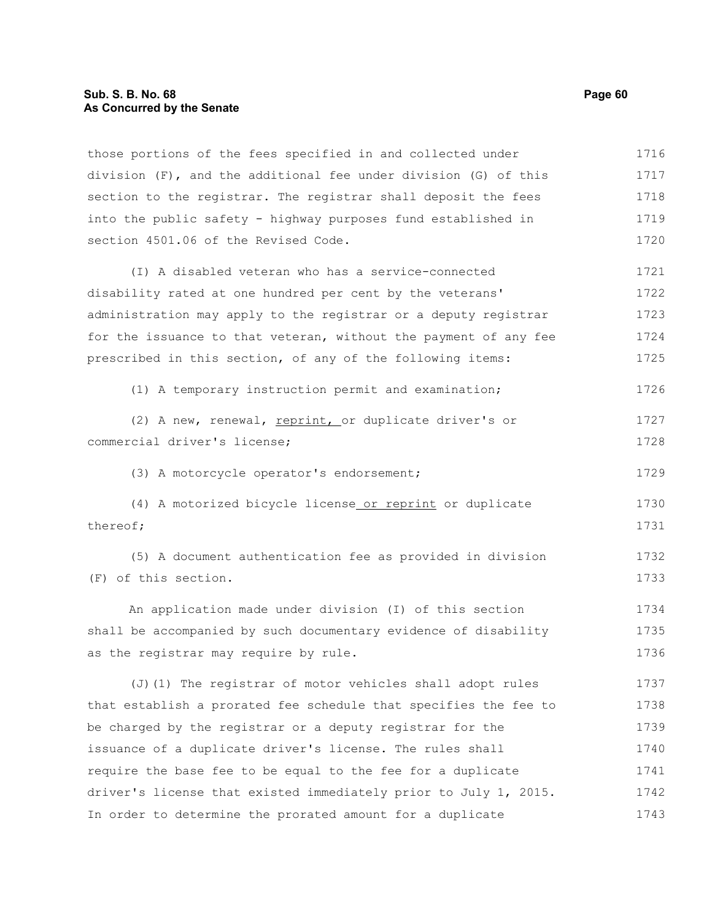those portions of the fees specified in and collected under division (F), and the additional fee under division (G) of this section to the registrar. The registrar shall deposit the fees into the public safety - highway purposes fund established in section 4501.06 of the Revised Code.

(I) A disabled veteran who has a service-connected disability rated at one hundred per cent by the veterans' administration may apply to the registrar or a deputy registrar for the issuance to that veteran, without the payment of any fee prescribed in this section, of any of the following items:

(1) A temporary instruction permit and examination;

(2) A new, renewal, <u>reprint, </u>or duplicate driver's or commercial driver's license;

(3) A motorcycle operator's endorsement;

(4) A motorized bicycle license<u> or reprint</u> or duplicate thereof;

(5) A document authentication fee as provided in division (F) of this section.

An application made under division (I) of this section shall be accompanied by such documentary evidence of disability as the registrar may require by rule.

(J)(1) The registrar of motor vehicles shall adopt rules that establish a prorated fee schedule that specifies the fee to be charged by the registrar or a deputy registrar for the issuance of a duplicate driver's license. The rules shall require the base fee to be equal to the fee for a duplicate driver's license that existed immediately prior to July 1, 2015. In order to determine the prorated amount for a duplicate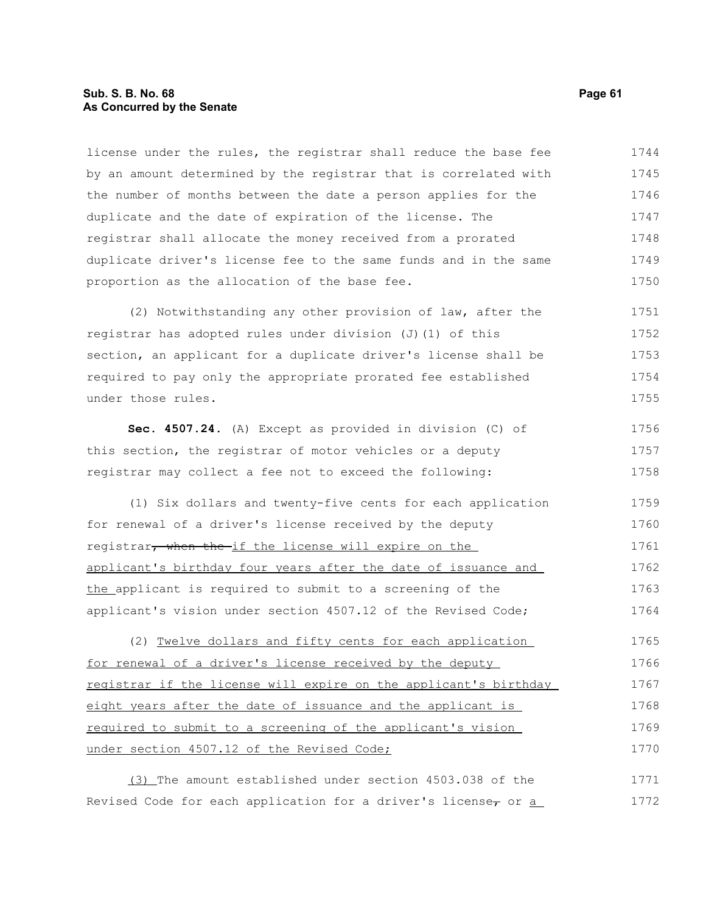license under the rules, the registrar shall reduce the base fee by an amount determined by the registrar that is correlated with the number of months between the date a person applies for the duplicate and the date of expiration of the license. The registrar shall allocate the money received from a prorated duplicate driver's license fee to the same funds and in the same proportion as the allocation of the base fee.

(2) Notwithstanding any other provision of law, after the registrar has adopted rules under division (J)(1) of this section, an applicant for a duplicate driver's license shall be required to pay only the appropriate prorated fee established under those rules.

**Sec. 4507.24.** (A) Except as provided in division (C) of this section, the registrar of motor vehicles or a deputy registrar may collect a fee not to exceed the following:

(1) Six dollars and twenty-five cents for each application for renewal of a driver's license received by the deputy registrar~~, when the~~ if the license will expire on the applicant's birthday four years after the date of issuance and the applicant is required to submit to a screening of the applicant's vision under section 4507.12 of the Revised Code;

(2) Twelve dollars and fifty cents for each application for renewal of a driver's license received by the deputy registrar if the license will expire on the applicant's birthday eight years after the date of issuance and the applicant is required to submit to a screening of the applicant's vision under section 4507.12 of the Revised Code;

(3) The amount established under section 4503.038 of the Revised Code for each application for a driver's license~~,~~ or a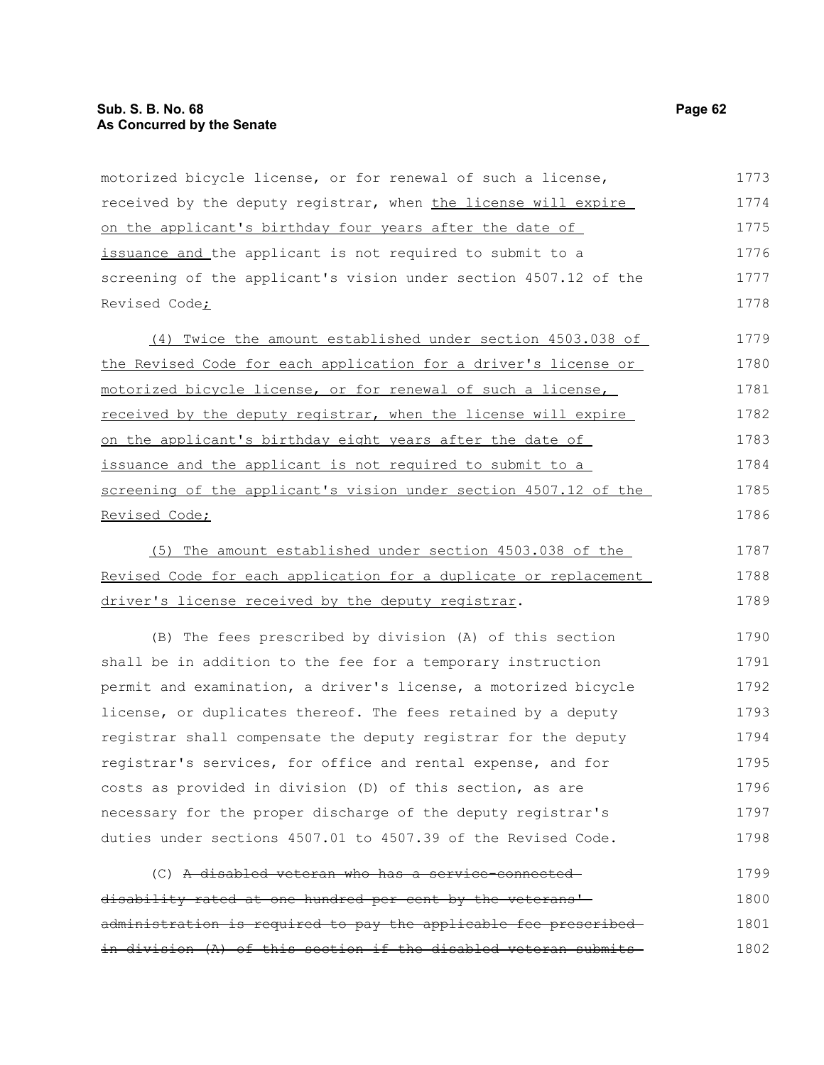motorized bicycle license, or for renewal of such a license, received by the deputy registrar, when <u>the license will expire on the applicant's birthday four years after the date of issuance and</u> the applicant is not required to submit to a screening of the applicant's vision under section 4507.12 of the Revised Code<u>;</u>

<u>(4) Twice the amount established under section 4503.038 of the Revised Code for each application for a driver's license or motorized bicycle license, or for renewal of such a license, received by the deputy registrar, when the license will expire on the applicant's birthday eight years after the date of issuance and the applicant is not required to submit to a screening of the applicant's vision under section 4507.12 of the Revised Code;</u>

<u>(5) The amount established under section 4503.038 of the Revised Code for each application for a duplicate or replacement driver's license received by the deputy registrar</u>.

(B) The fees prescribed by division (A) of this section shall be in addition to the fee for a temporary instruction permit and examination, a driver's license, a motorized bicycle license, or duplicates thereof. The fees retained by a deputy registrar shall compensate the deputy registrar for the deputy registrar's services, for office and rental expense, and for costs as provided in division (D) of this section, as are necessary for the proper discharge of the deputy registrar's duties under sections 4507.01 to 4507.39 of the Revised Code.

(C) ~~A disabled veteran who has a service-connected disability rated at one hundred per cent by the veterans' administration is required to pay the applicable fee prescribed in division (A) of this section if the disabled veteran submits~~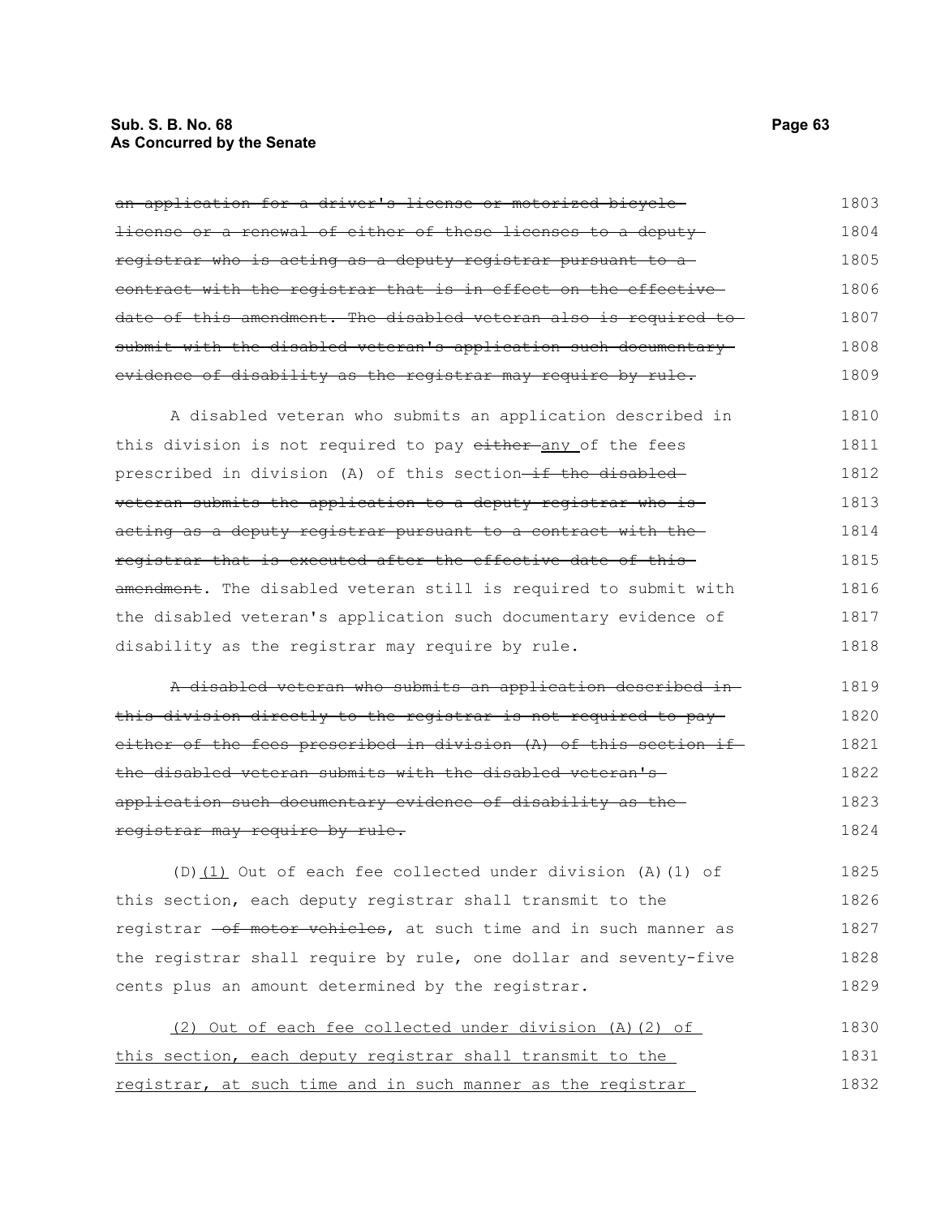~~an application for a driver's license or motorized bicycle license or a renewal of either of these licenses to a deputy registrar who is acting as a deputy registrar pursuant to a contract with the registrar that is in effect on the effective date of this amendment. The disabled veteran also is required to submit with the disabled veteran's application such documentary evidence of disability as the registrar may require by rule.~~

A disabled veteran who submits an application described in this division is not required to pay ~~either~~ any of the fees prescribed in division (A) of this section ~~if the disabled veteran submits the application to a deputy registrar who is acting as a deputy registrar pursuant to a contract with the registrar that is executed after the effective date of this amendment~~. The disabled veteran still is required to submit with the disabled veteran's application such documentary evidence of disability as the registrar may require by rule.

~~A disabled veteran who submits an application described in this division directly to the registrar is not required to pay either of the fees prescribed in division (A) of this section if the disabled veteran submits with the disabled veteran's application such documentary evidence of disability as the registrar may require by rule.~~

(D) (1) Out of each fee collected under division (A)(1) of this section, each deputy registrar shall transmit to the registrar ~~of motor vehicles~~, at such time and in such manner as the registrar shall require by rule, one dollar and seventy-five cents plus an amount determined by the registrar.

(2) Out of each fee collected under division (A)(2) of this section, each deputy registrar shall transmit to the registrar, at such time and in such manner as the registrar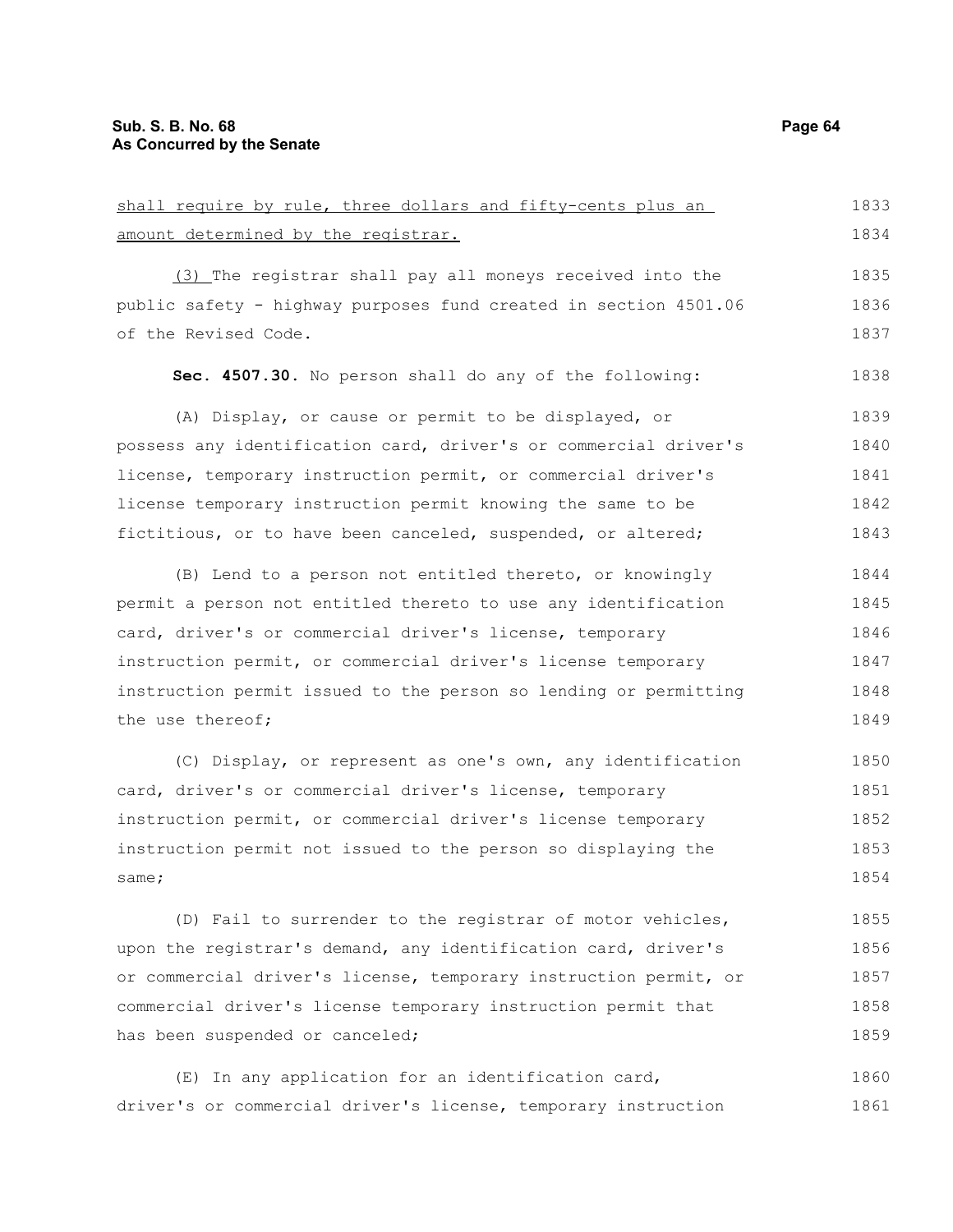shall require by rule, three dollars and fifty-cents plus an amount determined by the registrar.

(3) The registrar shall pay all moneys received into the public safety - highway purposes fund created in section 4501.06 of the Revised Code.

**Sec. 4507.30.** No person shall do any of the following:

(A) Display, or cause or permit to be displayed, or possess any identification card, driver's or commercial driver's license, temporary instruction permit, or commercial driver's license temporary instruction permit knowing the same to be fictitious, or to have been canceled, suspended, or altered;

(B) Lend to a person not entitled thereto, or knowingly permit a person not entitled thereto to use any identification card, driver's or commercial driver's license, temporary instruction permit, or commercial driver's license temporary instruction permit issued to the person so lending or permitting the use thereof;

(C) Display, or represent as one's own, any identification card, driver's or commercial driver's license, temporary instruction permit, or commercial driver's license temporary instruction permit not issued to the person so displaying the same;

(D) Fail to surrender to the registrar of motor vehicles, upon the registrar's demand, any identification card, driver's or commercial driver's license, temporary instruction permit, or commercial driver's license temporary instruction permit that has been suspended or canceled;

(E) In any application for an identification card, driver's or commercial driver's license, temporary instruction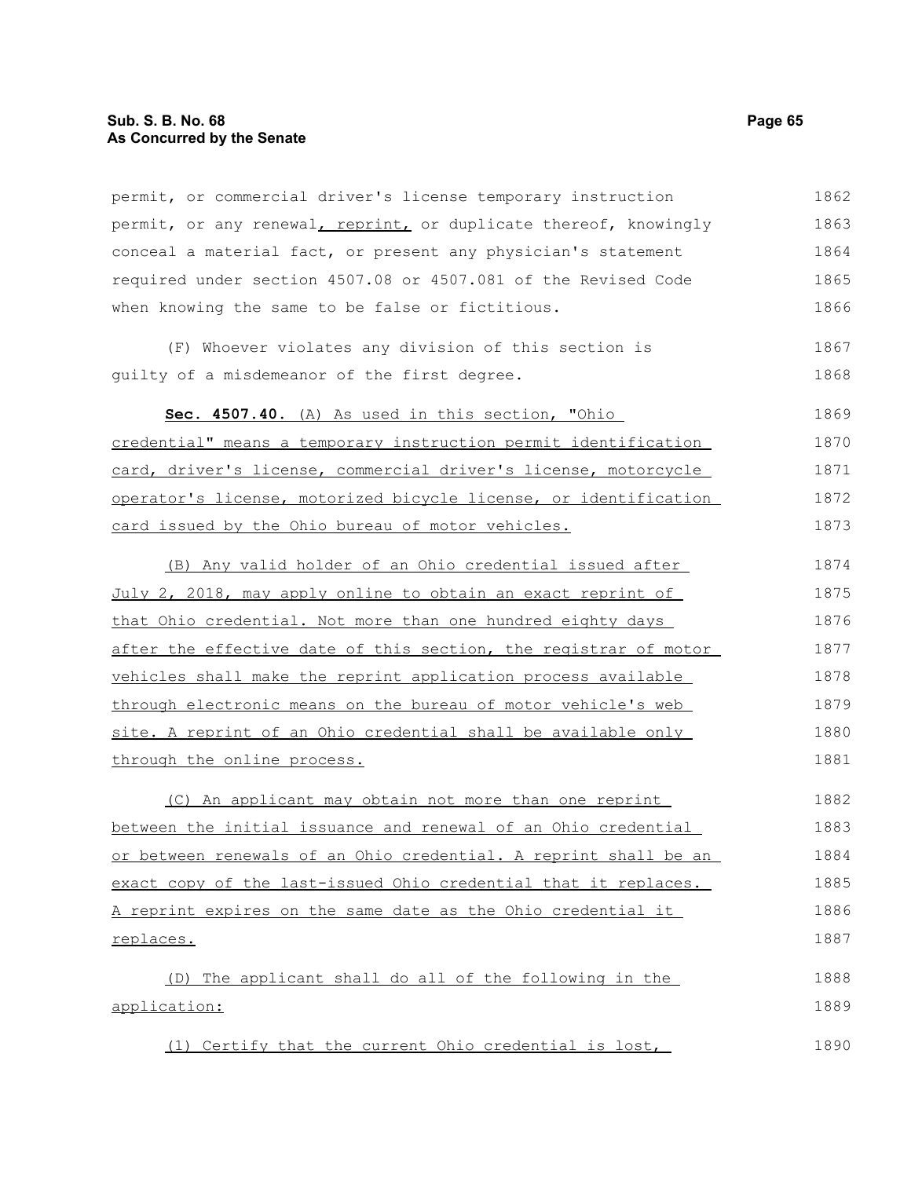permit, or commercial driver's license temporary instruction permit, or any renewal, reprint, or duplicate thereof, knowingly conceal a material fact, or present any physician's statement required under section 4507.08 or 4507.081 of the Revised Code when knowing the same to be false or fictitious.

(F) Whoever violates any division of this section is guilty of a misdemeanor of the first degree.

**Sec. 4507.40.** (A) As used in this section, "Ohio credential" means a temporary instruction permit identification card, driver's license, commercial driver's license, motorcycle operator's license, motorized bicycle license, or identification card issued by the Ohio bureau of motor vehicles.

(B) Any valid holder of an Ohio credential issued after July 2, 2018, may apply online to obtain an exact reprint of that Ohio credential. Not more than one hundred eighty days after the effective date of this section, the registrar of motor vehicles shall make the reprint application process available through electronic means on the bureau of motor vehicle's web site. A reprint of an Ohio credential shall be available only through the online process.

(C) An applicant may obtain not more than one reprint between the initial issuance and renewal of an Ohio credential or between renewals of an Ohio credential. A reprint shall be an exact copy of the last-issued Ohio credential that it replaces. A reprint expires on the same date as the Ohio credential it replaces.

(D) The applicant shall do all of the following in the application:

(1) Certify that the current Ohio credential is lost,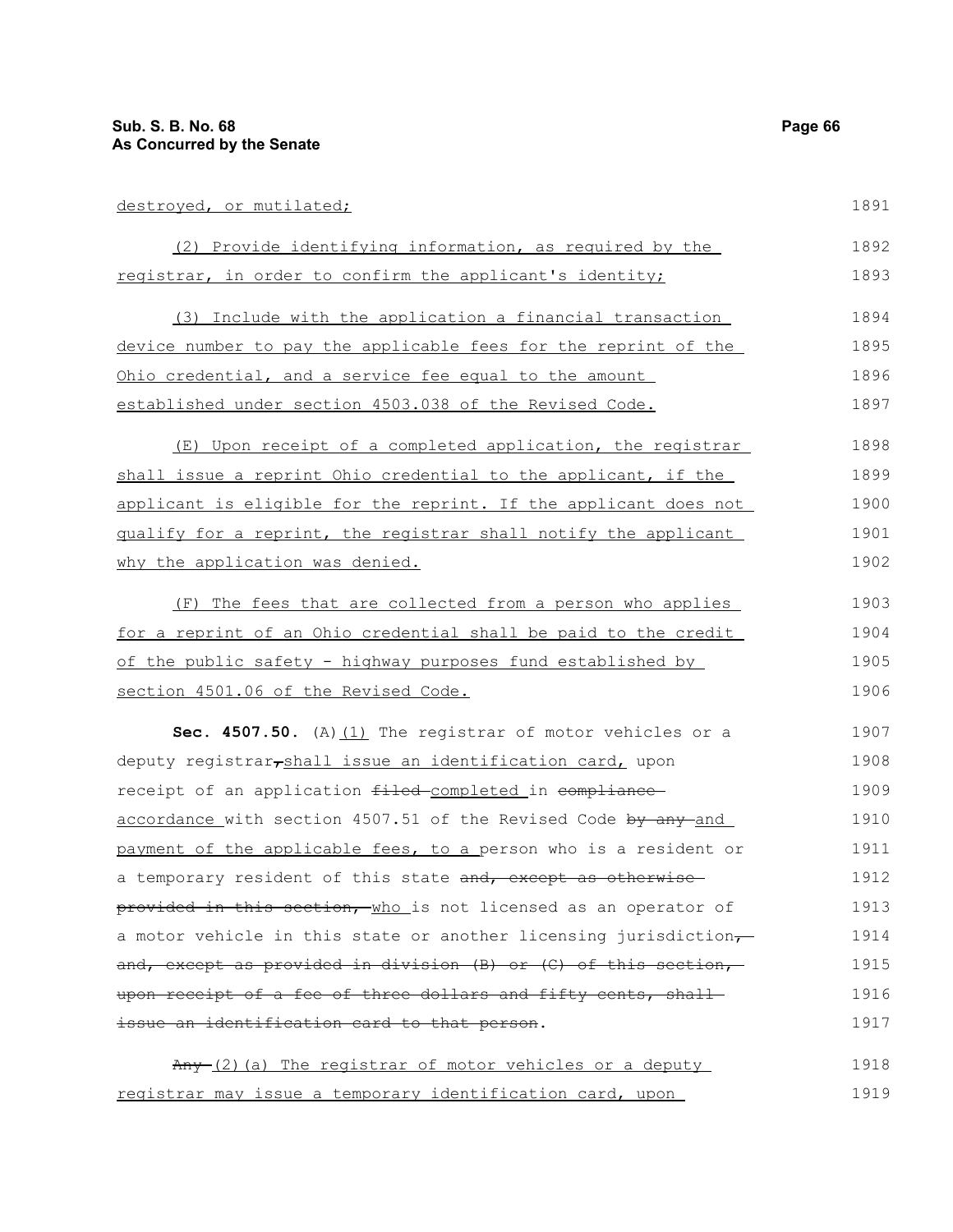destroyed, or mutilated;

(2) Provide identifying information, as required by the registrar, in order to confirm the applicant's identity;

(3) Include with the application a financial transaction device number to pay the applicable fees for the reprint of the Ohio credential, and a service fee equal to the amount established under section 4503.038 of the Revised Code.

(E) Upon receipt of a completed application, the registrar shall issue a reprint Ohio credential to the applicant, if the applicant is eligible for the reprint. If the applicant does not qualify for a reprint, the registrar shall notify the applicant why the application was denied.

(F) The fees that are collected from a person who applies for a reprint of an Ohio credential shall be paid to the credit of the public safety - highway purposes fund established by section 4501.06 of the Revised Code.

**Sec. 4507.50.** (A)(1) The registrar of motor vehicles or a deputy registrar, shall issue an identification card, upon receipt of an application filed completed in compliance accordance with section 4507.51 of the Revised Code by any and payment of the applicable fees, to a person who is a resident or a temporary resident of this state and, except as otherwise provided in this section, who is not licensed as an operator of a motor vehicle in this state or another licensing jurisdiction, and, except as provided in division (B) or (C) of this section, upon receipt of a fee of three dollars and fifty cents, shall issue an identification card to that person.

Any (2)(a) The registrar of motor vehicles or a deputy registrar may issue a temporary identification card, upon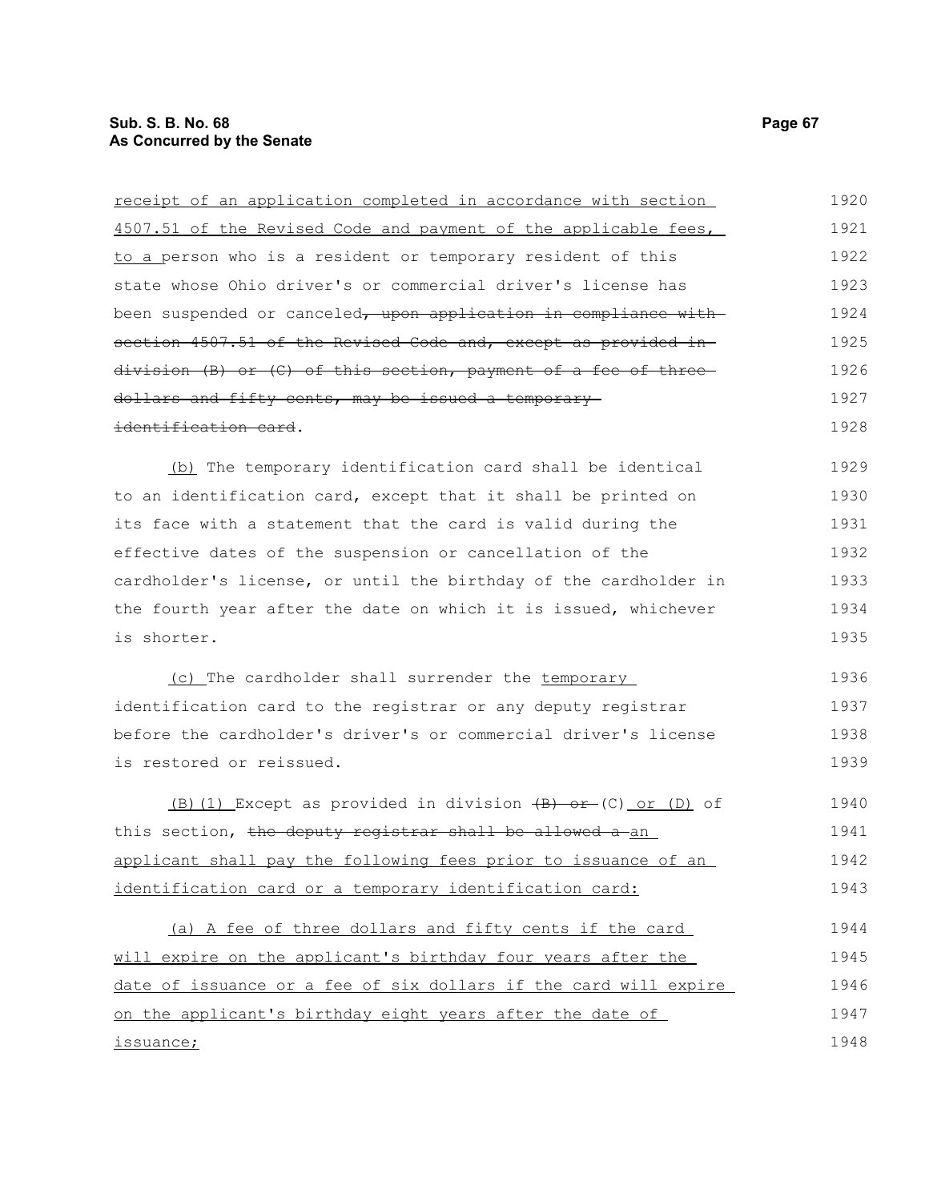receipt of an application completed in accordance with section 4507.51 of the Revised Code and payment of the applicable fees, to a person who is a resident or temporary resident of this state whose Ohio driver's or commercial driver's license has been suspended or canceled, upon application in compliance with section 4507.51 of the Revised Code and, except as provided in division (B) or (C) of this section, payment of a fee of three dollars and fifty cents, may be issued a temporary identification card.

(b) The temporary identification card shall be identical to an identification card, except that it shall be printed on its face with a statement that the card is valid during the effective dates of the suspension or cancellation of the cardholder's license, or until the birthday of the cardholder in the fourth year after the date on which it is issued, whichever is shorter.

(c) The cardholder shall surrender the temporary identification card to the registrar or any deputy registrar before the cardholder's driver's or commercial driver's license is restored or reissued.

(B)(1) Except as provided in division (B) or (C) or (D) of this section, the deputy registrar shall be allowed a an applicant shall pay the following fees prior to issuance of an identification card or a temporary identification card:

(a) A fee of three dollars and fifty cents if the card will expire on the applicant's birthday four years after the date of issuance or a fee of six dollars if the card will expire on the applicant's birthday eight years after the date of issuance;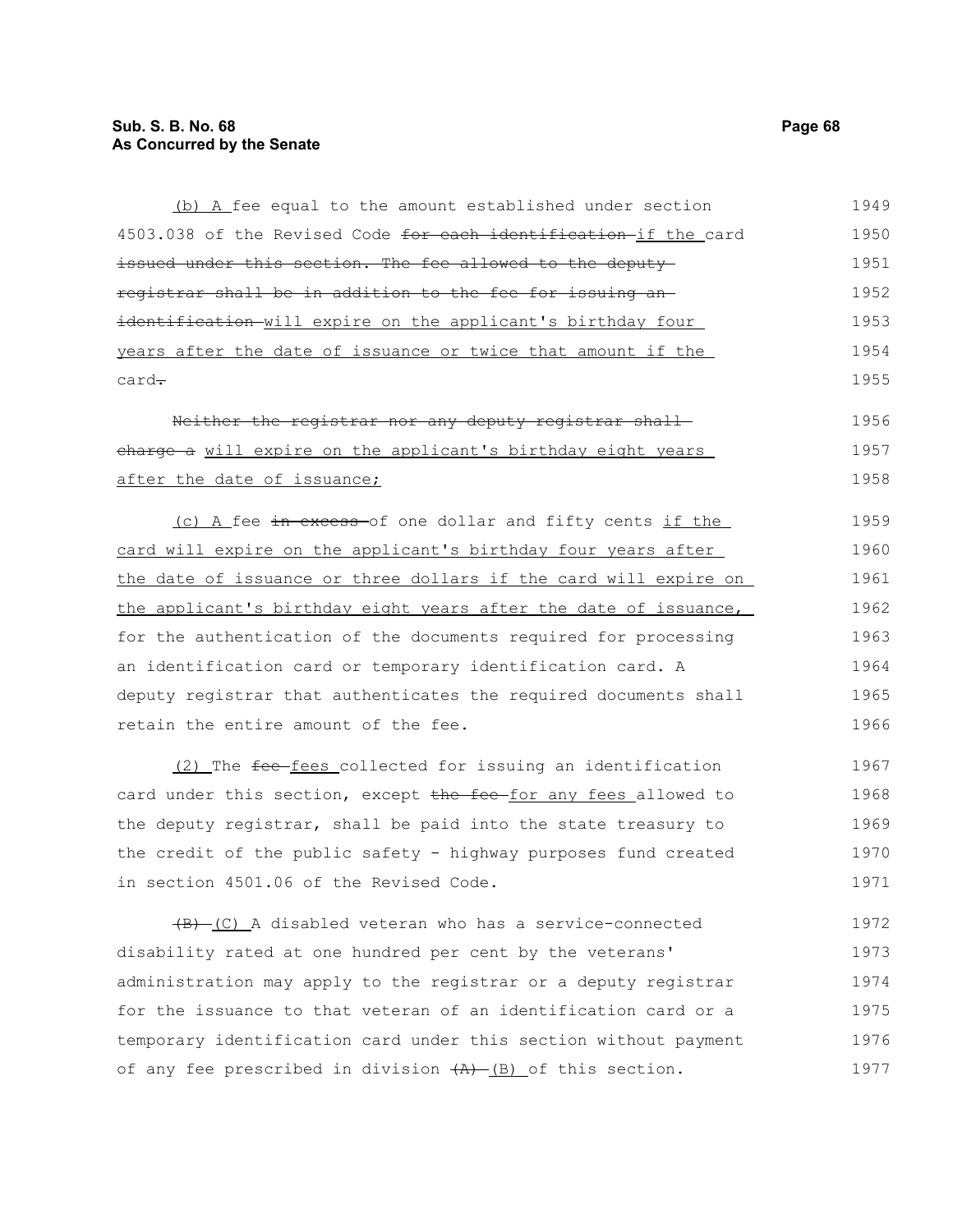(b) A fee equal to the amount established under section 4503.038 of the Revised Code ~~for each identification~~ if the card ~~issued under this section. The fee allowed to the deputy registrar shall be in addition to the fee for issuing an identification~~ will expire on the applicant's birthday four years after the date of issuance or twice that amount if the card~~.~~

~~Neither the registrar nor any deputy registrar shall charge a~~ will expire on the applicant's birthday eight years after the date of issuance;

(c) A fee ~~in excess~~ of one dollar and fifty cents if the card will expire on the applicant's birthday four years after the date of issuance or three dollars if the card will expire on the applicant's birthday eight years after the date of issuance, for the authentication of the documents required for processing an identification card or temporary identification card. A deputy registrar that authenticates the required documents shall retain the entire amount of the fee.

(2) The ~~fee~~ fees collected for issuing an identification card under this section, except ~~the fee~~ for any fees allowed to the deputy registrar, shall be paid into the state treasury to the credit of the public safety - highway purposes fund created in section 4501.06 of the Revised Code.

~~(B)~~ (C) A disabled veteran who has a service-connected disability rated at one hundred per cent by the veterans' administration may apply to the registrar or a deputy registrar for the issuance to that veteran of an identification card or a temporary identification card under this section without payment of any fee prescribed in division ~~(A)~~ (B) of this section.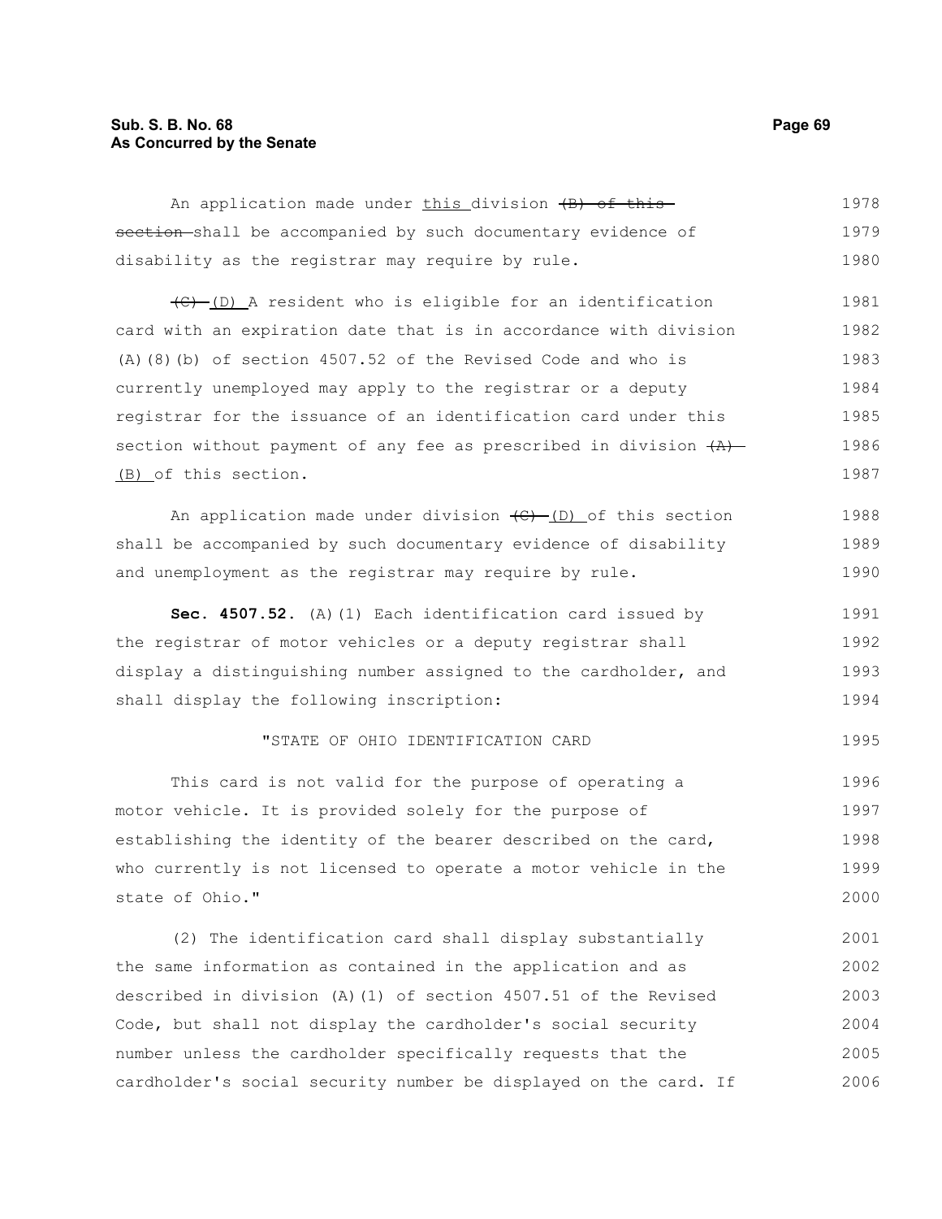An application made under this division (B) of this section shall be accompanied by such documentary evidence of disability as the registrar may require by rule.

(C) (D) A resident who is eligible for an identification card with an expiration date that is in accordance with division (A)(8)(b) of section 4507.52 of the Revised Code and who is currently unemployed may apply to the registrar or a deputy registrar for the issuance of an identification card under this section without payment of any fee as prescribed in division (A) (B) of this section.

An application made under division (C) (D) of this section shall be accompanied by such documentary evidence of disability and unemployment as the registrar may require by rule.

**Sec. 4507.52.** (A)(1) Each identification card issued by the registrar of motor vehicles or a deputy registrar shall display a distinguishing number assigned to the cardholder, and shall display the following inscription:

"STATE OF OHIO IDENTIFICATION CARD

This card is not valid for the purpose of operating a motor vehicle. It is provided solely for the purpose of establishing the identity of the bearer described on the card, who currently is not licensed to operate a motor vehicle in the state of Ohio."

(2) The identification card shall display substantially the same information as contained in the application and as described in division (A)(1) of section 4507.51 of the Revised Code, but shall not display the cardholder's social security number unless the cardholder specifically requests that the cardholder's social security number be displayed on the card. If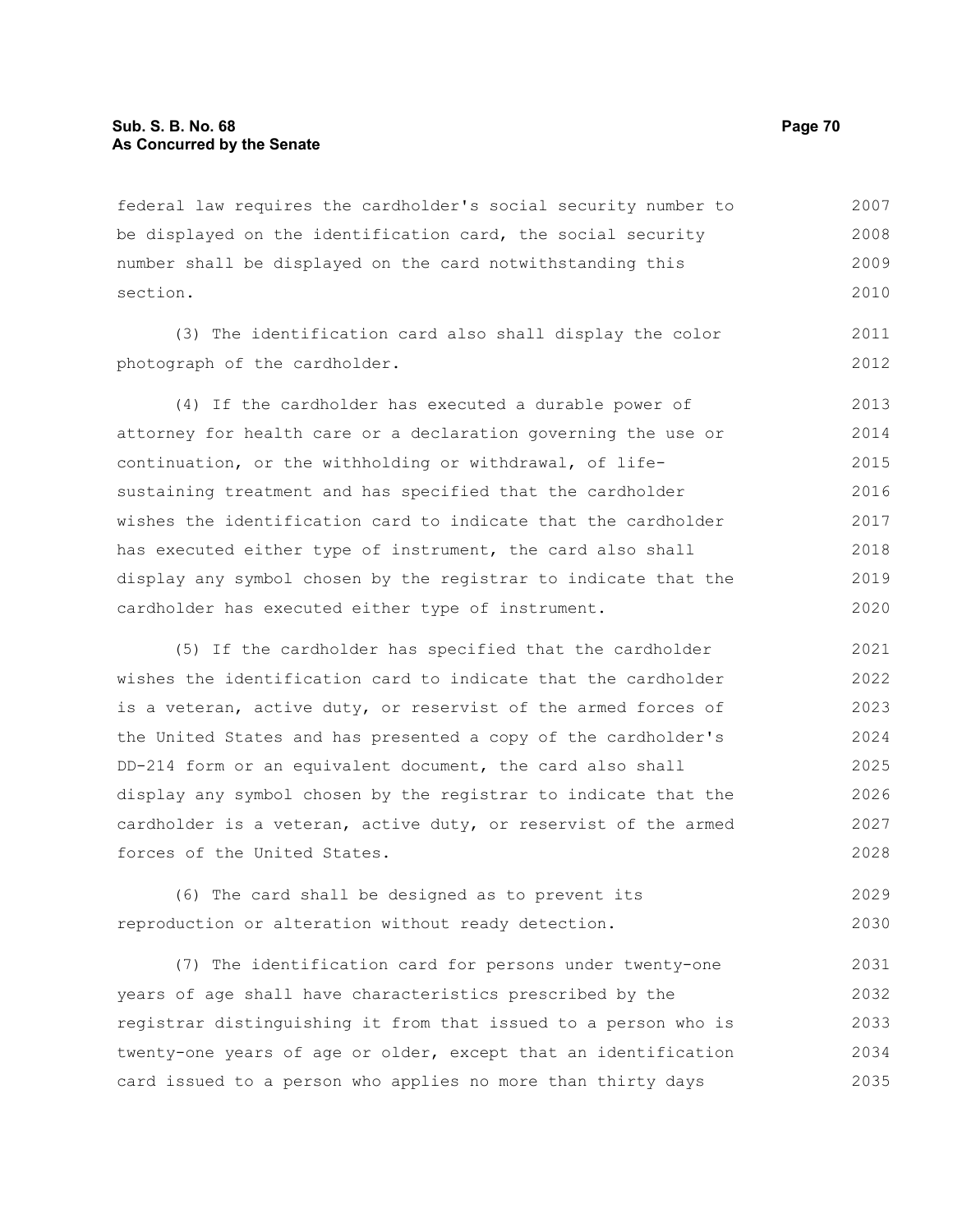federal law requires the cardholder's social security number to be displayed on the identification card, the social security number shall be displayed on the card notwithstanding this section.

(3) The identification card also shall display the color photograph of the cardholder.

(4) If the cardholder has executed a durable power of attorney for health care or a declaration governing the use or continuation, or the withholding or withdrawal, of life-sustaining treatment and has specified that the cardholder wishes the identification card to indicate that the cardholder has executed either type of instrument, the card also shall display any symbol chosen by the registrar to indicate that the cardholder has executed either type of instrument.

(5) If the cardholder has specified that the cardholder wishes the identification card to indicate that the cardholder is a veteran, active duty, or reservist of the armed forces of the United States and has presented a copy of the cardholder's DD-214 form or an equivalent document, the card also shall display any symbol chosen by the registrar to indicate that the cardholder is a veteran, active duty, or reservist of the armed forces of the United States.

(6) The card shall be designed as to prevent its reproduction or alteration without ready detection.

(7) The identification card for persons under twenty-one years of age shall have characteristics prescribed by the registrar distinguishing it from that issued to a person who is twenty-one years of age or older, except that an identification card issued to a person who applies no more than thirty days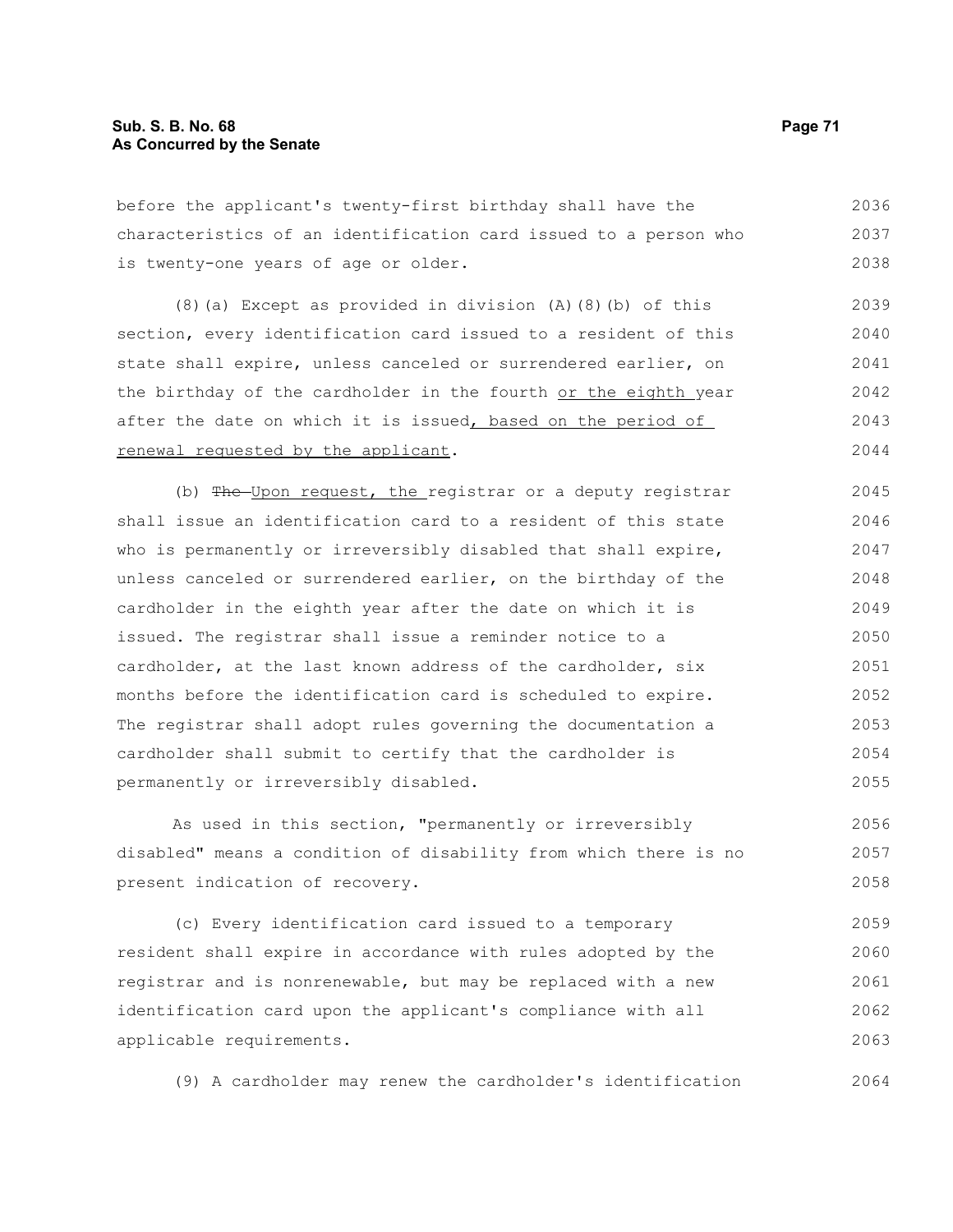before the applicant's twenty-first birthday shall have the characteristics of an identification card issued to a person who is twenty-one years of age or older.

(8)(a) Except as provided in division (A)(8)(b) of this section, every identification card issued to a resident of this state shall expire, unless canceled or surrendered earlier, on the birthday of the cardholder in the fourth <u>or the eighth </u>year after the date on which it is issued<u>, based on the period of renewal requested by the applicant</u>.

(b) ~~The~~ <u>Upon request, the </u>registrar or a deputy registrar shall issue an identification card to a resident of this state who is permanently or irreversibly disabled that shall expire, unless canceled or surrendered earlier, on the birthday of the cardholder in the eighth year after the date on which it is issued. The registrar shall issue a reminder notice to a cardholder, at the last known address of the cardholder, six months before the identification card is scheduled to expire. The registrar shall adopt rules governing the documentation a cardholder shall submit to certify that the cardholder is permanently or irreversibly disabled.

As used in this section, "permanently or irreversibly disabled" means a condition of disability from which there is no present indication of recovery.

(c) Every identification card issued to a temporary resident shall expire in accordance with rules adopted by the registrar and is nonrenewable, but may be replaced with a new identification card upon the applicant's compliance with all applicable requirements.

(9) A cardholder may renew the cardholder's identification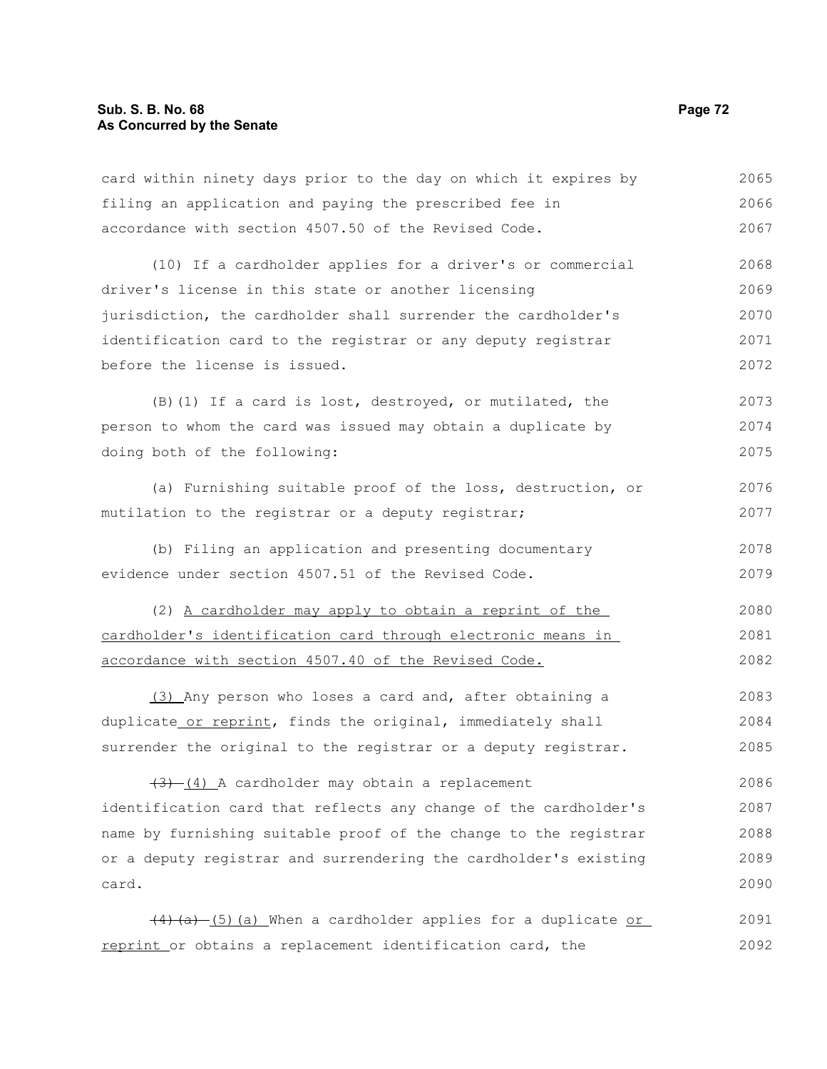card within ninety days prior to the day on which it expires by filing an application and paying the prescribed fee in accordance with section 4507.50 of the Revised Code.

(10) If a cardholder applies for a driver's or commercial driver's license in this state or another licensing jurisdiction, the cardholder shall surrender the cardholder's identification card to the registrar or any deputy registrar before the license is issued.

(B)(1) If a card is lost, destroyed, or mutilated, the person to whom the card was issued may obtain a duplicate by doing both of the following:

(a) Furnishing suitable proof of the loss, destruction, or mutilation to the registrar or a deputy registrar;

(b) Filing an application and presenting documentary evidence under section 4507.51 of the Revised Code.

(2) <u>A cardholder may apply to obtain a reprint of the cardholder's identification card through electronic means in accordance with section 4507.40 of the Revised Code.</u>

<u>(3)</u> Any person who loses a card and, after obtaining a duplicate<u> or reprint</u>, finds the original, immediately shall surrender the original to the registrar or a deputy registrar.

~~(3)~~ <u>(4)</u> A cardholder may obtain a replacement identification card that reflects any change of the cardholder's name by furnishing suitable proof of the change to the registrar or a deputy registrar and surrendering the cardholder's existing card.

~~(4)(a)~~ <u>(5)(a)</u> When a cardholder applies for a duplicate <u>or reprint</u> or obtains a replacement identification card, the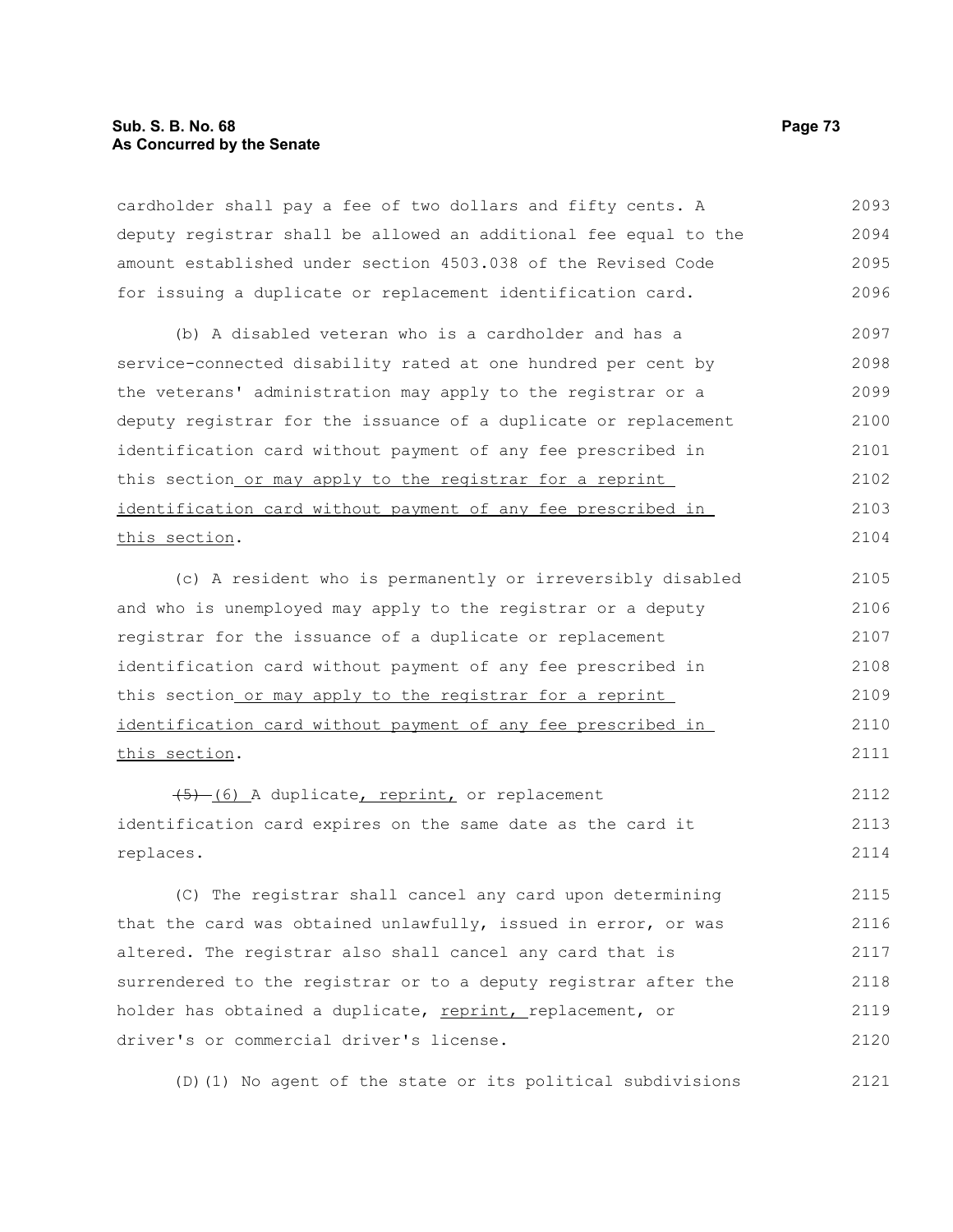cardholder shall pay a fee of two dollars and fifty cents. A deputy registrar shall be allowed an additional fee equal to the amount established under section 4503.038 of the Revised Code for issuing a duplicate or replacement identification card.

(b) A disabled veteran who is a cardholder and has a service-connected disability rated at one hundred per cent by the veterans' administration may apply to the registrar or a deputy registrar for the issuance of a duplicate or replacement identification card without payment of any fee prescribed in this section or may apply to the registrar for a reprint identification card without payment of any fee prescribed in this section.

(c) A resident who is permanently or irreversibly disabled and who is unemployed may apply to the registrar or a deputy registrar for the issuance of a duplicate or replacement identification card without payment of any fee prescribed in this section or may apply to the registrar for a reprint identification card without payment of any fee prescribed in this section.

~~(5)~~ (6) A duplicate, reprint, or replacement identification card expires on the same date as the card it replaces.

(C) The registrar shall cancel any card upon determining that the card was obtained unlawfully, issued in error, or was altered. The registrar also shall cancel any card that is surrendered to the registrar or to a deputy registrar after the holder has obtained a duplicate, reprint, replacement, or driver's or commercial driver's license.

(D)(1) No agent of the state or its political subdivisions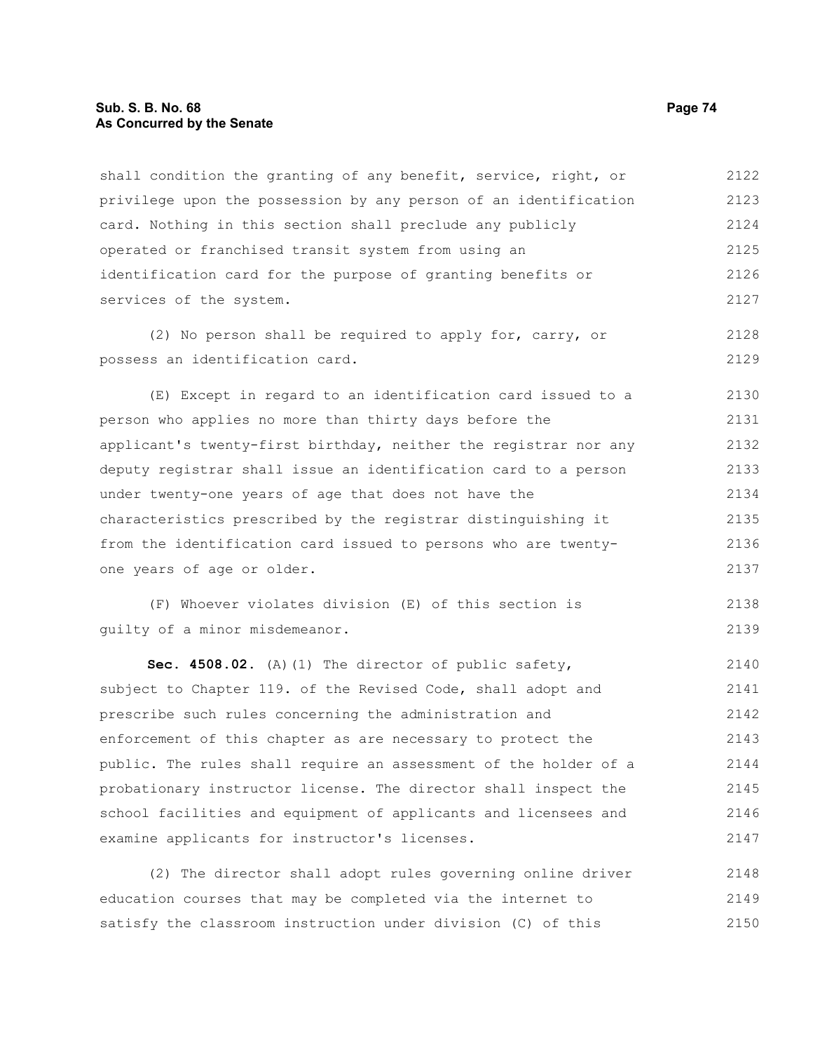shall condition the granting of any benefit, service, right, or privilege upon the possession by any person of an identification card. Nothing in this section shall preclude any publicly operated or franchised transit system from using an identification card for the purpose of granting benefits or services of the system.

(2) No person shall be required to apply for, carry, or possess an identification card.

(E) Except in regard to an identification card issued to a person who applies no more than thirty days before the applicant's twenty-first birthday, neither the registrar nor any deputy registrar shall issue an identification card to a person under twenty-one years of age that does not have the characteristics prescribed by the registrar distinguishing it from the identification card issued to persons who are twenty-one years of age or older.

(F) Whoever violates division (E) of this section is guilty of a minor misdemeanor.

**Sec. 4508.02.** (A)(1) The director of public safety, subject to Chapter 119. of the Revised Code, shall adopt and prescribe such rules concerning the administration and enforcement of this chapter as are necessary to protect the public. The rules shall require an assessment of the holder of a probationary instructor license. The director shall inspect the school facilities and equipment of applicants and licensees and examine applicants for instructor's licenses.

(2) The director shall adopt rules governing online driver education courses that may be completed via the internet to satisfy the classroom instruction under division (C) of this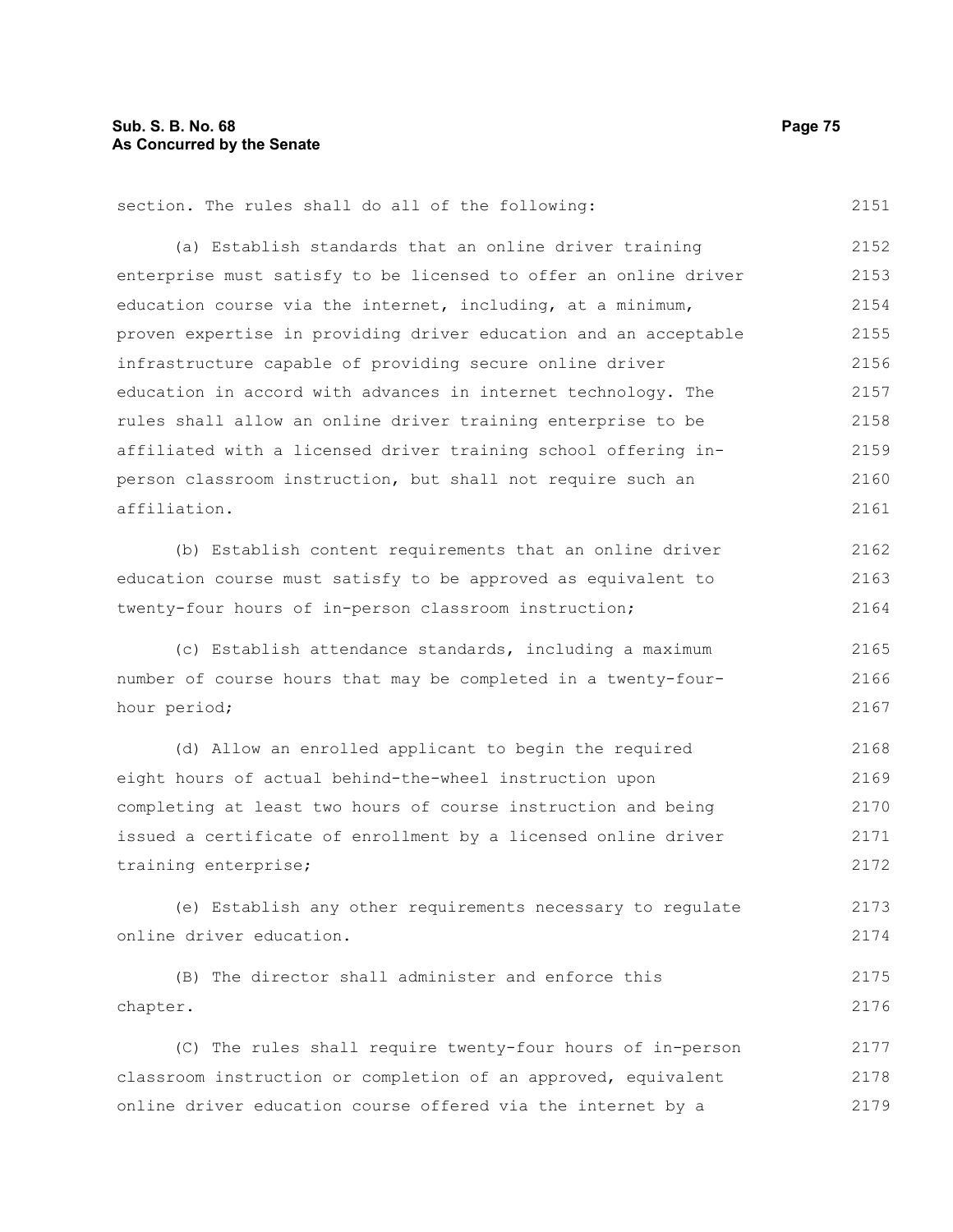section. The rules shall do all of the following:

(a) Establish standards that an online driver training enterprise must satisfy to be licensed to offer an online driver education course via the internet, including, at a minimum, proven expertise in providing driver education and an acceptable infrastructure capable of providing secure online driver education in accord with advances in internet technology. The rules shall allow an online driver training enterprise to be affiliated with a licensed driver training school offering in-person classroom instruction, but shall not require such an affiliation.

(b) Establish content requirements that an online driver education course must satisfy to be approved as equivalent to twenty-four hours of in-person classroom instruction;

(c) Establish attendance standards, including a maximum number of course hours that may be completed in a twenty-four-hour period;

(d) Allow an enrolled applicant to begin the required eight hours of actual behind-the-wheel instruction upon completing at least two hours of course instruction and being issued a certificate of enrollment by a licensed online driver training enterprise;

(e) Establish any other requirements necessary to regulate online driver education.

(B) The director shall administer and enforce this chapter.

(C) The rules shall require twenty-four hours of in-person classroom instruction or completion of an approved, equivalent online driver education course offered via the internet by a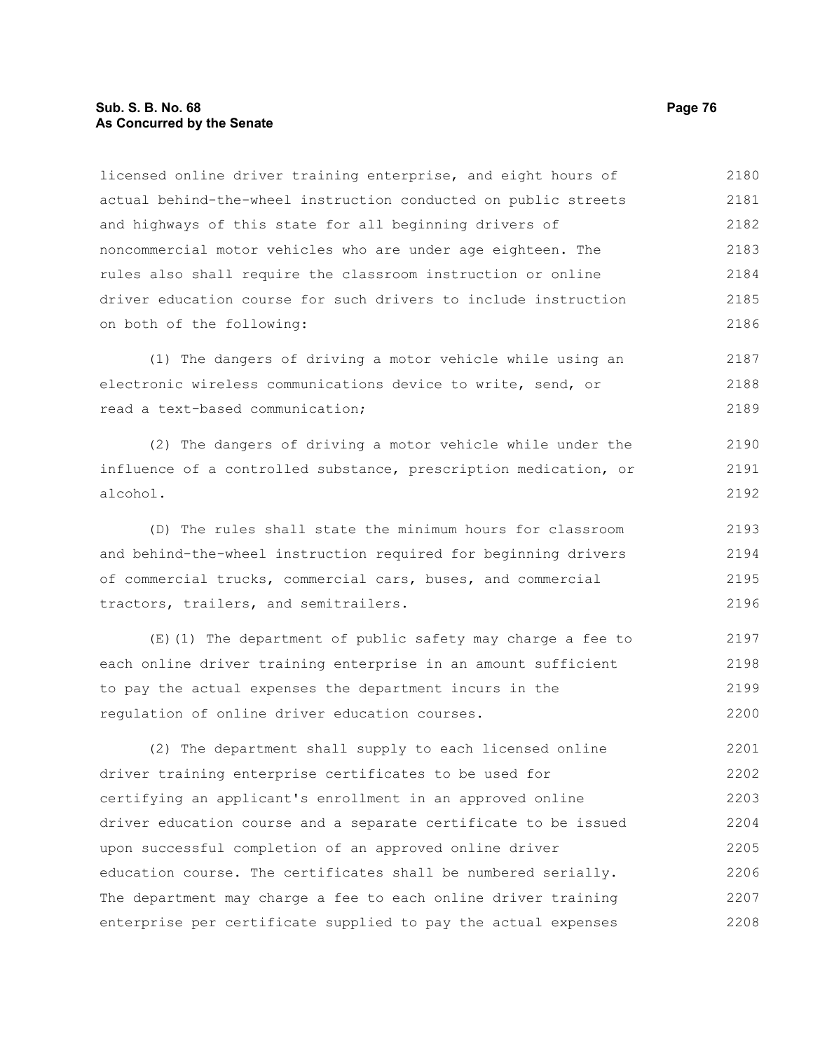licensed online driver training enterprise, and eight hours of actual behind-the-wheel instruction conducted on public streets and highways of this state for all beginning drivers of noncommercial motor vehicles who are under age eighteen. The rules also shall require the classroom instruction or online driver education course for such drivers to include instruction on both of the following:

(1) The dangers of driving a motor vehicle while using an electronic wireless communications device to write, send, or read a text-based communication;

(2) The dangers of driving a motor vehicle while under the influence of a controlled substance, prescription medication, or alcohol.

(D) The rules shall state the minimum hours for classroom and behind-the-wheel instruction required for beginning drivers of commercial trucks, commercial cars, buses, and commercial tractors, trailers, and semitrailers.

(E)(1) The department of public safety may charge a fee to each online driver training enterprise in an amount sufficient to pay the actual expenses the department incurs in the regulation of online driver education courses.

(2) The department shall supply to each licensed online driver training enterprise certificates to be used for certifying an applicant's enrollment in an approved online driver education course and a separate certificate to be issued upon successful completion of an approved online driver education course. The certificates shall be numbered serially. The department may charge a fee to each online driver training enterprise per certificate supplied to pay the actual expenses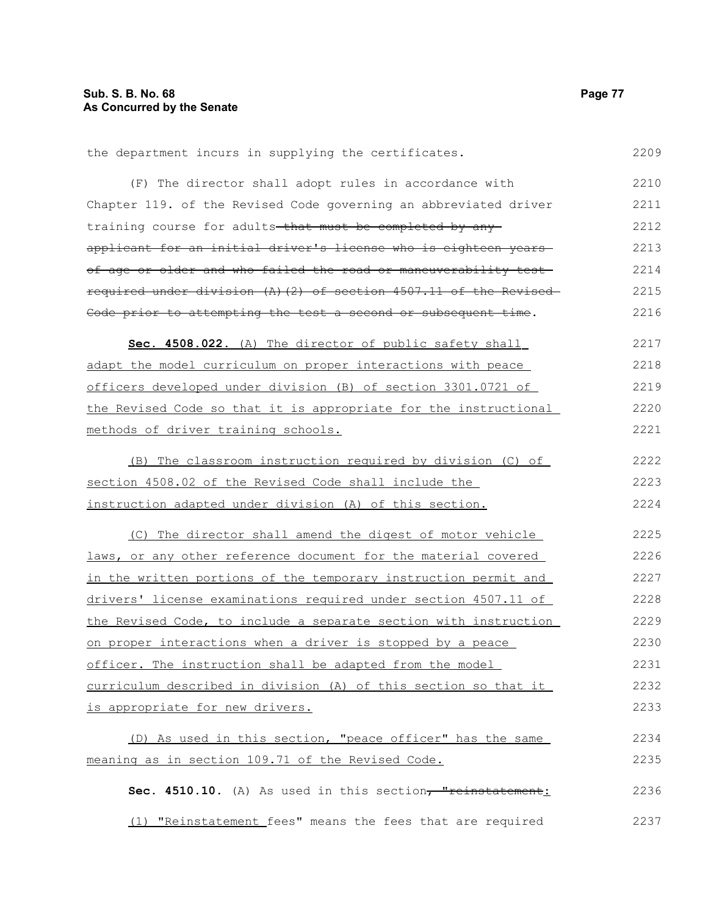the department incurs in supplying the certificates.

(F) The director shall adopt rules in accordance with Chapter 119. of the Revised Code governing an abbreviated driver training course for adults~~ that must be completed by any applicant for an initial driver's license who is eighteen years of age or older and who failed the road or maneuverability test required under division (A)(2) of section 4507.11 of the Revised Code prior to attempting the test a second or subsequent time~~.

**Sec. 4508.022.** <u>(A) The director of public safety shall adapt the model curriculum on proper interactions with peace officers developed under division (B) of section 3301.0721 of the Revised Code so that it is appropriate for the instructional methods of driver training schools.</u>

<u>(B) The classroom instruction required by division (C) of section 4508.02 of the Revised Code shall include the instruction adapted under division (A) of this section.</u>

<u>(C) The director shall amend the digest of motor vehicle laws, or any other reference document for the material covered in the written portions of the temporary instruction permit and drivers' license examinations required under section 4507.11 of the Revised Code, to include a separate section with instruction on proper interactions when a driver is stopped by a peace officer. The instruction shall be adapted from the model curriculum described in division (A) of this section so that it is appropriate for new drivers.</u>

<u>(D) As used in this section, "peace officer" has the same meaning as in section 109.71 of the Revised Code.</u>

**Sec. 4510.10.** (A) As used in this section~~, "reinstatement~~<u>:</u>

<u>(1) "Reinstatement</u> fees" means the fees that are required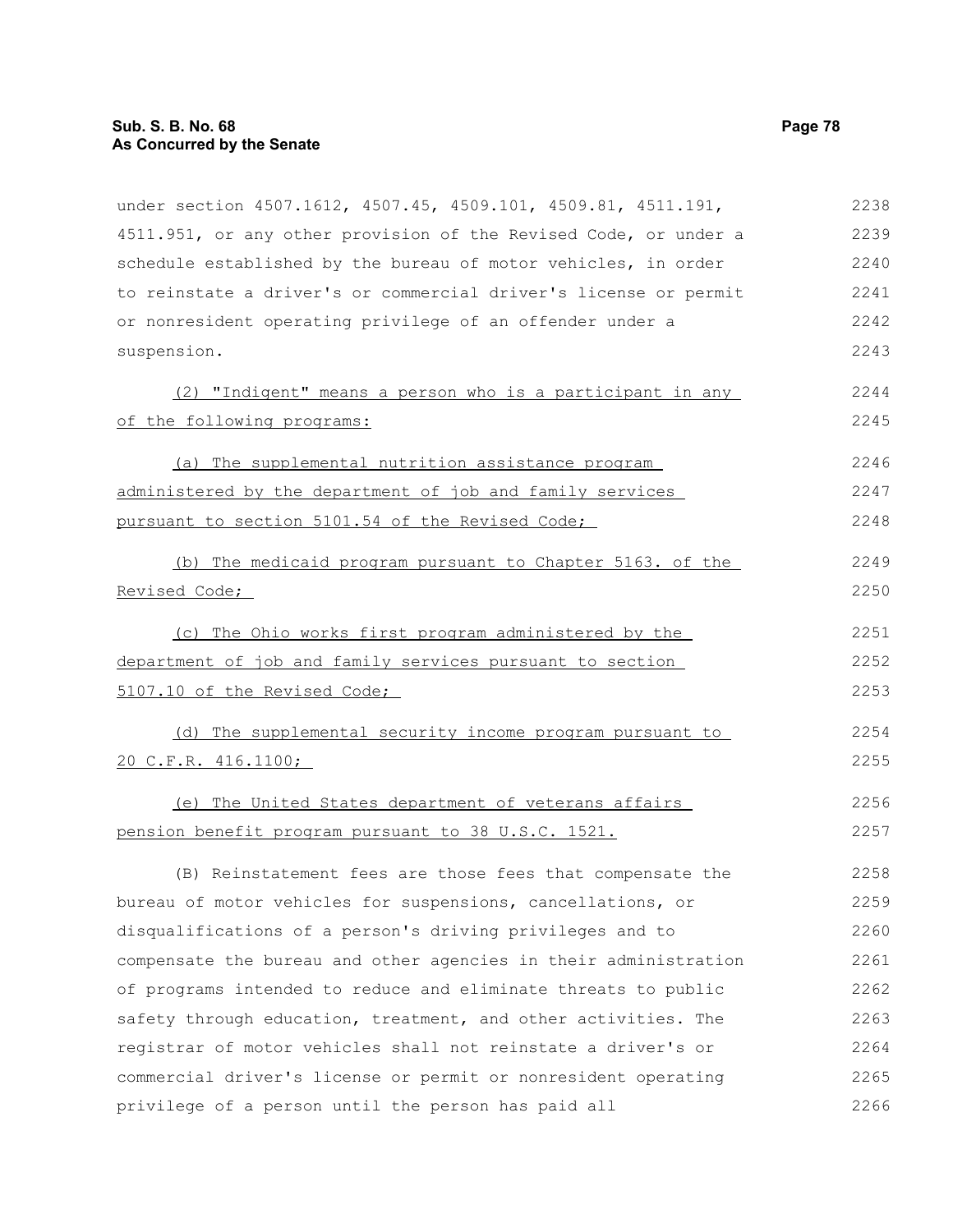under section 4507.1612, 4507.45, 4509.101, 4509.81, 4511.191, 4511.951, or any other provision of the Revised Code, or under a schedule established by the bureau of motor vehicles, in order to reinstate a driver's or commercial driver's license or permit or nonresident operating privilege of an offender under a suspension.

(2) "Indigent" means a person who is a participant in any of the following programs:

(a) The supplemental nutrition assistance program administered by the department of job and family services pursuant to section 5101.54 of the Revised Code;

(b) The medicaid program pursuant to Chapter 5163. of the Revised Code;

(c) The Ohio works first program administered by the department of job and family services pursuant to section 5107.10 of the Revised Code;

(d) The supplemental security income program pursuant to 20 C.F.R. 416.1100;

(e) The United States department of veterans affairs pension benefit program pursuant to 38 U.S.C. 1521.

(B) Reinstatement fees are those fees that compensate the bureau of motor vehicles for suspensions, cancellations, or disqualifications of a person's driving privileges and to compensate the bureau and other agencies in their administration of programs intended to reduce and eliminate threats to public safety through education, treatment, and other activities. The registrar of motor vehicles shall not reinstate a driver's or commercial driver's license or permit or nonresident operating privilege of a person until the person has paid all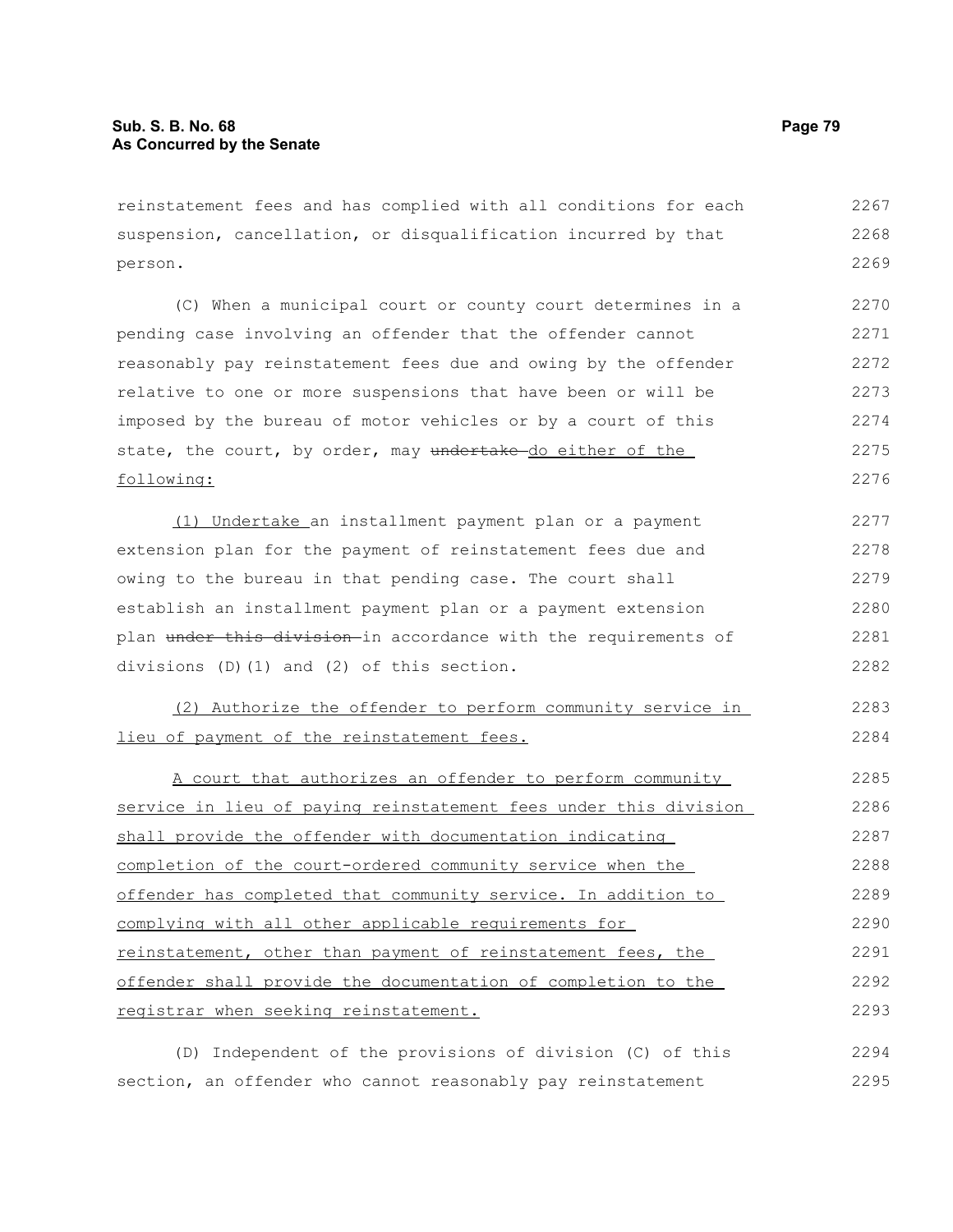reinstatement fees and has complied with all conditions for each suspension, cancellation, or disqualification incurred by that person.

(C) When a municipal court or county court determines in a pending case involving an offender that the offender cannot reasonably pay reinstatement fees due and owing by the offender relative to one or more suspensions that have been or will be imposed by the bureau of motor vehicles or by a court of this state, the court, by order, may ~~undertake~~ do either of the following:

(1) Undertake an installment payment plan or a payment extension plan for the payment of reinstatement fees due and owing to the bureau in that pending case. The court shall establish an installment payment plan or a payment extension plan ~~under this division~~ in accordance with the requirements of divisions (D)(1) and (2) of this section.

(2) Authorize the offender to perform community service in lieu of payment of the reinstatement fees.

A court that authorizes an offender to perform community service in lieu of paying reinstatement fees under this division shall provide the offender with documentation indicating completion of the court-ordered community service when the offender has completed that community service. In addition to complying with all other applicable requirements for reinstatement, other than payment of reinstatement fees, the offender shall provide the documentation of completion to the registrar when seeking reinstatement.

(D) Independent of the provisions of division (C) of this section, an offender who cannot reasonably pay reinstatement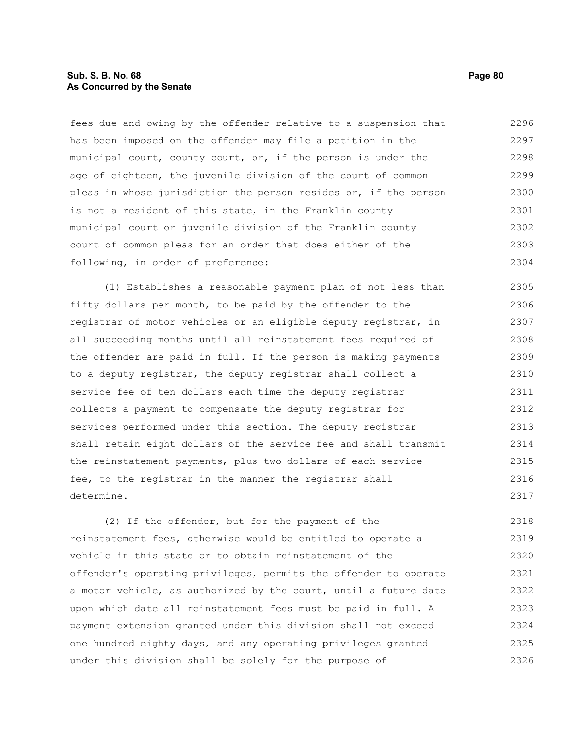fees due and owing by the offender relative to a suspension that has been imposed on the offender may file a petition in the municipal court, county court, or, if the person is under the age of eighteen, the juvenile division of the court of common pleas in whose jurisdiction the person resides or, if the person is not a resident of this state, in the Franklin county municipal court or juvenile division of the Franklin county court of common pleas for an order that does either of the following, in order of preference:

(1) Establishes a reasonable payment plan of not less than fifty dollars per month, to be paid by the offender to the registrar of motor vehicles or an eligible deputy registrar, in all succeeding months until all reinstatement fees required of the offender are paid in full. If the person is making payments to a deputy registrar, the deputy registrar shall collect a service fee of ten dollars each time the deputy registrar collects a payment to compensate the deputy registrar for services performed under this section. The deputy registrar shall retain eight dollars of the service fee and shall transmit the reinstatement payments, plus two dollars of each service fee, to the registrar in the manner the registrar shall determine.

(2) If the offender, but for the payment of the reinstatement fees, otherwise would be entitled to operate a vehicle in this state or to obtain reinstatement of the offender's operating privileges, permits the offender to operate a motor vehicle, as authorized by the court, until a future date upon which date all reinstatement fees must be paid in full. A payment extension granted under this division shall not exceed one hundred eighty days, and any operating privileges granted under this division shall be solely for the purpose of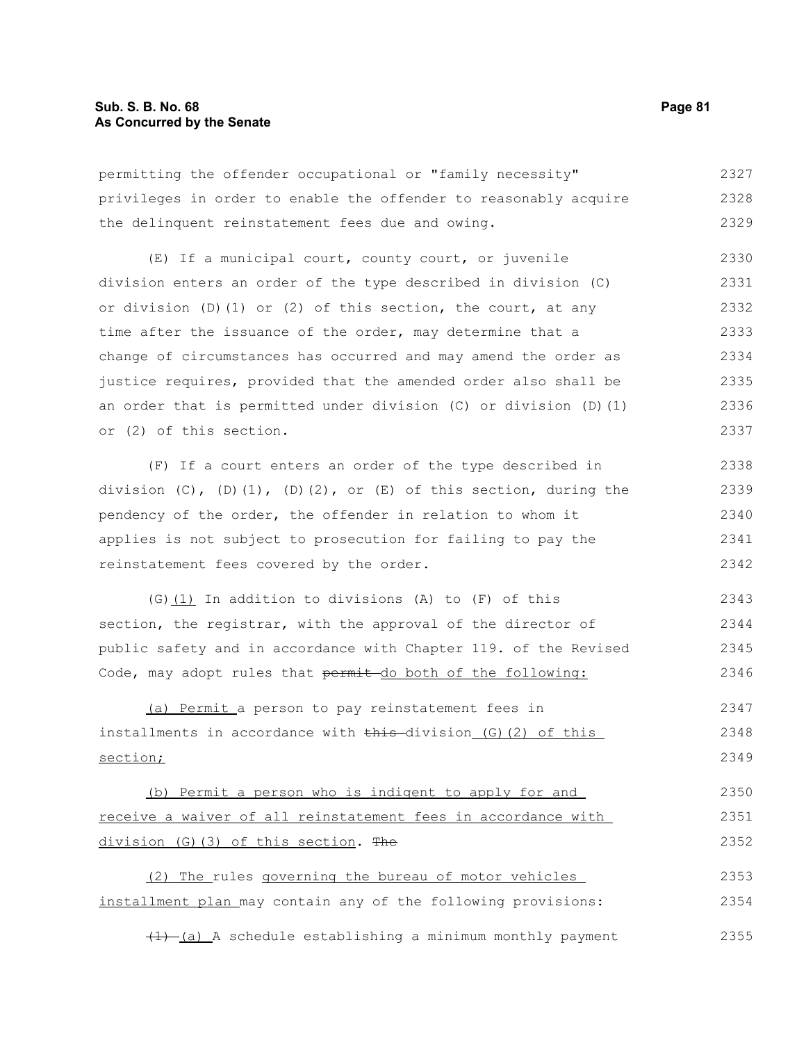permitting the offender occupational or "family necessity" privileges in order to enable the offender to reasonably acquire the delinquent reinstatement fees due and owing.

(E) If a municipal court, county court, or juvenile division enters an order of the type described in division (C) or division (D)(1) or (2) of this section, the court, at any time after the issuance of the order, may determine that a change of circumstances has occurred and may amend the order as justice requires, provided that the amended order also shall be an order that is permitted under division (C) or division (D)(1) or (2) of this section.

(F) If a court enters an order of the type described in division (C), (D)(1), (D)(2), or (E) of this section, during the pendency of the order, the offender in relation to whom it applies is not subject to prosecution for failing to pay the reinstatement fees covered by the order.

(G)<u>(1)</u> In addition to divisions (A) to (F) of this section, the registrar, with the approval of the director of public safety and in accordance with Chapter 119. of the Revised Code, may adopt rules that ~~permit~~ <u>do both of the following:</u>

<u>(a) Permit</u> a person to pay reinstatement fees in installments in accordance with ~~this~~ division <u>(G)(2) of this section;</u>

<u>(b) Permit a person who is indigent to apply for and receive a waiver of all reinstatement fees in accordance with division (G)(3) of this section</u>. ~~The~~

<u>(2) The</u> rules <u>governing the bureau of motor vehicles installment plan</u> may contain any of the following provisions:

~~(1)~~ <u>(a)</u> A schedule establishing a minimum monthly payment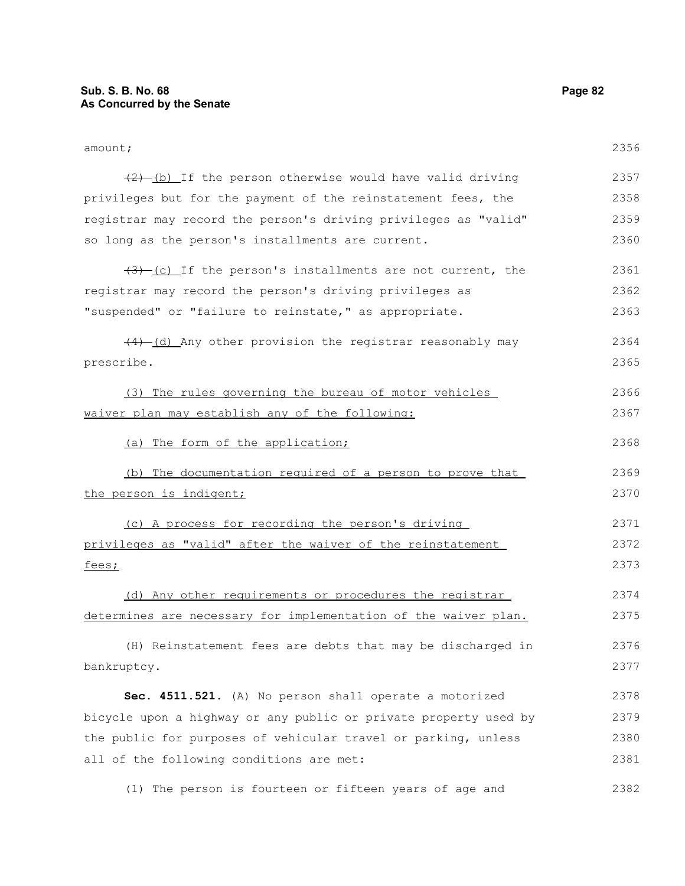amount;

~~(2)~~ (b) If the person otherwise would have valid driving privileges but for the payment of the reinstatement fees, the registrar may record the person's driving privileges as "valid" so long as the person's installments are current.

~~(3)~~ (c) If the person's installments are not current, the registrar may record the person's driving privileges as "suspended" or "failure to reinstate," as appropriate.

~~(4)~~ (d) Any other provision the registrar reasonably may prescribe.

<u>(3) The rules governing the bureau of motor vehicles waiver plan may establish any of the following:</u>

<u>(a) The form of the application;</u>

<u>(b) The documentation required of a person to prove that the person is indigent;</u>

<u>(c) A process for recording the person's driving privileges as "valid" after the waiver of the reinstatement fees;</u>

<u>(d) Any other requirements or procedures the registrar determines are necessary for implementation of the waiver plan.</u>

(H) Reinstatement fees are debts that may be discharged in bankruptcy.

**Sec. 4511.521.** (A) No person shall operate a motorized bicycle upon a highway or any public or private property used by the public for purposes of vehicular travel or parking, unless all of the following conditions are met:

(1) The person is fourteen or fifteen years of age and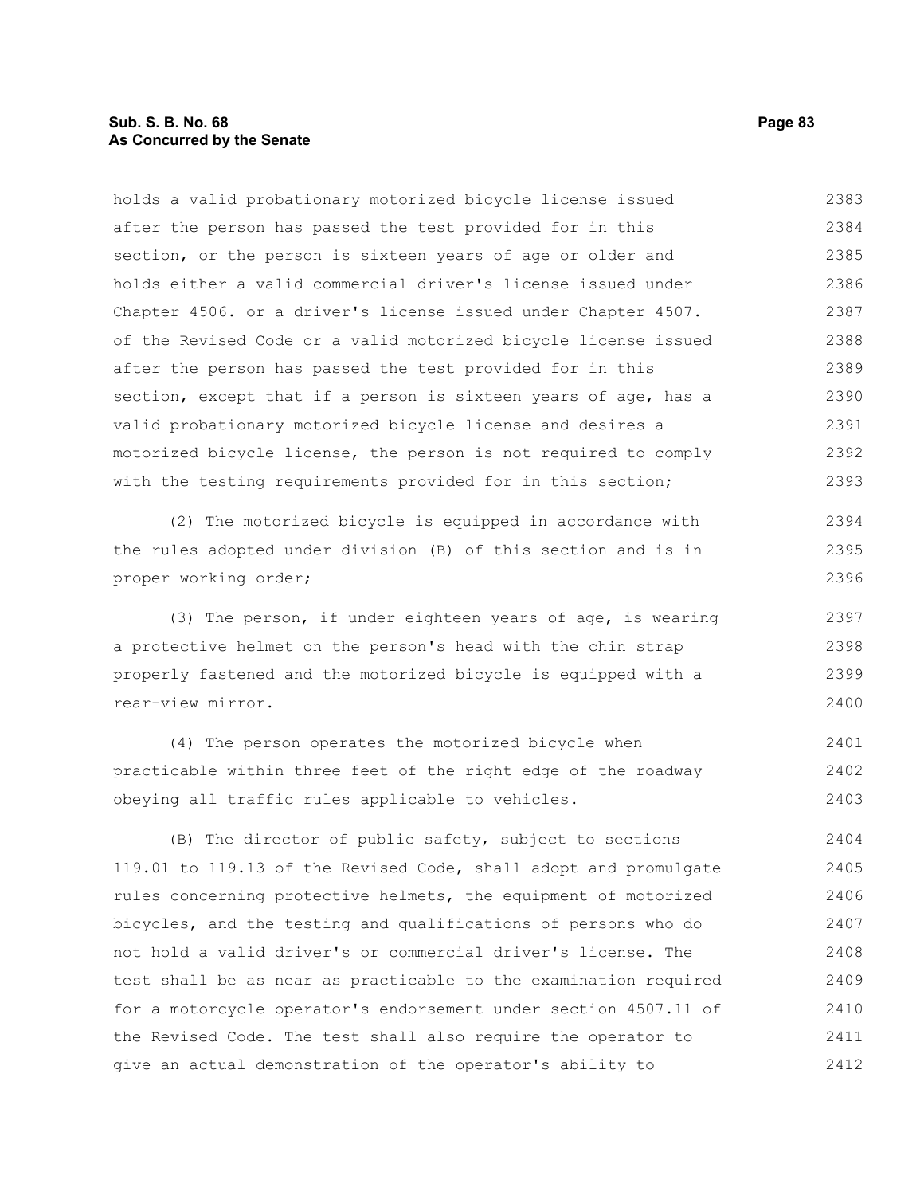holds a valid probationary motorized bicycle license issued after the person has passed the test provided for in this section, or the person is sixteen years of age or older and holds either a valid commercial driver's license issued under Chapter 4506. or a driver's license issued under Chapter 4507. of the Revised Code or a valid motorized bicycle license issued after the person has passed the test provided for in this section, except that if a person is sixteen years of age, has a valid probationary motorized bicycle license and desires a motorized bicycle license, the person is not required to comply with the testing requirements provided for in this section;

(2) The motorized bicycle is equipped in accordance with the rules adopted under division (B) of this section and is in proper working order;

(3) The person, if under eighteen years of age, is wearing a protective helmet on the person's head with the chin strap properly fastened and the motorized bicycle is equipped with a rear-view mirror.

(4) The person operates the motorized bicycle when practicable within three feet of the right edge of the roadway obeying all traffic rules applicable to vehicles.

(B) The director of public safety, subject to sections 119.01 to 119.13 of the Revised Code, shall adopt and promulgate rules concerning protective helmets, the equipment of motorized bicycles, and the testing and qualifications of persons who do not hold a valid driver's or commercial driver's license. The test shall be as near as practicable to the examination required for a motorcycle operator's endorsement under section 4507.11 of the Revised Code. The test shall also require the operator to give an actual demonstration of the operator's ability to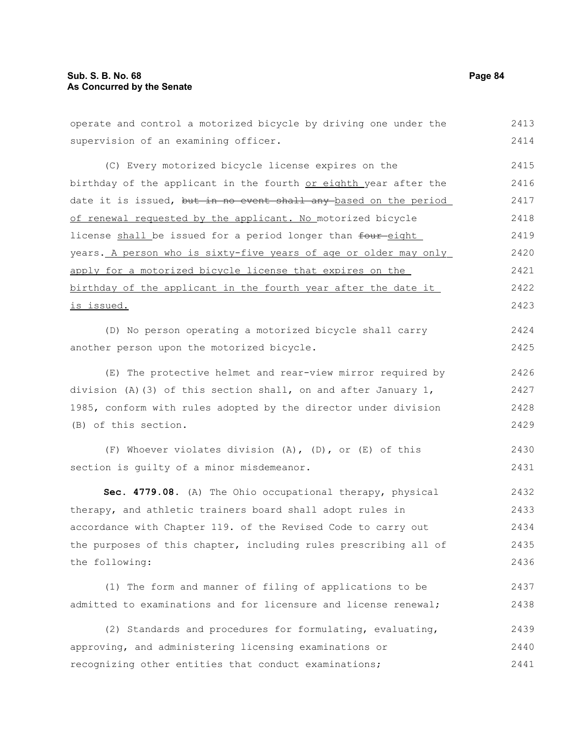operate and control a motorized bicycle by driving one under the supervision of an examining officer.

(C) Every motorized bicycle license expires on the birthday of the applicant in the fourth <u>or eighth</u> year after the date it is issued, ~~but in no event shall any~~ <u>based on the period of renewal requested by the applicant. No</u> motorized bicycle license <u>shall</u> be issued for a period longer than ~~four~~ <u>eight</u> years. <u>A person who is sixty-five years of age or older may only apply for a motorized bicycle license that expires on the birthday of the applicant in the fourth year after the date it is issued.</u>

(D) No person operating a motorized bicycle shall carry another person upon the motorized bicycle.

(E) The protective helmet and rear-view mirror required by division (A)(3) of this section shall, on and after January 1, 1985, conform with rules adopted by the director under division (B) of this section.

(F) Whoever violates division (A), (D), or (E) of this section is guilty of a minor misdemeanor.

**Sec. 4779.08.** (A) The Ohio occupational therapy, physical therapy, and athletic trainers board shall adopt rules in accordance with Chapter 119. of the Revised Code to carry out the purposes of this chapter, including rules prescribing all of the following:

(1) The form and manner of filing of applications to be admitted to examinations and for licensure and license renewal;

(2) Standards and procedures for formulating, evaluating, approving, and administering licensing examinations or recognizing other entities that conduct examinations;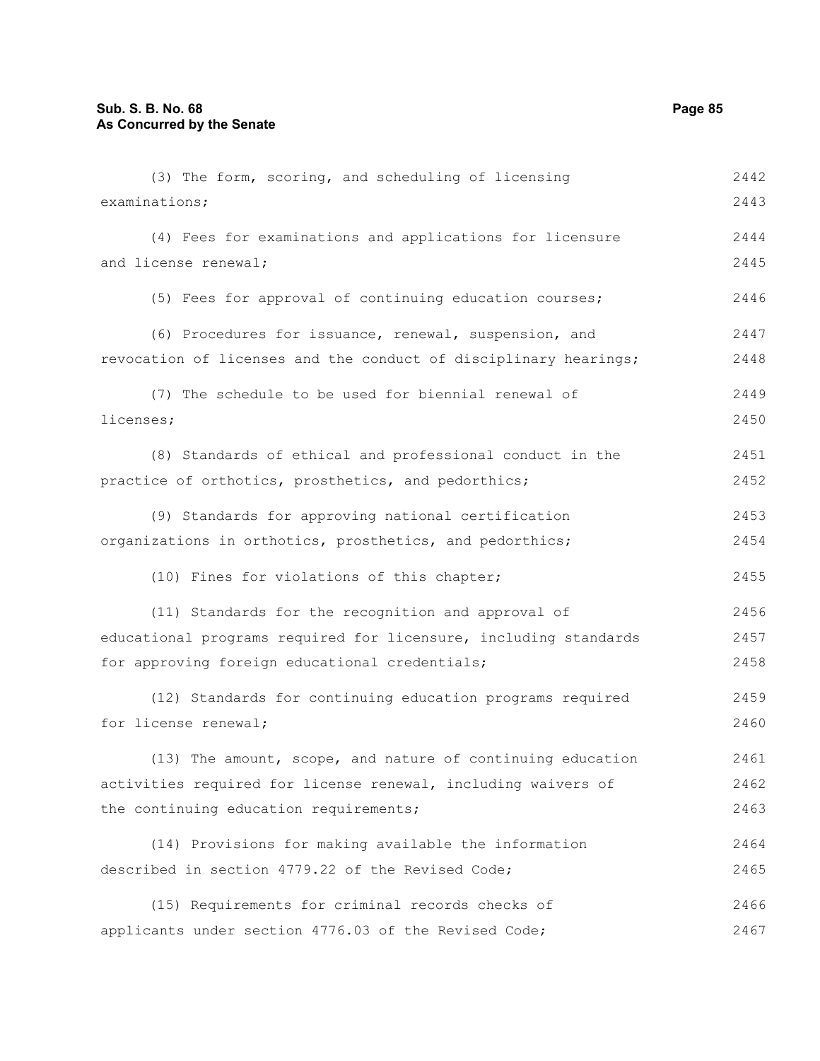(3) The form, scoring, and scheduling of licensing examinations;

(4) Fees for examinations and applications for licensure and license renewal;

(5) Fees for approval of continuing education courses;

(6) Procedures for issuance, renewal, suspension, and revocation of licenses and the conduct of disciplinary hearings;

(7) The schedule to be used for biennial renewal of licenses;

(8) Standards of ethical and professional conduct in the practice of orthotics, prosthetics, and pedorthics;

(9) Standards for approving national certification organizations in orthotics, prosthetics, and pedorthics;

(10) Fines for violations of this chapter;

(11) Standards for the recognition and approval of educational programs required for licensure, including standards for approving foreign educational credentials;

(12) Standards for continuing education programs required for license renewal;

(13) The amount, scope, and nature of continuing education activities required for license renewal, including waivers of the continuing education requirements;

(14) Provisions for making available the information described in section 4779.22 of the Revised Code;

(15) Requirements for criminal records checks of applicants under section 4776.03 of the Revised Code;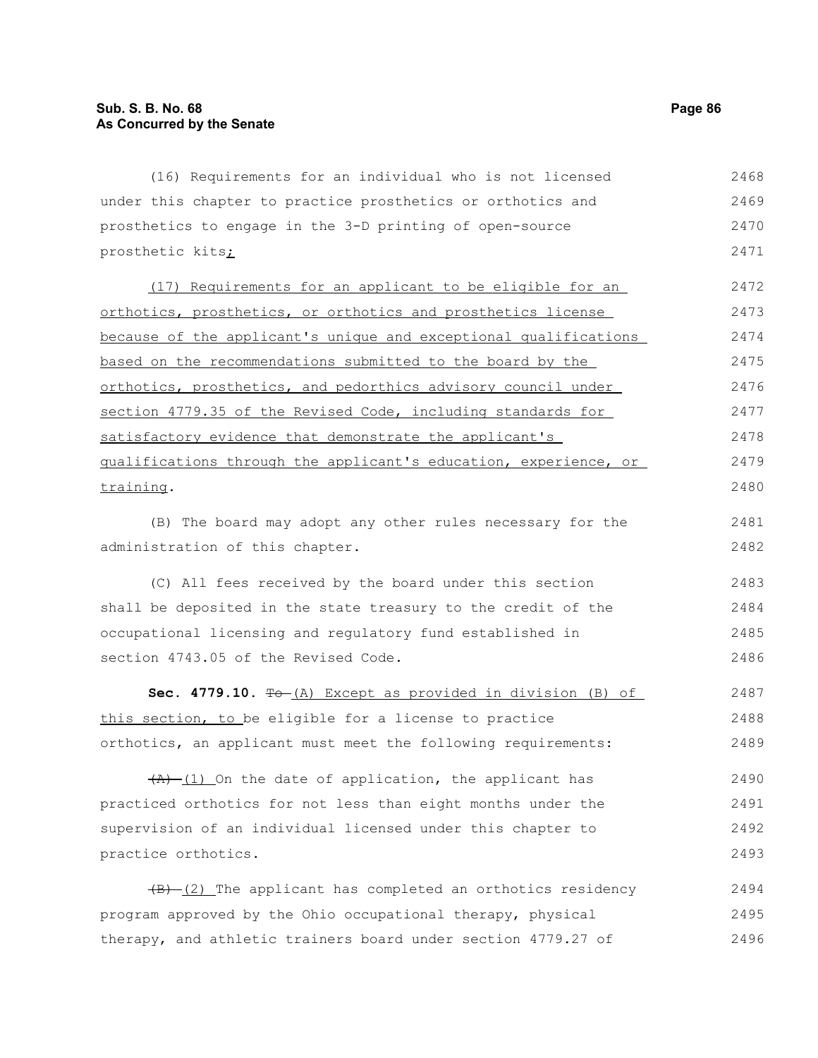(16) Requirements for an individual who is not licensed under this chapter to practice prosthetics or orthotics and prosthetics to engage in the 3-D printing of open-source prosthetic kits;

(17) Requirements for an applicant to be eligible for an orthotics, prosthetics, or orthotics and prosthetics license because of the applicant's unique and exceptional qualifications based on the recommendations submitted to the board by the orthotics, prosthetics, and pedorthics advisory council under section 4779.35 of the Revised Code, including standards for satisfactory evidence that demonstrate the applicant's qualifications through the applicant's education, experience, or training.

(B) The board may adopt any other rules necessary for the administration of this chapter.

(C) All fees received by the board under this section shall be deposited in the state treasury to the credit of the occupational licensing and regulatory fund established in section 4743.05 of the Revised Code.

**Sec. 4779.10.** ~~To~~ (A) Except as provided in division (B) of this section, to be eligible for a license to practice orthotics, an applicant must meet the following requirements:

~~(A)~~ (1) On the date of application, the applicant has practiced orthotics for not less than eight months under the supervision of an individual licensed under this chapter to practice orthotics.

~~(B)~~ (2) The applicant has completed an orthotics residency program approved by the Ohio occupational therapy, physical therapy, and athletic trainers board under section 4779.27 of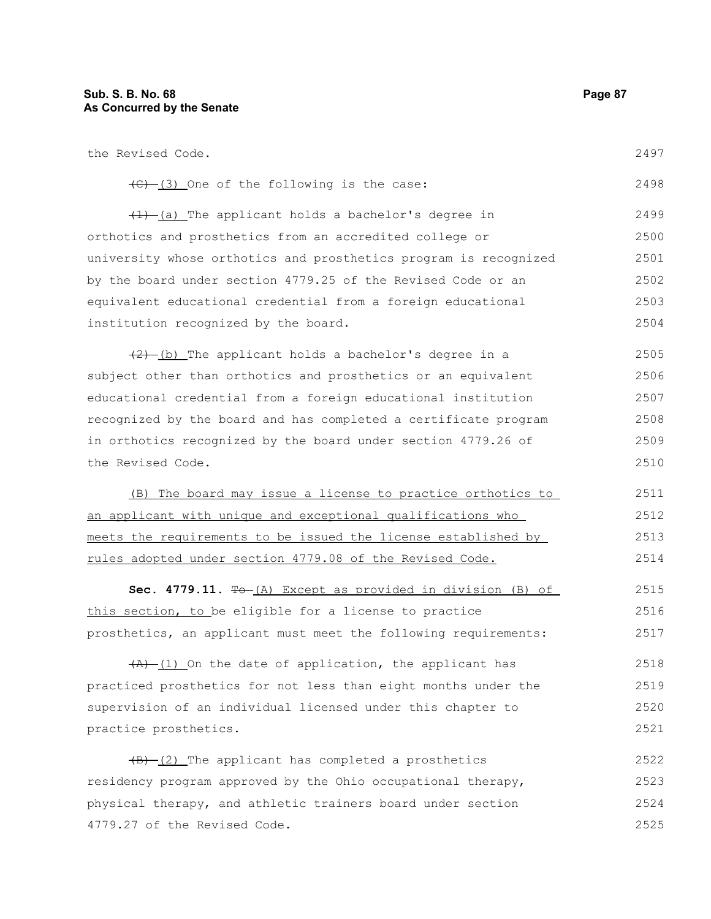the Revised Code.

~~(C)~~ (3) One of the following is the case:

~~(1)~~ (a) The applicant holds a bachelor's degree in orthotics and prosthetics from an accredited college or university whose orthotics and prosthetics program is recognized by the board under section 4779.25 of the Revised Code or an equivalent educational credential from a foreign educational institution recognized by the board.

~~(2)~~ (b) The applicant holds a bachelor's degree in a subject other than orthotics and prosthetics or an equivalent educational credential from a foreign educational institution recognized by the board and has completed a certificate program in orthotics recognized by the board under section 4779.26 of the Revised Code.

(B) The board may issue a license to practice orthotics to an applicant with unique and exceptional qualifications who meets the requirements to be issued the license established by rules adopted under section 4779.08 of the Revised Code.

**Sec. 4779.11.** ~~To~~ (A) Except as provided in division (B) of this section, to be eligible for a license to practice prosthetics, an applicant must meet the following requirements:

~~(A)~~ (1) On the date of application, the applicant has practiced prosthetics for not less than eight months under the supervision of an individual licensed under this chapter to practice prosthetics.

~~(B)~~ (2) The applicant has completed a prosthetics residency program approved by the Ohio occupational therapy, physical therapy, and athletic trainers board under section 4779.27 of the Revised Code.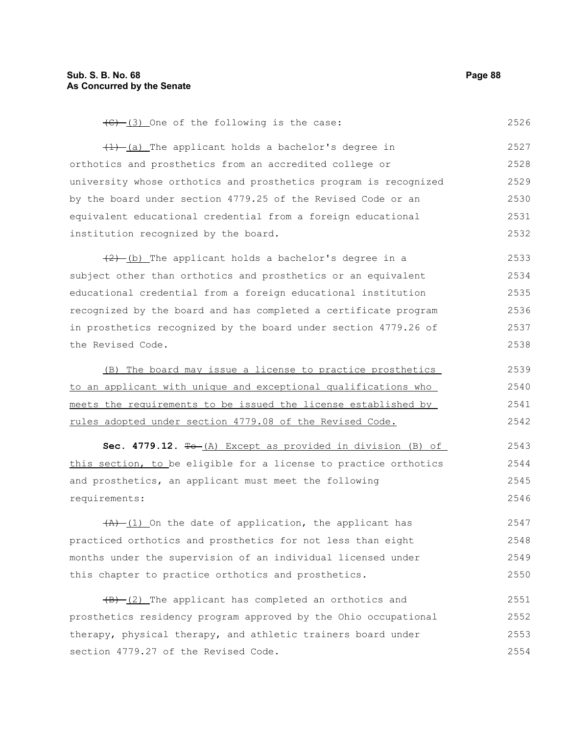~~(C)~~ (3) One of the following is the case: 2526

~~(1)~~ (a) The applicant holds a bachelor's degree in orthotics and prosthetics from an accredited college or university whose orthotics and prosthetics program is recognized by the board under section 4779.25 of the Revised Code or an equivalent educational credential from a foreign educational institution recognized by the board. 2527 2528 2529 2530 2531 2532

~~(2)~~ (b) The applicant holds a bachelor's degree in a subject other than orthotics and prosthetics or an equivalent educational credential from a foreign educational institution recognized by the board and has completed a certificate program in prosthetics recognized by the board under section 4779.26 of the Revised Code. 2533 2534 2535 2536 2537 2538

(B) The board may issue a license to practice prosthetics to an applicant with unique and exceptional qualifications who meets the requirements to be issued the license established by rules adopted under section 4779.08 of the Revised Code. 2539 2540 2541 2542

**Sec. 4779.12.** ~~To~~ (A) Except as provided in division (B) of this section, to be eligible for a license to practice orthotics and prosthetics, an applicant must meet the following requirements: 2543 2544 2545 2546

~~(A)~~ (1) On the date of application, the applicant has practiced orthotics and prosthetics for not less than eight months under the supervision of an individual licensed under this chapter to practice orthotics and prosthetics. 2547 2548 2549 2550

~~(B)~~ (2) The applicant has completed an orthotics and prosthetics residency program approved by the Ohio occupational therapy, physical therapy, and athletic trainers board under section 4779.27 of the Revised Code. 2551 2552 2553 2554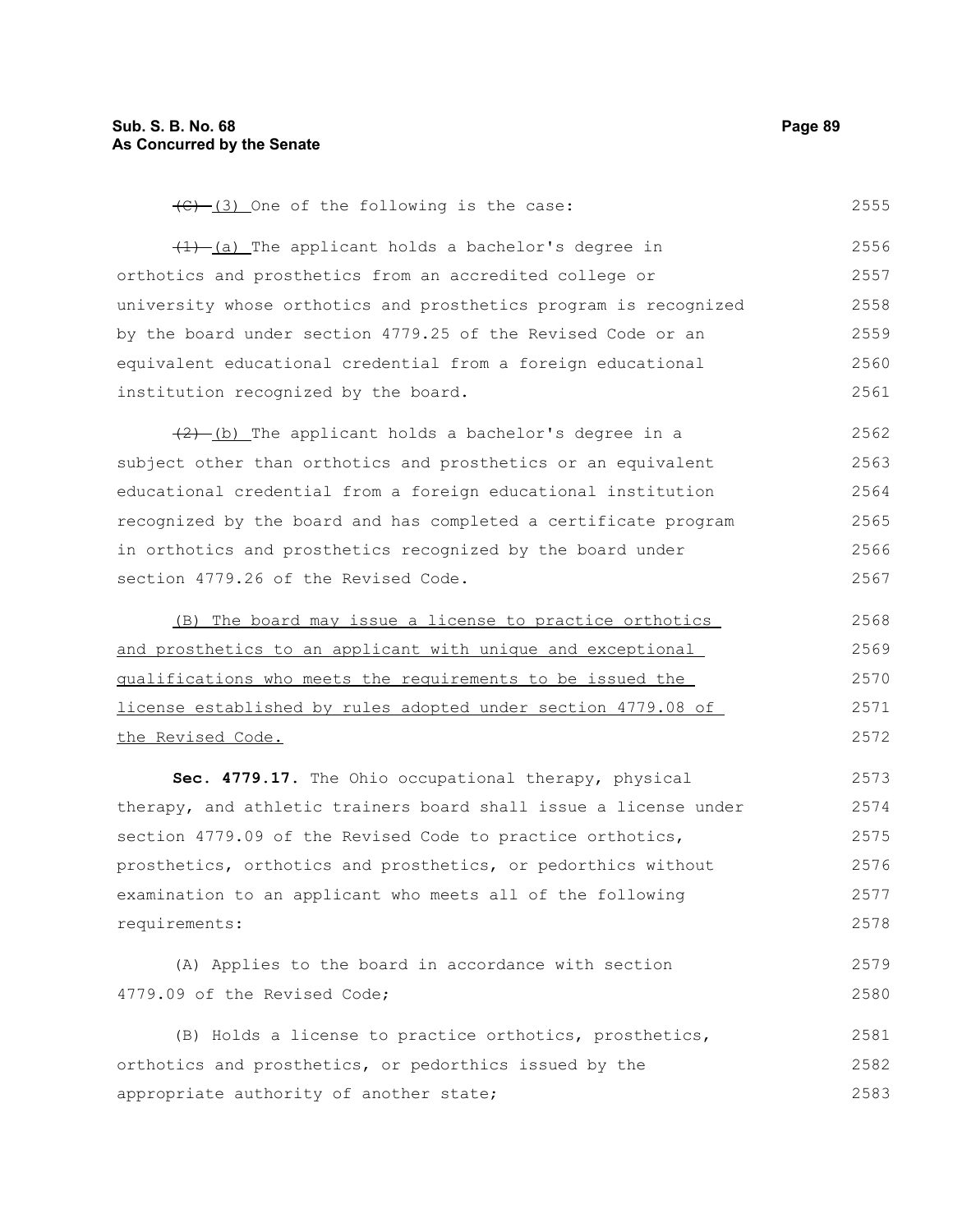~~(C)~~ (3) One of the following is the case:

~~(1)~~ (a) The applicant holds a bachelor's degree in orthotics and prosthetics from an accredited college or university whose orthotics and prosthetics program is recognized by the board under section 4779.25 of the Revised Code or an equivalent educational credential from a foreign educational institution recognized by the board.

~~(2)~~ (b) The applicant holds a bachelor's degree in a subject other than orthotics and prosthetics or an equivalent educational credential from a foreign educational institution recognized by the board and has completed a certificate program in orthotics and prosthetics recognized by the board under section 4779.26 of the Revised Code.

<u>(B) The board may issue a license to practice orthotics and prosthetics to an applicant with unique and exceptional qualifications who meets the requirements to be issued the license established by rules adopted under section 4779.08 of the Revised Code.</u>

**Sec. 4779.17.** The Ohio occupational therapy, physical therapy, and athletic trainers board shall issue a license under section 4779.09 of the Revised Code to practice orthotics, prosthetics, orthotics and prosthetics, or pedorthics without examination to an applicant who meets all of the following requirements:

(A) Applies to the board in accordance with section 4779.09 of the Revised Code;

(B) Holds a license to practice orthotics, prosthetics, orthotics and prosthetics, or pedorthics issued by the appropriate authority of another state;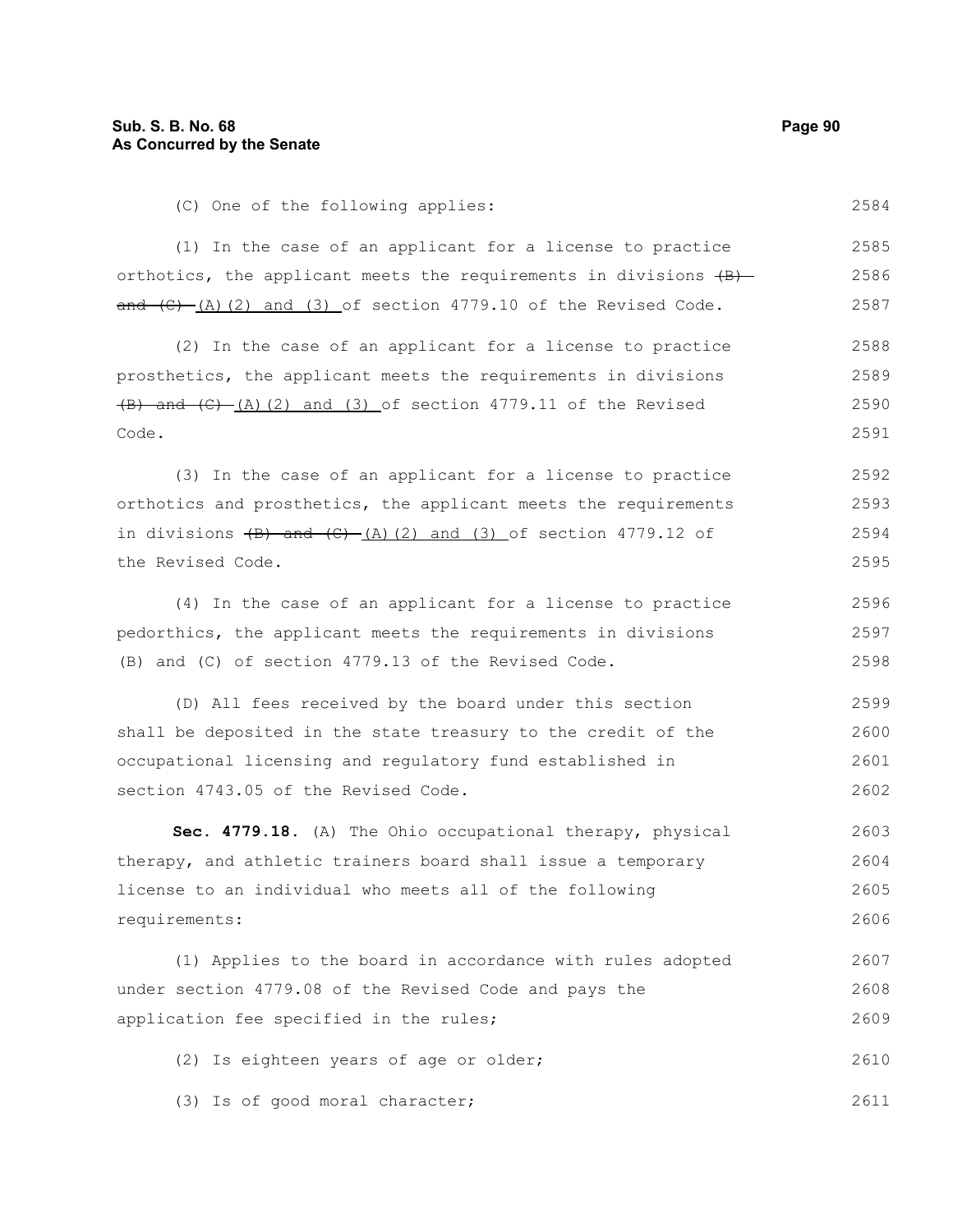(C) One of the following applies:

(1) In the case of an applicant for a license to practice orthotics, the applicant meets the requirements in divisions ~~(B) and (C)~~ (A)(2) and (3) of section 4779.10 of the Revised Code.

(2) In the case of an applicant for a license to practice prosthetics, the applicant meets the requirements in divisions ~~(B) and (C)~~ (A)(2) and (3) of section 4779.11 of the Revised Code.

(3) In the case of an applicant for a license to practice orthotics and prosthetics, the applicant meets the requirements in divisions ~~(B) and (C)~~ (A)(2) and (3) of section 4779.12 of the Revised Code.

(4) In the case of an applicant for a license to practice pedorthics, the applicant meets the requirements in divisions (B) and (C) of section 4779.13 of the Revised Code.

(D) All fees received by the board under this section shall be deposited in the state treasury to the credit of the occupational licensing and regulatory fund established in section 4743.05 of the Revised Code.

**Sec. 4779.18.** (A) The Ohio occupational therapy, physical therapy, and athletic trainers board shall issue a temporary license to an individual who meets all of the following requirements:

(1) Applies to the board in accordance with rules adopted under section 4779.08 of the Revised Code and pays the application fee specified in the rules;

(2) Is eighteen years of age or older;

(3) Is of good moral character;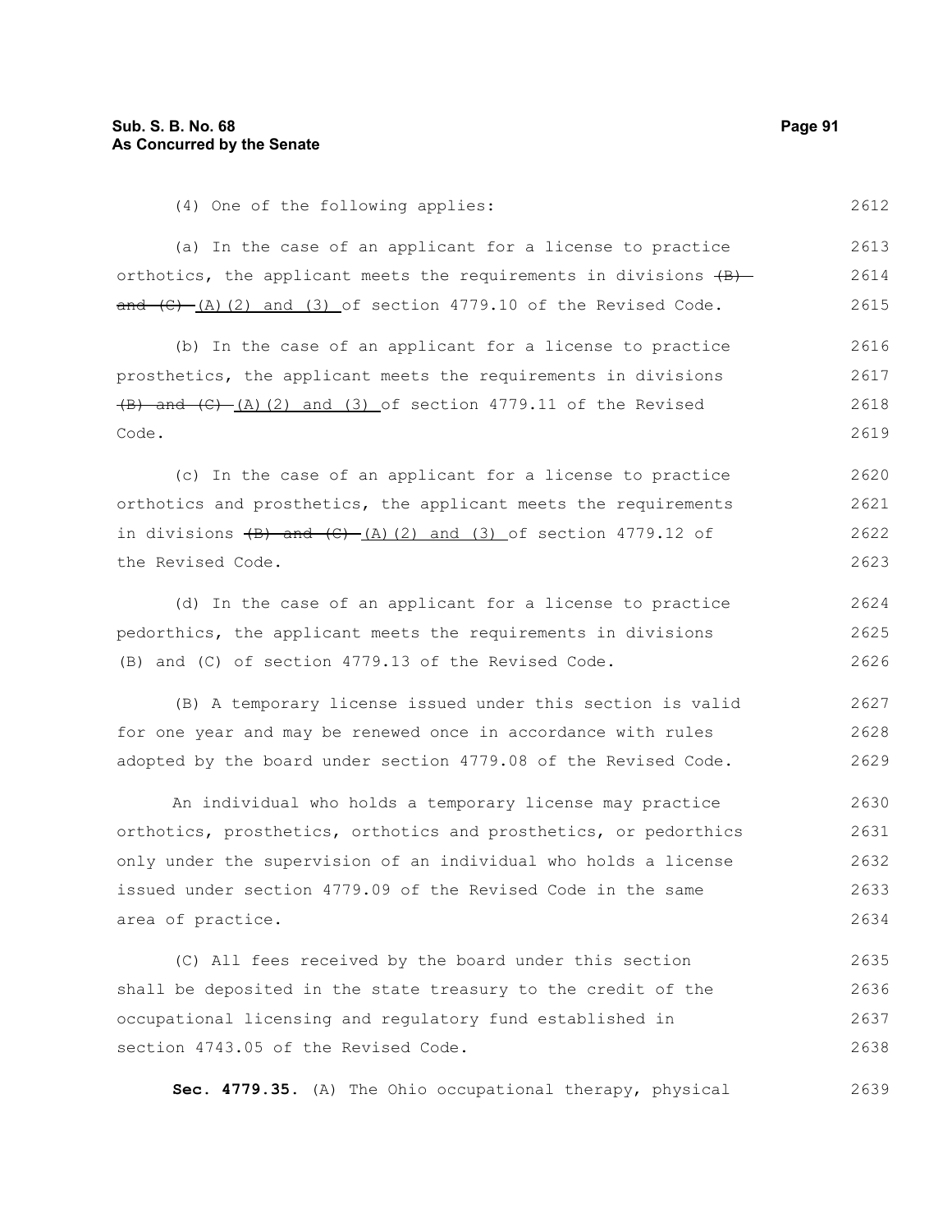(4) One of the following applies:

(a) In the case of an applicant for a license to practice orthotics, the applicant meets the requirements in divisions ~~(B) and (C)~~ (A)(2) and (3) of section 4779.10 of the Revised Code.

(b) In the case of an applicant for a license to practice prosthetics, the applicant meets the requirements in divisions ~~(B) and (C)~~ (A)(2) and (3) of section 4779.11 of the Revised Code.

(c) In the case of an applicant for a license to practice orthotics and prosthetics, the applicant meets the requirements in divisions ~~(B) and (C)~~ (A)(2) and (3) of section 4779.12 of the Revised Code.

(d) In the case of an applicant for a license to practice pedorthics, the applicant meets the requirements in divisions (B) and (C) of section 4779.13 of the Revised Code.

(B) A temporary license issued under this section is valid for one year and may be renewed once in accordance with rules adopted by the board under section 4779.08 of the Revised Code.

An individual who holds a temporary license may practice orthotics, prosthetics, orthotics and prosthetics, or pedorthics only under the supervision of an individual who holds a license issued under section 4779.09 of the Revised Code in the same area of practice.

(C) All fees received by the board under this section shall be deposited in the state treasury to the credit of the occupational licensing and regulatory fund established in section 4743.05 of the Revised Code.

**Sec. 4779.35.** (A) The Ohio occupational therapy, physical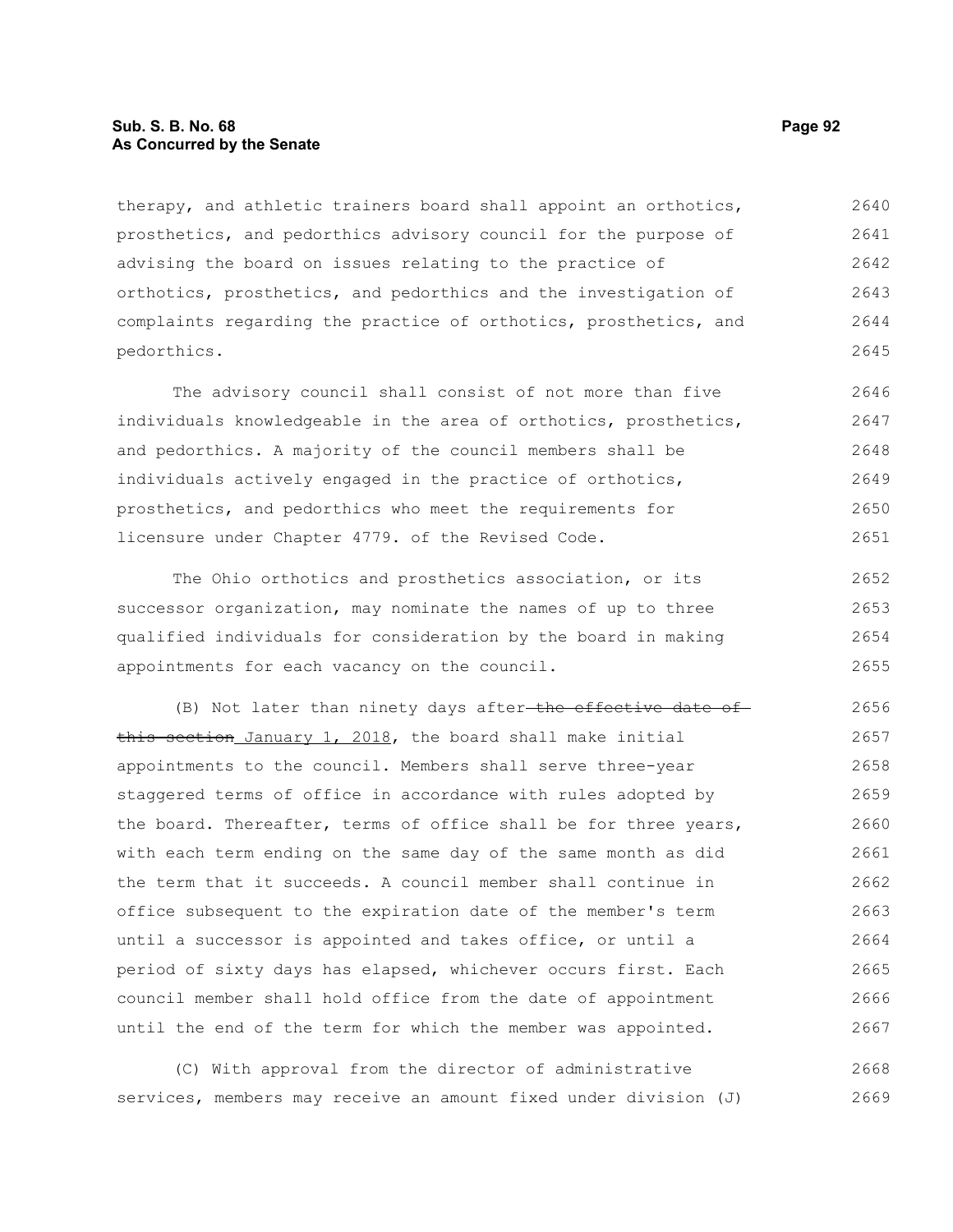therapy, and athletic trainers board shall appoint an orthotics, prosthetics, and pedorthics advisory council for the purpose of advising the board on issues relating to the practice of orthotics, prosthetics, and pedorthics and the investigation of complaints regarding the practice of orthotics, prosthetics, and pedorthics.

The advisory council shall consist of not more than five individuals knowledgeable in the area of orthotics, prosthetics, and pedorthics. A majority of the council members shall be individuals actively engaged in the practice of orthotics, prosthetics, and pedorthics who meet the requirements for licensure under Chapter 4779. of the Revised Code.

The Ohio orthotics and prosthetics association, or its successor organization, may nominate the names of up to three qualified individuals for consideration by the board in making appointments for each vacancy on the council.

(B) Not later than ninety days after ~~the effective date of this section~~ January 1, 2018, the board shall make initial appointments to the council. Members shall serve three-year staggered terms of office in accordance with rules adopted by the board. Thereafter, terms of office shall be for three years, with each term ending on the same day of the same month as did the term that it succeeds. A council member shall continue in office subsequent to the expiration date of the member's term until a successor is appointed and takes office, or until a period of sixty days has elapsed, whichever occurs first. Each council member shall hold office from the date of appointment until the end of the term for which the member was appointed.

(C) With approval from the director of administrative services, members may receive an amount fixed under division (J)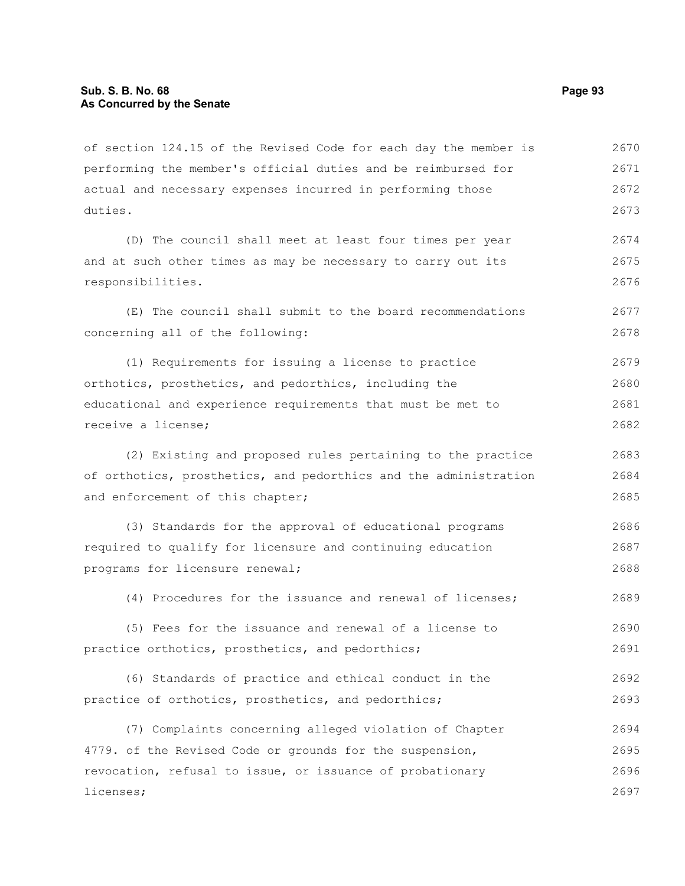of section 124.15 of the Revised Code for each day the member is performing the member's official duties and be reimbursed for actual and necessary expenses incurred in performing those duties.

(D) The council shall meet at least four times per year and at such other times as may be necessary to carry out its responsibilities.

(E) The council shall submit to the board recommendations concerning all of the following:

(1) Requirements for issuing a license to practice orthotics, prosthetics, and pedorthics, including the educational and experience requirements that must be met to receive a license;

(2) Existing and proposed rules pertaining to the practice of orthotics, prosthetics, and pedorthics and the administration and enforcement of this chapter;

(3) Standards for the approval of educational programs required to qualify for licensure and continuing education programs for licensure renewal;

(4) Procedures for the issuance and renewal of licenses;

(5) Fees for the issuance and renewal of a license to practice orthotics, prosthetics, and pedorthics;

(6) Standards of practice and ethical conduct in the practice of orthotics, prosthetics, and pedorthics;

(7) Complaints concerning alleged violation of Chapter 4779. of the Revised Code or grounds for the suspension, revocation, refusal to issue, or issuance of probationary licenses;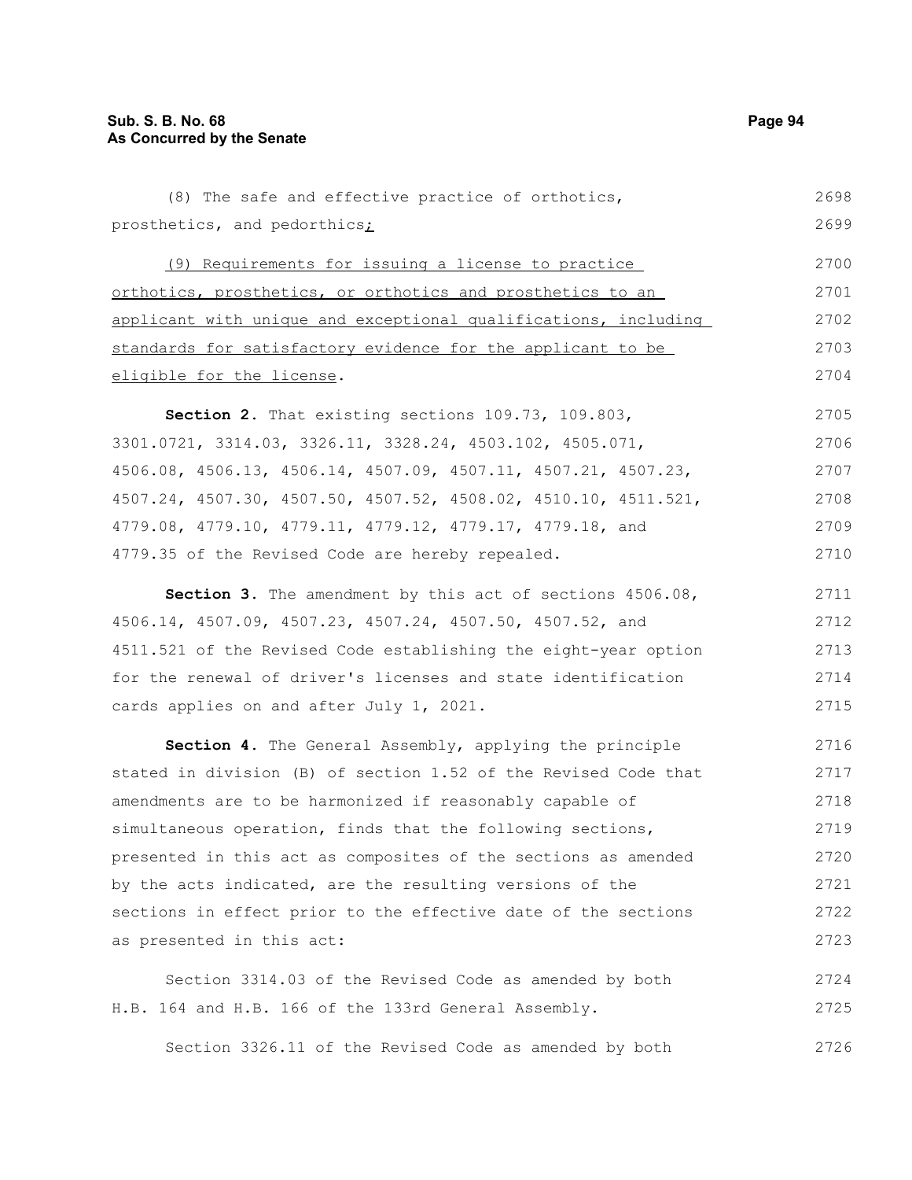(8) The safe and effective practice of orthotics, prosthetics, and pedorthics;

(9) Requirements for issuing a license to practice orthotics, prosthetics, or orthotics and prosthetics to an applicant with unique and exceptional qualifications, including standards for satisfactory evidence for the applicant to be eligible for the license.

**Section 2.** That existing sections 109.73, 109.803, 3301.0721, 3314.03, 3326.11, 3328.24, 4503.102, 4505.071, 4506.08, 4506.13, 4506.14, 4507.09, 4507.11, 4507.21, 4507.23, 4507.24, 4507.30, 4507.50, 4507.52, 4508.02, 4510.10, 4511.521, 4779.08, 4779.10, 4779.11, 4779.12, 4779.17, 4779.18, and 4779.35 of the Revised Code are hereby repealed.

**Section 3.** The amendment by this act of sections 4506.08, 4506.14, 4507.09, 4507.23, 4507.24, 4507.50, 4507.52, and 4511.521 of the Revised Code establishing the eight-year option for the renewal of driver's licenses and state identification cards applies on and after July 1, 2021.

**Section 4.** The General Assembly, applying the principle stated in division (B) of section 1.52 of the Revised Code that amendments are to be harmonized if reasonably capable of simultaneous operation, finds that the following sections, presented in this act as composites of the sections as amended by the acts indicated, are the resulting versions of the sections in effect prior to the effective date of the sections as presented in this act:

Section 3314.03 of the Revised Code as amended by both H.B. 164 and H.B. 166 of the 133rd General Assembly.

Section 3326.11 of the Revised Code as amended by both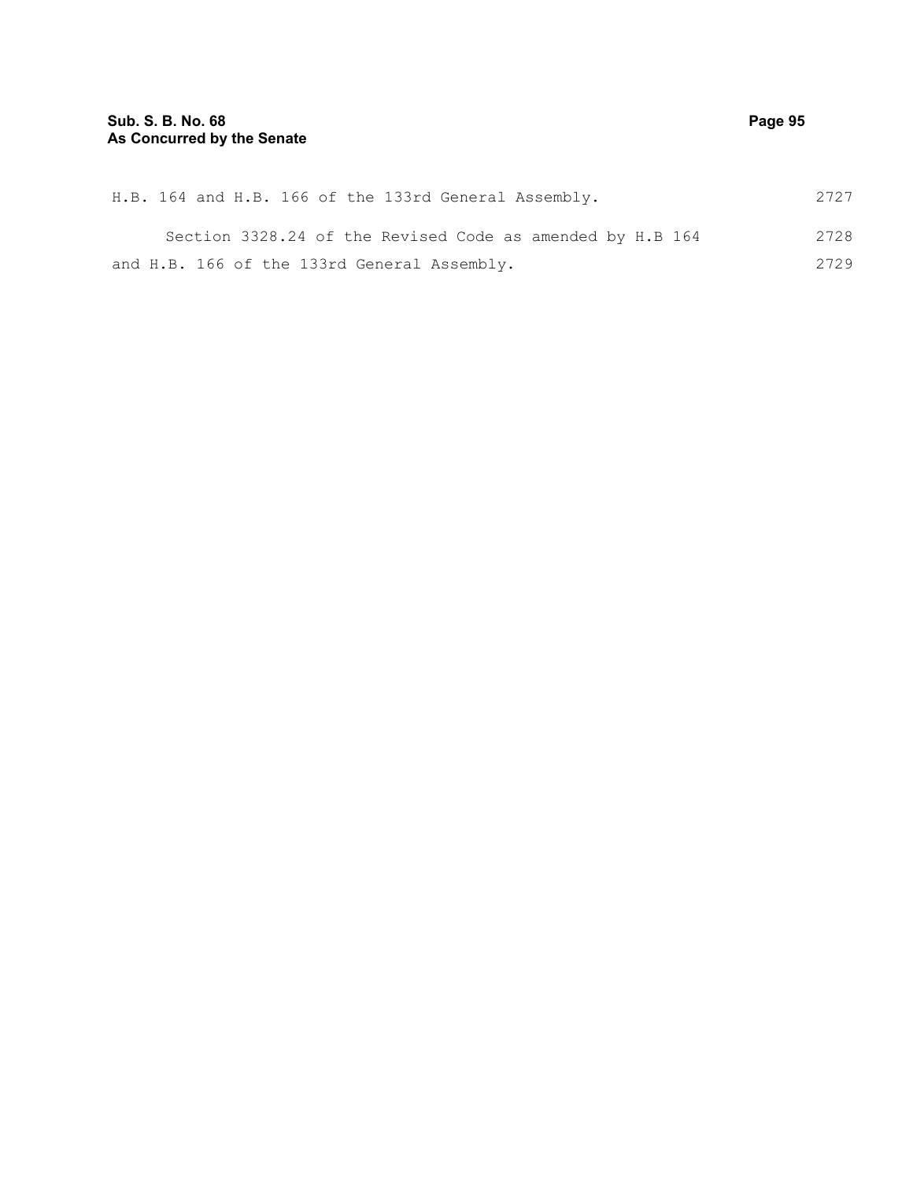H.B. 164 and H.B. 166 of the 133rd General Assembly.

Section 3328.24 of the Revised Code as amended by H.B 164 and H.B. 166 of the 133rd General Assembly.